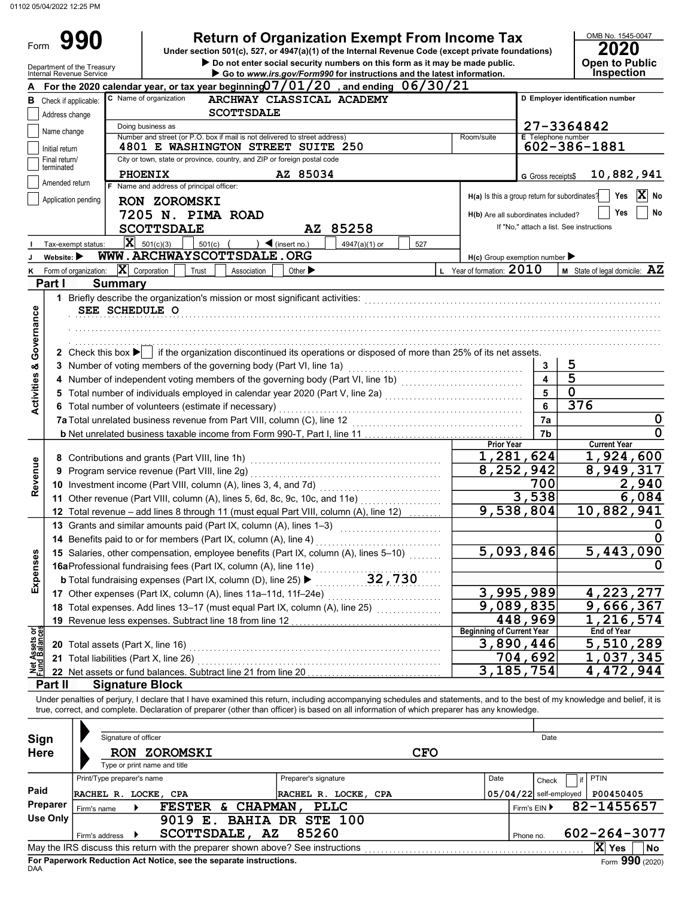01102 05/04/2022 12:25 PM

# Form 990

## Return of Organization Exempt From Income Tax

Under section 501(c), 527, or 4947(a)(1) of the Internal Revenue Code (except private foundations)

▶ Do not enter social security numbers on this form as it may be made public.

▶ Go to *www.irs.gov/Form990* for instructions and the latest information.

OMB No. 1545-0047

**2020**

**Open to Public Inspection**

Department of the Treasury
Internal Revenue Service

**A** For the 2020 calendar year, or tax year beginning 07/01/20 , and ending 06/30/21

**B** Check if applicable:
- [ ] Address change
- [ ] Name change
- [ ] Initial return
- [ ] Final return/terminated
- [ ] Amended return
- [ ] Application pending

**C** Name of organization: ARCHWAY CLASSICAL ACADEMY SCOTTSDALE

Doing business as

Number and street (or P.O. box if mail is not delivered to street address): 4801 E WASHINGTON STREET SUITE 250 | Room/suite

City or town, state or province, country, and ZIP or foreign postal code: PHOENIX AZ 85034

**D** Employer identification number: 27-3364842

**E** Telephone number: 602-386-1881

**G** Gross receipts$ 10,882,941

**F** Name and address of principal officer:
RON ZOROMSKI
7205 N. PIMA ROAD
SCOTTSDALE AZ 85258

H(a) Is this a group return for subordinates? [ ] Yes [X] No

H(b) Are all subordinates included? [ ] Yes [ ] No

If "No," attach a list. See instructions

H(c) Group exemption number ▶

**I** Tax-exempt status: [X] 501(c)(3) [ ] 501(c) ( ) ◀ (insert no.) [ ] 4947(a)(1) or [ ] 527

**J** Website: ▶ WWW.ARCHWAYSCOTTSDALE.ORG

**K** Form of organization: [X] Corporation [ ] Trust [ ] Association [ ] Other ▶

**L** Year of formation: 2010

**M** State of legal domicile: AZ

## Part I Summary

### Activities & Governance

1 Briefly describe the organization's mission or most significant activities:
SEE SCHEDULE O

2 Check this box ▶ [ ] if the organization discontinued its operations or disposed of more than 25% of its net assets.

| | | Line | Value |
|---|---|---|---|
| 3 | Number of voting members of the governing body (Part VI, line 1a) | 3 | 5 |
| 4 | Number of independent voting members of the governing body (Part VI, line 1b) | 4 | 5 |
| 5 | Total number of individuals employed in calendar year 2020 (Part V, line 2a) | 5 | 0 |
| 6 | Total number of volunteers (estimate if necessary) | 6 | 376 |
| 7a | Total unrelated business revenue from Part VIII, column (C), line 12 | 7a | 0 |
| b | Net unrelated business taxable income from Form 990-T, Part I, line 11 | 7b | 0 |

### Revenue / Expenses

| | | Prior Year | Current Year |
|---|---|---|---|
| 8 | Contributions and grants (Part VIII, line 1h) | 1,281,624 | 1,924,600 |
| 9 | Program service revenue (Part VIII, line 2g) | 8,252,942 | 8,949,317 |
| 10 | Investment income (Part VIII, column (A), lines 3, 4, and 7d) | 700 | 2,940 |
| 11 | Other revenue (Part VIII, column (A), lines 5, 6d, 8c, 9c, 10c, and 11e) | 3,538 | 6,084 |
| 12 | Total revenue – add lines 8 through 11 (must equal Part VIII, column (A), line 12) | 9,538,804 | 10,882,941 |
| 13 | Grants and similar amounts paid (Part IX, column (A), lines 1–3) | | 0 |
| 14 | Benefits paid to or for members (Part IX, column (A), line 4) | | 0 |
| 15 | Salaries, other compensation, employee benefits (Part IX, column (A), lines 5–10) | 5,093,846 | 5,443,090 |
| 16a | Professional fundraising fees (Part IX, column (A), line 11e) | | 0 |
| b | Total fundraising expenses (Part IX, column (D), line 25) ▶ 32,730 | | |
| 17 | Other expenses (Part IX, column (A), lines 11a–11d, 11f–24e) | 3,995,989 | 4,223,277 |
| 18 | Total expenses. Add lines 13–17 (must equal Part IX, column (A), line 25) | 9,089,835 | 9,666,367 |
| 19 | Revenue less expenses. Subtract line 18 from line 12 | 448,969 | 1,216,574 |

### Net Assets or Fund Balances

| | | Beginning of Current Year | End of Year |
|---|---|---|---|
| 20 | Total assets (Part X, line 16) | 3,890,446 | 5,510,289 |
| 21 | Total liabilities (Part X, line 26) | 704,692 | 1,037,345 |
| 22 | Net assets or fund balances. Subtract line 21 from line 20 | 3,185,754 | 4,472,944 |

## Part II Signature Block

Under penalties of perjury, I declare that I have examined this return, including accompanying schedules and statements, and to the best of my knowledge and belief, it is true, correct, and complete. Declaration of preparer (other than officer) is based on all information of which preparer has any knowledge.

**Sign Here**

Signature of officer | Date

RON ZOROMSKI CFO

Type or print name and title

**Paid Preparer Use Only**

| Print/Type preparer's name | Preparer's signature | Date | Check [ ] if self-employed | PTIN |
|---|---|---|---|---|
| RACHEL R. LOCKE, CPA | RACHEL R. LOCKE, CPA | 05/04/22 | | P00450405 |

Firm's name ▶ FESTER & CHAPMAN, PLLC | Firm's EIN ▶ 82-1455657

Firm's address ▶ 9019 E. BAHIA DR STE 100 SCOTTSDALE, AZ 85260 | Phone no. 602-264-3077

May the IRS discuss this return with the preparer shown above? See instructions [X] Yes [ ] No

For Paperwork Reduction Act Notice, see the separate instructions.

DAA Form 990 (2020)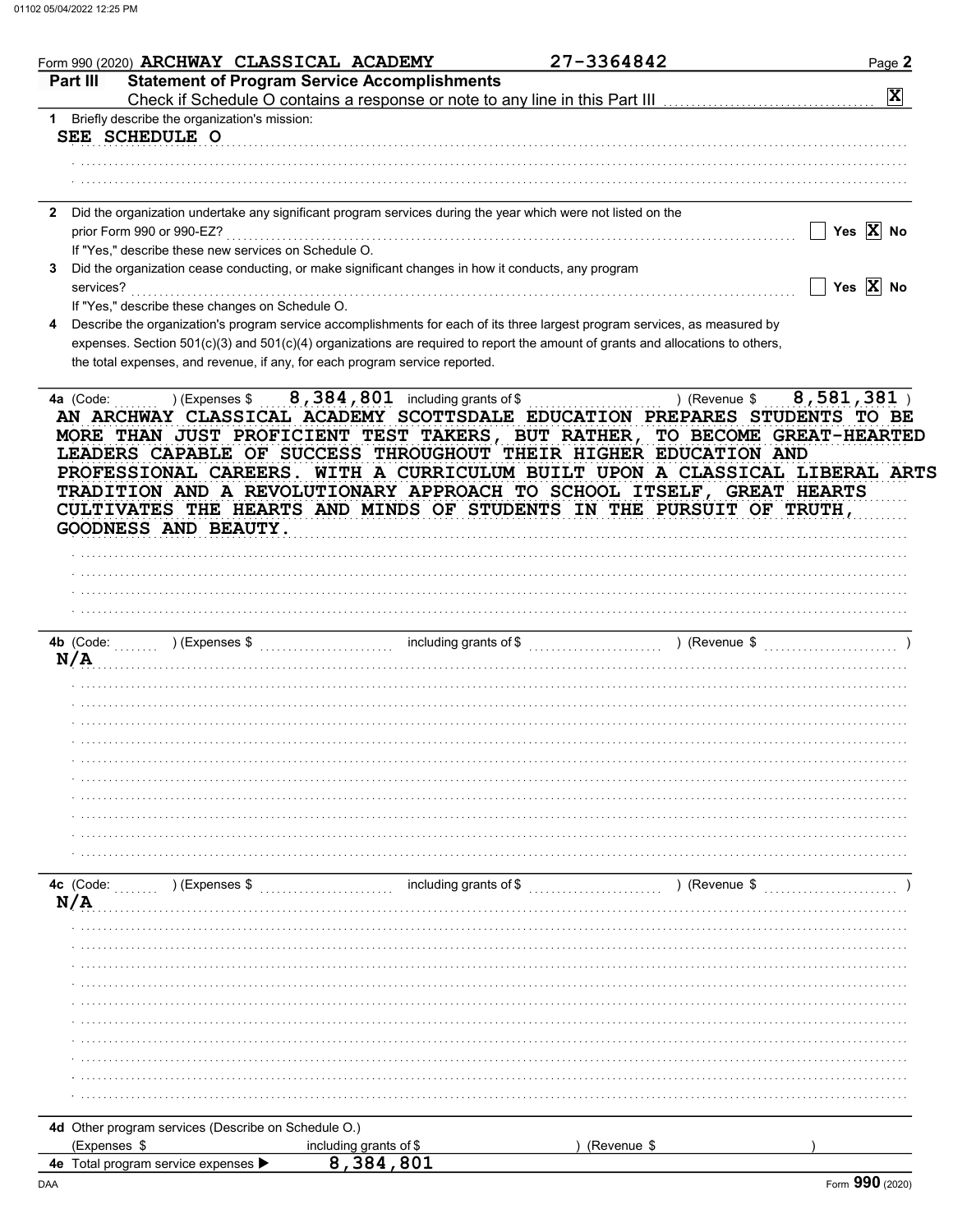Form 990 (2020) ARCHWAY CLASSICAL ACADEMY 27-3364842 Page 2

## Part III Statement of Program Service Accomplishments

Check if Schedule O contains a response or note to any line in this Part III [X]

**1** Briefly describe the organization's mission:

SEE SCHEDULE O

**2** Did the organization undertake any significant program services during the year which were not listed on the prior Form 990 or 990-EZ? [ ] Yes [X] No

If "Yes," describe these new services on Schedule O.

**3** Did the organization cease conducting, or make significant changes in how it conducts, any program services? [ ] Yes [X] No

If "Yes," describe these changes on Schedule O.

**4** Describe the organization's program service accomplishments for each of its three largest program services, as measured by expenses. Section 501(c)(3) and 501(c)(4) organizations are required to report the amount of grants and allocations to others, the total expenses, and revenue, if any, for each program service reported.

**4a** (Code: ) (Expenses $ 8,384,801 including grants of $ ) (Revenue $ 8,581,381 )

AN ARCHWAY CLASSICAL ACADEMY SCOTTSDALE EDUCATION PREPARES STUDENTS TO BE MORE THAN JUST PROFICIENT TEST TAKERS, BUT RATHER, TO BECOME GREAT-HEARTED LEADERS CAPABLE OF SUCCESS THROUGHOUT THEIR HIGHER EDUCATION AND PROFESSIONAL CAREERS. WITH A CURRICULUM BUILT UPON A CLASSICAL LIBERAL ARTS TRADITION AND A REVOLUTIONARY APPROACH TO SCHOOL ITSELF, GREAT HEARTS CULTIVATES THE HEARTS AND MINDS OF STUDENTS IN THE PURSUIT OF TRUTH, GOODNESS AND BEAUTY.

**4b** (Code: ) (Expenses $ including grants of $ ) (Revenue $ )

N/A

**4c** (Code: ) (Expenses $ including grants of $ ) (Revenue $ )

N/A

**4d** Other program services (Describe on Schedule O.)

(Expenses $ including grants of $ ) (Revenue $ )

**4e** Total program service expenses ▶ 8,384,801

Form **990** (2020)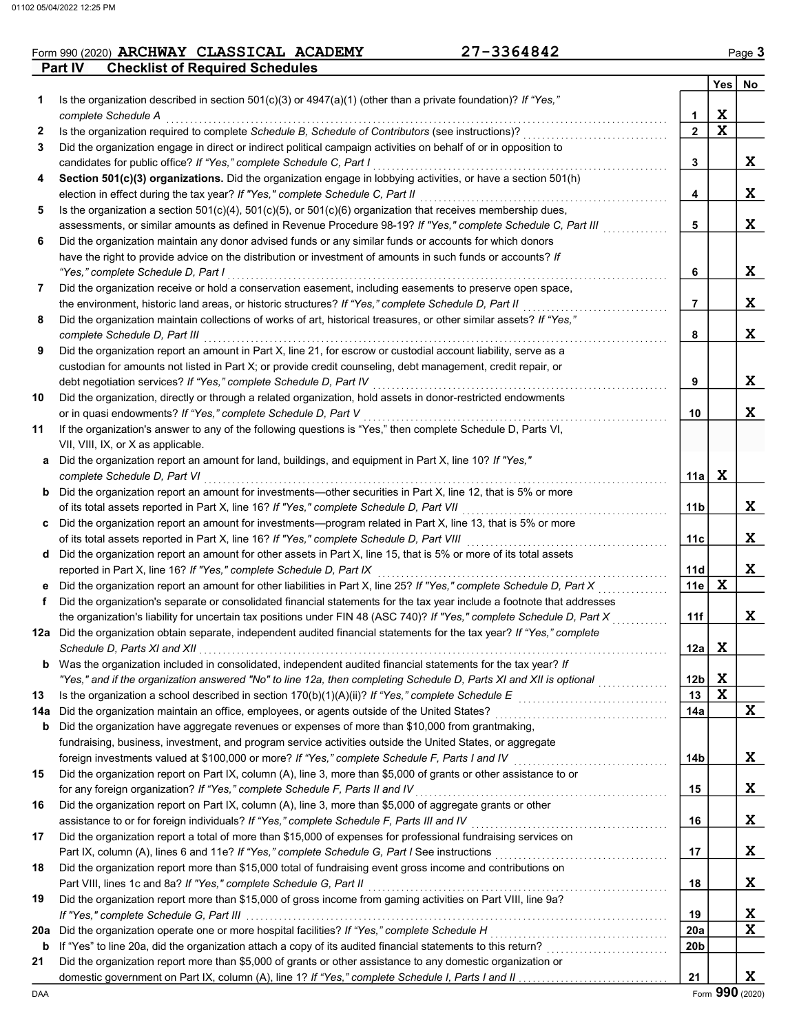Form 990 (2020) **ARCHWAY CLASSICAL ACADEMY** **27-3364842** Page **3**

## Part IV Checklist of Required Schedules

| | | | Yes | No |
|---|---|---|---|---|
| **1** | Is the organization described in section 501(c)(3) or 4947(a)(1) (other than a private foundation)? *If "Yes," complete Schedule A* | **1** | X | |
| **2** | Is the organization required to complete *Schedule B, Schedule of Contributors* (see instructions)? | **2** | X | |
| **3** | Did the organization engage in direct or indirect political campaign activities on behalf of or in opposition to candidates for public office? *If "Yes," complete Schedule C, Part I* | **3** | | X |
| **4** | **Section 501(c)(3) organizations.** Did the organization engage in lobbying activities, or have a section 501(h) election in effect during the tax year? *If "Yes," complete Schedule C, Part II* | **4** | | X |
| **5** | Is the organization a section 501(c)(4), 501(c)(5), or 501(c)(6) organization that receives membership dues, assessments, or similar amounts as defined in Revenue Procedure 98-19? *If "Yes," complete Schedule C, Part III* | **5** | | X |
| **6** | Did the organization maintain any donor advised funds or any similar funds or accounts for which donors have the right to provide advice on the distribution or investment of amounts in such funds or accounts? *If "Yes," complete Schedule D, Part I* | **6** | | X |
| **7** | Did the organization receive or hold a conservation easement, including easements to preserve open space, the environment, historic land areas, or historic structures? *If "Yes," complete Schedule D, Part II* | **7** | | X |
| **8** | Did the organization maintain collections of works of art, historical treasures, or other similar assets? *If "Yes," complete Schedule D, Part III* | **8** | | X |
| **9** | Did the organization report an amount in Part X, line 21, for escrow or custodial account liability, serve as a custodian for amounts not listed in Part X; or provide credit counseling, debt management, credit repair, or debt negotiation services? *If "Yes," complete Schedule D, Part IV* | **9** | | X |
| **10** | Did the organization, directly or through a related organization, hold assets in donor-restricted endowments or in quasi endowments? *If "Yes," complete Schedule D, Part V* | **10** | | X |
| **11** | If the organization's answer to any of the following questions is "Yes," then complete Schedule D, Parts VI, VII, VIII, IX, or X as applicable. | | | |
| **a** | Did the organization report an amount for land, buildings, and equipment in Part X, line 10? *If "Yes," complete Schedule D, Part VI* | **11a** | X | |
| **b** | Did the organization report an amount for investments—other securities in Part X, line 12, that is 5% or more of its total assets reported in Part X, line 16? *If "Yes," complete Schedule D, Part VII* | **11b** | | X |
| **c** | Did the organization report an amount for investments—program related in Part X, line 13, that is 5% or more of its total assets reported in Part X, line 16? *If "Yes," complete Schedule D, Part VIII* | **11c** | | X |
| **d** | Did the organization report an amount for other assets in Part X, line 15, that is 5% or more of its total assets reported in Part X, line 16? *If "Yes," complete Schedule D, Part IX* | **11d** | | X |
| **e** | Did the organization report an amount for other liabilities in Part X, line 25? *If "Yes," complete Schedule D, Part X* | **11e** | X | |
| **f** | Did the organization's separate or consolidated financial statements for the tax year include a footnote that addresses the organization's liability for uncertain tax positions under FIN 48 (ASC 740)? *If "Yes," complete Schedule D, Part X* | **11f** | | X |
| **12a** | Did the organization obtain separate, independent audited financial statements for the tax year? *If "Yes," complete Schedule D, Parts XI and XII* | **12a** | X | |
| **b** | Was the organization included in consolidated, independent audited financial statements for the tax year? *If "Yes," and if the organization answered "No" to line 12a, then completing Schedule D, Parts XI and XII is optional* | **12b** | X | |
| **13** | Is the organization a school described in section 170(b)(1)(A)(ii)? *If "Yes," complete Schedule E* | **13** | X | |
| **14a** | Did the organization maintain an office, employees, or agents outside of the United States? | **14a** | | X |
| **b** | Did the organization have aggregate revenues or expenses of more than $10,000 from grantmaking, fundraising, business, investment, and program service activities outside the United States, or aggregate foreign investments valued at $100,000 or more? *If "Yes," complete Schedule F, Parts I and IV* | **14b** | | X |
| **15** | Did the organization report on Part IX, column (A), line 3, more than $5,000 of grants or other assistance to or for any foreign organization? *If "Yes," complete Schedule F, Parts II and IV* | **15** | | X |
| **16** | Did the organization report on Part IX, column (A), line 3, more than $5,000 of aggregate grants or other assistance to or for foreign individuals? *If "Yes," complete Schedule F, Parts III and IV* | **16** | | X |
| **17** | Did the organization report a total of more than $15,000 of expenses for professional fundraising services on Part IX, column (A), lines 6 and 11e? *If "Yes," complete Schedule G, Part I* See instructions | **17** | | X |
| **18** | Did the organization report more than $15,000 total of fundraising event gross income and contributions on Part VIII, lines 1c and 8a? *If "Yes," complete Schedule G, Part II* | **18** | | X |
| **19** | Did the organization report more than $15,000 of gross income from gaming activities on Part VIII, line 9a? *If "Yes," complete Schedule G, Part III* | **19** | | X |
| **20a** | Did the organization operate one or more hospital facilities? *If "Yes," complete Schedule H* | **20a** | | X |
| **b** | If "Yes" to line 20a, did the organization attach a copy of its audited financial statements to this return? | **20b** | | |
| **21** | Did the organization report more than $5,000 of grants or other assistance to any domestic organization or domestic government on Part IX, column (A), line 1? *If "Yes," complete Schedule I, Parts I and II* | **21** | | X |

DAA Form **990** (2020)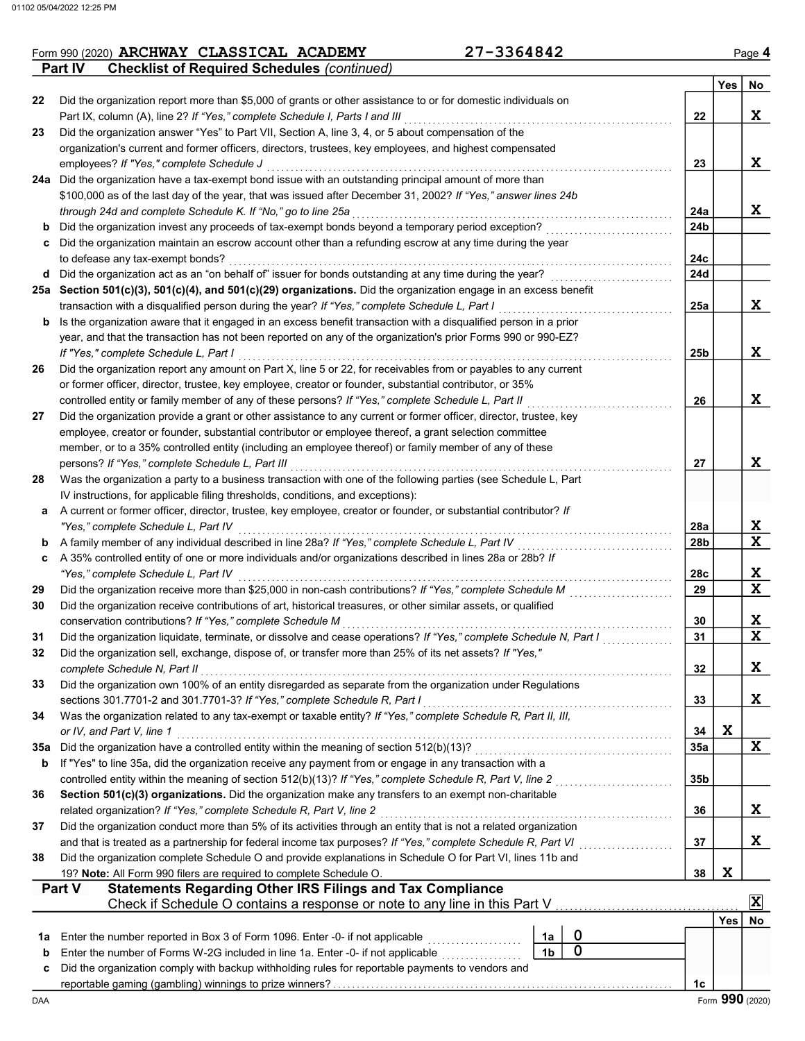Form 990 (2020) ARCHWAY CLASSICAL ACADEMY 27-3364842

## Part IV Checklist of Required Schedules *(continued)*

| | | | Yes | No |
|---|---|---|---|---|
| 22 | Did the organization report more than $5,000 of grants or other assistance to or for domestic individuals on Part IX, column (A), line 2? *If "Yes," complete Schedule I, Parts I and III* | 22 | | X |
| 23 | Did the organization answer "Yes" to Part VII, Section A, line 3, 4, or 5 about compensation of the organization's current and former officers, directors, trustees, key employees, and highest compensated employees? *If "Yes," complete Schedule J* | 23 | | X |
| 24a | Did the organization have a tax-exempt bond issue with an outstanding principal amount of more than $100,000 as of the last day of the year, that was issued after December 31, 2002? *If "Yes," answer lines 24b through 24d and complete Schedule K. If "No," go to line 25a* | 24a | | X |
| b | Did the organization invest any proceeds of tax-exempt bonds beyond a temporary period exception? | 24b | | |
| c | Did the organization maintain an escrow account other than a refunding escrow at any time during the year to defease any tax-exempt bonds? | 24c | | |
| d | Did the organization act as an "on behalf of" issuer for bonds outstanding at any time during the year? | 24d | | |
| 25a | **Section 501(c)(3), 501(c)(4), and 501(c)(29) organizations.** Did the organization engage in an excess benefit transaction with a disqualified person during the year? *If "Yes," complete Schedule L, Part I* | 25a | | X |
| b | Is the organization aware that it engaged in an excess benefit transaction with a disqualified person in a prior year, and that the transaction has not been reported on any of the organization's prior Forms 990 or 990-EZ? *If "Yes," complete Schedule L, Part I* | 25b | | X |
| 26 | Did the organization report any amount on Part X, line 5 or 22, for receivables from or payables to any current or former officer, director, trustee, key employee, creator or founder, substantial contributor, or 35% controlled entity or family member of any of these persons? *If "Yes," complete Schedule L, Part II* | 26 | | X |
| 27 | Did the organization provide a grant or other assistance to any current or former officer, director, trustee, key employee, creator or founder, substantial contributor or employee thereof, a grant selection committee member, or to a 35% controlled entity (including an employee thereof) or family member of any of these persons? *If "Yes," complete Schedule L, Part III* | 27 | | X |
| 28 | Was the organization a party to a business transaction with one of the following parties (see Schedule L, Part IV instructions, for applicable filing thresholds, conditions, and exceptions): | | | |
| a | A current or former officer, director, trustee, key employee, creator or founder, or substantial contributor? *If "Yes," complete Schedule L, Part IV* | 28a | | X |
| b | A family member of any individual described in line 28a? *If "Yes," complete Schedule L, Part IV* | 28b | | X |
| c | A 35% controlled entity of one or more individuals and/or organizations described in lines 28a or 28b? *If "Yes," complete Schedule L, Part IV* | 28c | | X |
| 29 | Did the organization receive more than $25,000 in non-cash contributions? *If "Yes," complete Schedule M* | 29 | | X |
| 30 | Did the organization receive contributions of art, historical treasures, or other similar assets, or qualified conservation contributions? *If "Yes," complete Schedule M* | 30 | | X |
| 31 | Did the organization liquidate, terminate, or dissolve and cease operations? *If "Yes," complete Schedule N, Part I* | 31 | | X |
| 32 | Did the organization sell, exchange, dispose of, or transfer more than 25% of its net assets? *If "Yes," complete Schedule N, Part II* | 32 | | X |
| 33 | Did the organization own 100% of an entity disregarded as separate from the organization under Regulations sections 301.7701-2 and 301.7701-3? *If "Yes," complete Schedule R, Part I* | 33 | | X |
| 34 | Was the organization related to any tax-exempt or taxable entity? *If "Yes," complete Schedule R, Part II, III, or IV, and Part V, line 1* | 34 | X | |
| 35a | Did the organization have a controlled entity within the meaning of section 512(b)(13)? | 35a | | X |
| b | If "Yes" to line 35a, did the organization receive any payment from or engage in any transaction with a controlled entity within the meaning of section 512(b)(13)? *If "Yes," complete Schedule R, Part V, line 2* | 35b | | |
| 36 | **Section 501(c)(3) organizations.** Did the organization make any transfers to an exempt non-charitable related organization? *If "Yes," complete Schedule R, Part V, line 2* | 36 | | X |
| 37 | Did the organization conduct more than 5% of its activities through an entity that is not a related organization and that is treated as a partnership for federal income tax purposes? *If "Yes," complete Schedule R, Part VI* | 37 | | X |
| 38 | Did the organization complete Schedule O and provide explanations in Schedule O for Part VI, lines 11b and 19? **Note:** All Form 990 filers are required to complete Schedule O. | 38 | X | |

## Part V Statements Regarding Other IRS Filings and Tax Compliance

Check if Schedule O contains a response or note to any line in this Part V [X]

| | | | | | Yes | No |
|---|---|---|---|---|---|---|
| 1a | Enter the number reported in Box 3 of Form 1096. Enter -0- if not applicable | 1a | 0 | | | |
| b | Enter the number of Forms W-2G included in line 1a. Enter -0- if not applicable | 1b | 0 | | | |
| c | Did the organization comply with backup withholding rules for reportable payments to vendors and reportable gaming (gambling) winnings to prize winners? | | | 1c | | |

Form **990** (2020)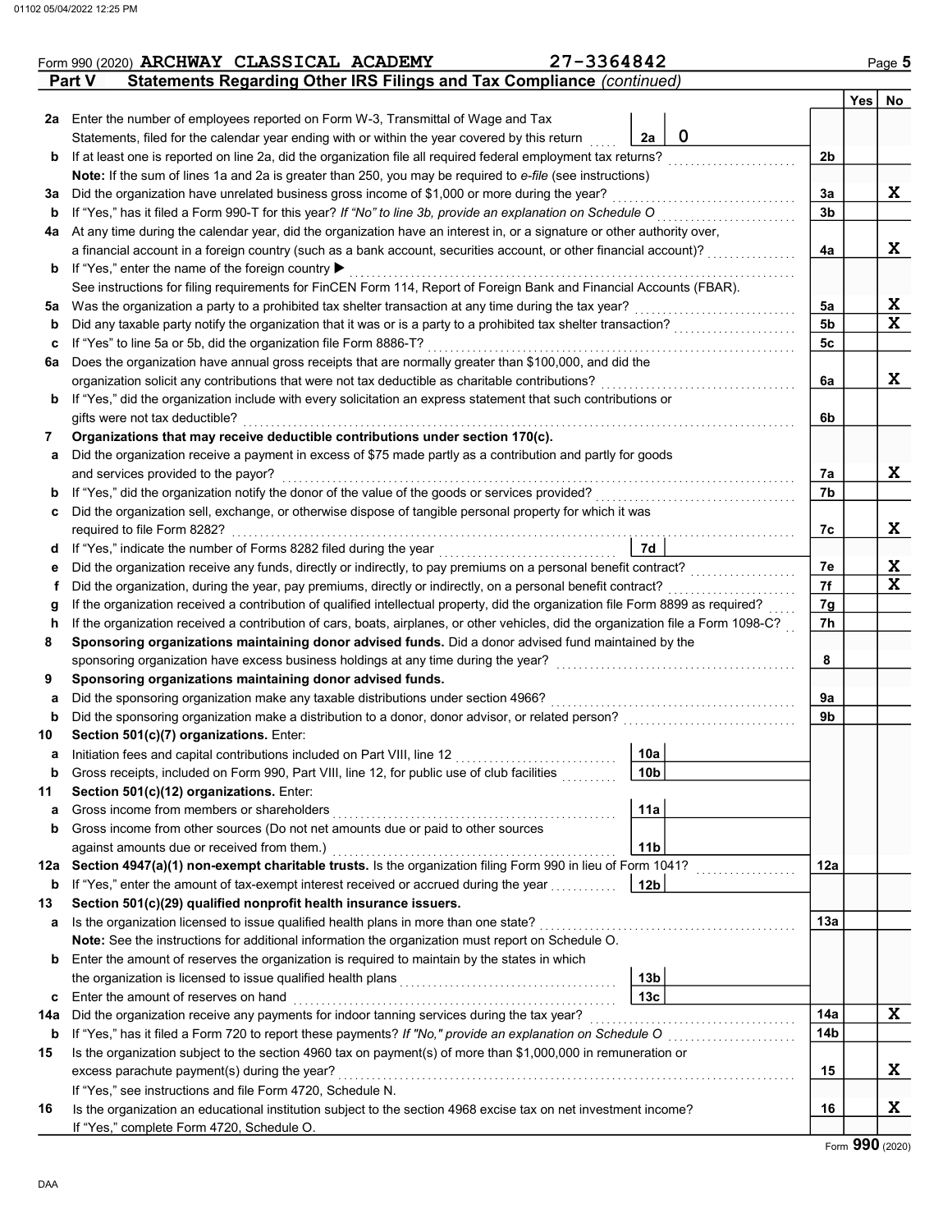Form 990 (2020) ARCHWAY CLASSICAL ACADEMY 27-3364842

## Part V Statements Regarding Other IRS Filings and Tax Compliance *(continued)*

| | | | | Yes | No |
|---|---|---|---|---|---|
| **2a** | Enter the number of employees reported on Form W-3, Transmittal of Wage and Tax Statements, filed for the calendar year ending with or within the year covered by this return | 2a: 0 | | | |
| **b** | If at least one is reported on line 2a, did the organization file all required federal employment tax returns? | | 2b | | |
| | **Note:** If the sum of lines 1a and 2a is greater than 250, you may be required to *e-file* (see instructions) | | | | |
| **3a** | Did the organization have unrelated business gross income of $1,000 or more during the year? | | 3a | | X |
| **b** | If "Yes," has it filed a Form 990-T for this year? *If "No" to line 3b, provide an explanation on Schedule O* | | 3b | | |
| **4a** | At any time during the calendar year, did the organization have an interest in, or a signature or other authority over, a financial account in a foreign country (such as a bank account, securities account, or other financial account)? | | 4a | | X |
| **b** | If "Yes," enter the name of the foreign country ▶ | | | | |
| | See instructions for filing requirements for FinCEN Form 114, Report of Foreign Bank and Financial Accounts (FBAR). | | | | |
| **5a** | Was the organization a party to a prohibited tax shelter transaction at any time during the tax year? | | 5a | | X |
| **b** | Did any taxable party notify the organization that it was or is a party to a prohibited tax shelter transaction? | | 5b | | X |
| **c** | If "Yes" to line 5a or 5b, did the organization file Form 8886-T? | | 5c | | |
| **6a** | Does the organization have annual gross receipts that are normally greater than $100,000, and did the organization solicit any contributions that were not tax deductible as charitable contributions? | | 6a | | X |
| **b** | If "Yes," did the organization include with every solicitation an express statement that such contributions or gifts were not tax deductible? | | 6b | | |
| **7** | **Organizations that may receive deductible contributions under section 170(c).** | | | | |
| **a** | Did the organization receive a payment in excess of $75 made partly as a contribution and partly for goods and services provided to the payor? | | 7a | | X |
| **b** | If "Yes," did the organization notify the donor of the value of the goods or services provided? | | 7b | | |
| **c** | Did the organization sell, exchange, or otherwise dispose of tangible personal property for which it was required to file Form 8282? | | 7c | | X |
| **d** | If "Yes," indicate the number of Forms 8282 filed during the year | 7d | | | |
| **e** | Did the organization receive any funds, directly or indirectly, to pay premiums on a personal benefit contract? | | 7e | | X |
| **f** | Did the organization, during the year, pay premiums, directly or indirectly, on a personal benefit contract? | | 7f | | X |
| **g** | If the organization received a contribution of qualified intellectual property, did the organization file Form 8899 as required? | | 7g | | |
| **h** | If the organization received a contribution of cars, boats, airplanes, or other vehicles, did the organization file a Form 1098-C? | | 7h | | |
| **8** | **Sponsoring organizations maintaining donor advised funds.** Did a donor advised fund maintained by the sponsoring organization have excess business holdings at any time during the year? | | 8 | | |
| **9** | **Sponsoring organizations maintaining donor advised funds.** | | | | |
| **a** | Did the sponsoring organization make any taxable distributions under section 4966? | | 9a | | |
| **b** | Did the sponsoring organization make a distribution to a donor, donor advisor, or related person? | | 9b | | |
| **10** | **Section 501(c)(7) organizations.** Enter: | | | | |
| **a** | Initiation fees and capital contributions included on Part VIII, line 12 | 10a | | | |
| **b** | Gross receipts, included on Form 990, Part VIII, line 12, for public use of club facilities | 10b | | | |
| **11** | **Section 501(c)(12) organizations.** Enter: | | | | |
| **a** | Gross income from members or shareholders | 11a | | | |
| **b** | Gross income from other sources (Do not net amounts due or paid to other sources against amounts due or received from them.) | 11b | | | |
| **12a** | **Section 4947(a)(1) non-exempt charitable trusts.** Is the organization filing Form 990 in lieu of Form 1041? | | 12a | | |
| **b** | If "Yes," enter the amount of tax-exempt interest received or accrued during the year | 12b | | | |
| **13** | **Section 501(c)(29) qualified nonprofit health insurance issuers.** | | | | |
| **a** | Is the organization licensed to issue qualified health plans in more than one state? | | 13a | | |
| | **Note:** See the instructions for additional information the organization must report on Schedule O. | | | | |
| **b** | Enter the amount of reserves the organization is required to maintain by the states in which the organization is licensed to issue qualified health plans | 13b | | | |
| **c** | Enter the amount of reserves on hand | 13c | | | |
| **14a** | Did the organization receive any payments for indoor tanning services during the tax year? | | 14a | | X |
| **b** | If "Yes," has it filed a Form 720 to report these payments? *If "No," provide an explanation on Schedule O* | | 14b | | |
| **15** | Is the organization subject to the section 4960 tax on payment(s) of more than $1,000,000 in remuneration or excess parachute payment(s) during the year? | | 15 | | X |
| | If "Yes," see instructions and file Form 4720, Schedule N. | | | | |
| **16** | Is the organization an educational institution subject to the section 4968 excise tax on net investment income? | | 16 | | X |
| | If "Yes," complete Form 4720, Schedule O. | | | | |

Form **990** (2020)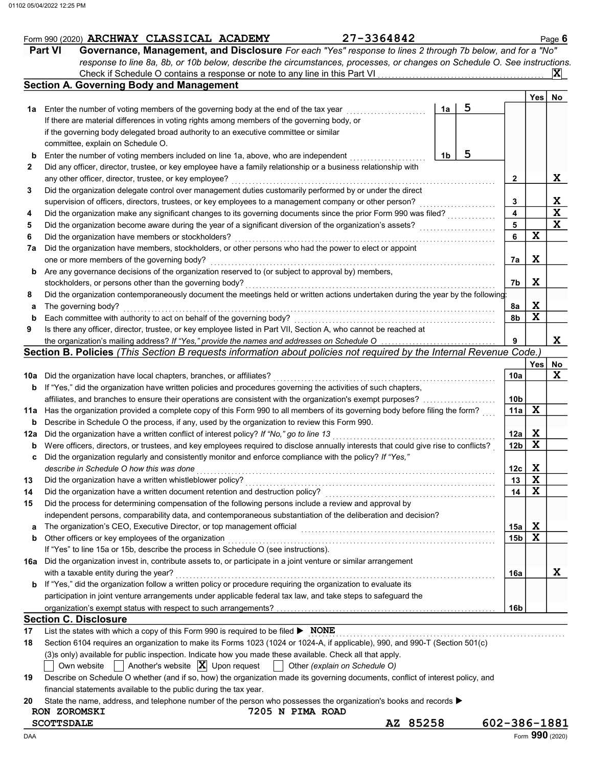Form 990 (2020) **ARCHWAY CLASSICAL ACADEMY** **27-3364842**

## Part VI Governance, Management, and Disclosure

*For each "Yes" response to lines 2 through 7b below, and for a "No" response to line 8a, 8b, or 10b below, describe the circumstances, processes, or changes on Schedule O. See instructions.*

Check if Schedule O contains a response or note to any line in this Part VI ..... [X]

### Section A. Governing Body and Management

| | | | | Yes | No |
|---|---|---|---|---|---|
| **1a** | Enter the number of voting members of the governing body at the end of the tax year ..... **1a** 5 If there are material differences in voting rights among members of the governing body, or if the governing body delegated broad authority to an executive committee or similar committee, explain on Schedule O. | | | | |
| **b** | Enter the number of voting members included on line 1a, above, who are independent ..... **1b** 5 | | | | |
| **2** | Did any officer, director, trustee, or key employee have a family relationship or a business relationship with any other officer, director, trustee, or key employee? | **2** | | | X |
| **3** | Did the organization delegate control over management duties customarily performed by or under the direct supervision of officers, directors, trustees, or key employees to a management company or other person? | **3** | | | X |
| **4** | Did the organization make any significant changes to its governing documents since the prior Form 990 was filed? | **4** | | | X |
| **5** | Did the organization become aware during the year of a significant diversion of the organization's assets? | **5** | | | X |
| **6** | Did the organization have members or stockholders? | **6** | | X | |
| **7a** | Did the organization have members, stockholders, or other persons who had the power to elect or appoint one or more members of the governing body? | **7a** | | X | |
| **b** | Are any governance decisions of the organization reserved to (or subject to approval by) members, stockholders, or persons other than the governing body? | **7b** | | X | |
| **8** | Did the organization contemporaneously document the meetings held or written actions undertaken during the year by the following: | | | | |
| **a** | The governing body? | **8a** | | X | |
| **b** | Each committee with authority to act on behalf of the governing body? | **8b** | | X | |
| **9** | Is there any officer, director, trustee, or key employee listed in Part VII, Section A, who cannot be reached at the organization's mailing address? *If "Yes," provide the names and addresses on Schedule O* | **9** | | | X |

### Section B. Policies *(This Section B requests information about policies not required by the Internal Revenue Code.)*

| | | | Yes | No |
|---|---|---|---|---|
| **10a** | Did the organization have local chapters, branches, or affiliates? | **10a** | | X |
| **b** | If "Yes," did the organization have written policies and procedures governing the activities of such chapters, affiliates, and branches to ensure their operations are consistent with the organization's exempt purposes? | **10b** | | |
| **11a** | Has the organization provided a complete copy of this Form 990 to all members of its governing body before filing the form? | **11a** | X | |
| **b** | Describe in Schedule O the process, if any, used by the organization to review this Form 990. | | | |
| **12a** | Did the organization have a written conflict of interest policy? *If "No," go to line 13* | **12a** | X | |
| **b** | Were officers, directors, or trustees, and key employees required to disclose annually interests that could give rise to conflicts? | **12b** | X | |
| **c** | Did the organization regularly and consistently monitor and enforce compliance with the policy? *If "Yes," describe in Schedule O how this was done* | **12c** | X | |
| **13** | Did the organization have a written whistleblower policy? | **13** | X | |
| **14** | Did the organization have a written document retention and destruction policy? | **14** | X | |
| **15** | Did the process for determining compensation of the following persons include a review and approval by independent persons, comparability data, and contemporaneous substantiation of the deliberation and decision? | | | |
| **a** | The organization's CEO, Executive Director, or top management official | **15a** | X | |
| **b** | Other officers or key employees of the organization | **15b** | X | |
| | If "Yes" to line 15a or 15b, describe the process in Schedule O (see instructions). | | | |
| **16a** | Did the organization invest in, contribute assets to, or participate in a joint venture or similar arrangement with a taxable entity during the year? | **16a** | | X |
| **b** | If "Yes," did the organization follow a written policy or procedure requiring the organization to evaluate its participation in joint venture arrangements under applicable federal tax law, and take steps to safeguard the organization's exempt status with respect to such arrangements? | **16b** | | |

### Section C. Disclosure

**17** List the states with which a copy of this Form 990 is required to be filed ▶ **NONE**

**18** Section 6104 requires an organization to make its Forms 1023 (1024 or 1024-A, if applicable), 990, and 990-T (Section 501(c)(3)s only) available for public inspection. Indicate how you made these available. Check all that apply.

[ ] Own website [ ] Another's website [X] Upon request [ ] Other *(explain on Schedule O)*

**19** Describe on Schedule O whether (and if so, how) the organization made its governing documents, conflict of interest policy, and financial statements available to the public during the tax year.

**20** State the name, address, and telephone number of the person who possesses the organization's books and records ▶

RON ZOROMSKI 7205 N PIMA ROAD
SCOTTSDALE AZ 85258 602-386-1881

Form **990** (2020)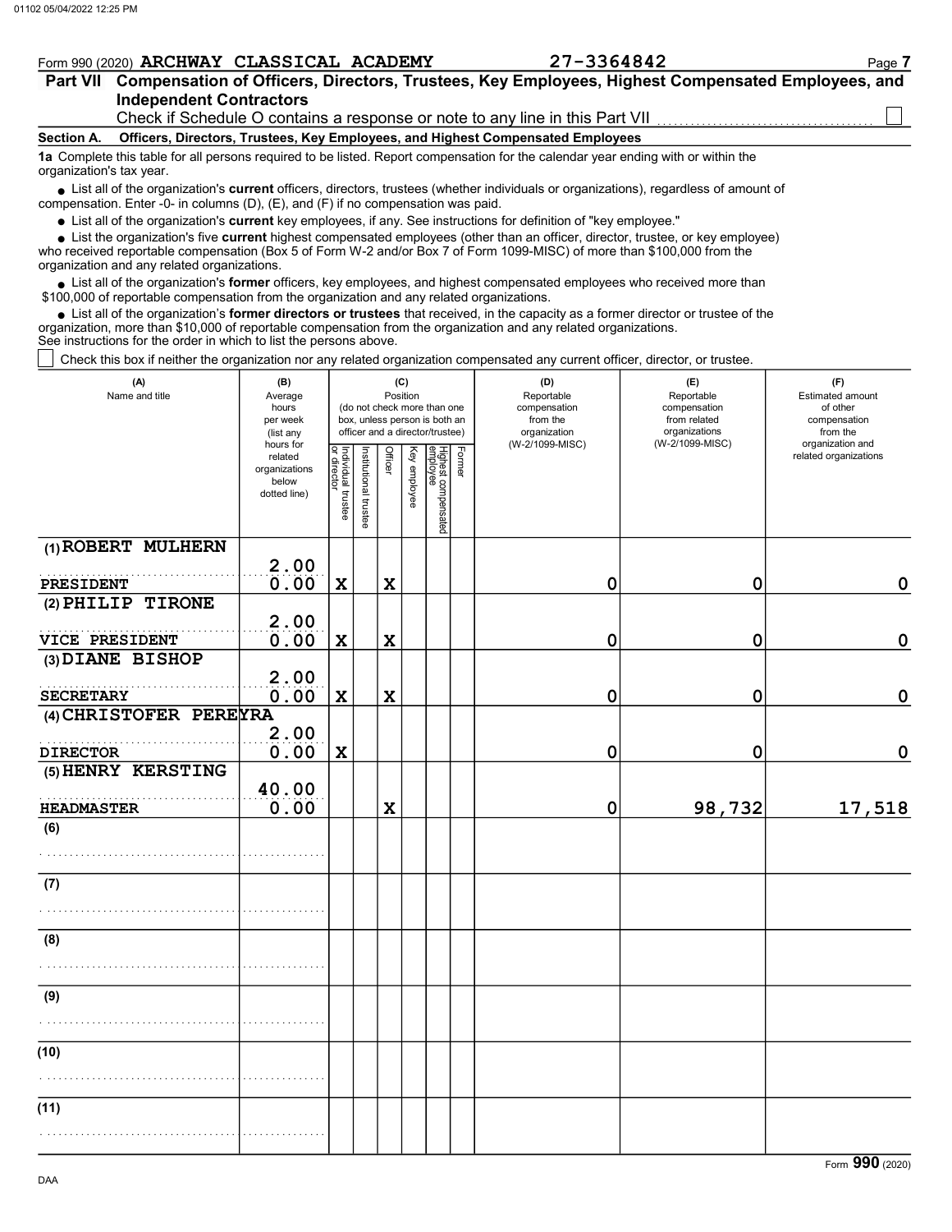Form 990 (2020) **ARCHWAY CLASSICAL ACADEMY** **27-3364842**

## Part VII Compensation of Officers, Directors, Trustees, Key Employees, Highest Compensated Employees, and Independent Contractors

Check if Schedule O contains a response or note to any line in this Part VII ☐

**Section A. Officers, Directors, Trustees, Key Employees, and Highest Compensated Employees**

**1a** Complete this table for all persons required to be listed. Report compensation for the calendar year ending with or within the organization's tax year.

- List all of the organization's **current** officers, directors, trustees (whether individuals or organizations), regardless of amount of compensation. Enter -0- in columns (D), (E), and (F) if no compensation was paid.
- List all of the organization's **current** key employees, if any. See instructions for definition of "key employee."
- List the organization's five **current** highest compensated employees (other than an officer, director, trustee, or key employee) who received reportable compensation (Box 5 of Form W-2 and/or Box 7 of Form 1099-MISC) of more than $100,000 from the organization and any related organizations.
- List all of the organization's **former** officers, key employees, and highest compensated employees who received more than $100,000 of reportable compensation from the organization and any related organizations.
- List all of the organization's **former directors or trustees** that received, in the capacity as a former director or trustee of the organization, more than $10,000 of reportable compensation from the organization and any related organizations.

See instructions for the order in which to list the persons above.

☐ Check this box if neither the organization nor any related organization compensated any current officer, director, or trustee.

| (A) Name and title | (B) Average hours per week (list any hours for related organizations below dotted line) | (C) Position (do not check more than one box, unless person is both an officer and a director/trustee) | | | | | | (D) Reportable compensation from the organization (W-2/1099-MISC) | (E) Reportable compensation from related organizations (W-2/1099-MISC) | (F) Estimated amount of other compensation from the organization and related organizations |
|---|---|---|---|---|---|---|---|---|---|---|
| | | Individual trustee or director | Institutional trustee | Officer | Key employee | Highest compensated employee | Former | | | |
| (1) ROBERT MULHERN<br>PRESIDENT | 2.00<br>0.00 | X | | X | | | | 0 | 0 | 0 |
| (2) PHILIP TIRONE<br>VICE PRESIDENT | 2.00<br>0.00 | X | | X | | | | 0 | 0 | 0 |
| (3) DIANE BISHOP<br>SECRETARY | 2.00<br>0.00 | X | | X | | | | 0 | 0 | 0 |
| (4) CHRISTOFER PEREYRA<br>DIRECTOR | 2.00<br>0.00 | X | | | | | | 0 | 0 | 0 |
| (5) HENRY KERSTING<br>HEADMASTER | 40.00<br>0.00 | | | X | | | | 0 | 98,732 | 17,518 |
| (6) | | | | | | | | | | |
| (7) | | | | | | | | | | |
| (8) | | | | | | | | | | |
| (9) | | | | | | | | | | |
| (10) | | | | | | | | | | |
| (11) | | | | | | | | | | |

Form **990** (2020)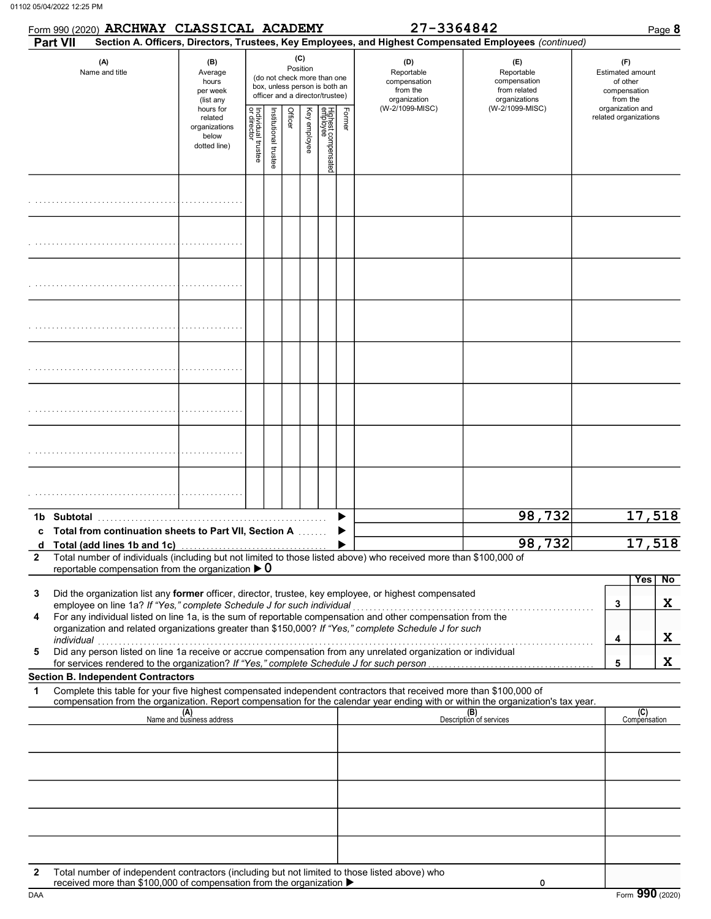01102 05/04/2022 12:25 PM

Form 990 (2020) **ARCHWAY CLASSICAL ACADEMY** **27-3364842** Page **8**

**Part VII** **Section A. Officers, Directors, Trustees, Key Employees, and Highest Compensated Employees** *(continued)*

| (A) Name and title | (B) Average hours per week (list any hours for related organizations below dotted line) | (C) Position (do not check more than one box, unless person is both an officer and a director/trustee): Individual trustee or director | Institutional trustee | Officer | Key employee | Highest compensated employee | Former | (D) Reportable compensation from the organization (W-2/1099-MISC) | (E) Reportable compensation from related organizations (W-2/1099-MISC) | (F) Estimated amount of other compensation from the organization and related organizations |
|---|---|---|---|---|---|---|---|---|---|---|
| | | | | | | | | | | |
| | | | | | | | | | | |
| | | | | | | | | | | |
| | | | | | | | | | | |
| | | | | | | | | | | |
| | | | | | | | | | | |
| | | | | | | | | | | |
| | | | | | | | | | | |
| **1b Subtotal** | | | | | | | | | 98,732 | 17,518 |
| **c Total from continuation sheets to Part VII, Section A** | | | | | | | | | | |
| **d Total (add lines 1b and 1c)** | | | | | | | | | 98,732 | 17,518 |

**2** Total number of individuals (including but not limited to those listed above) who received more than $100,000 of reportable compensation from the organization ▶ 0

| | | | Yes | No |
|---|---|---|---|---|
| **3** | Did the organization list any **former** officer, director, trustee, key employee, or highest compensated employee on line 1a? *If "Yes," complete Schedule J for such individual* | 3 | | X |
| **4** | For any individual listed on line 1a, is the sum of reportable compensation and other compensation from the organization and related organizations greater than $150,000? *If "Yes," complete Schedule J for such individual* | 4 | | X |
| **5** | Did any person listed on line 1a receive or accrue compensation from any unrelated organization or individual for services rendered to the organization? *If "Yes," complete Schedule J for such person* | 5 | | X |

**Section B. Independent Contractors**

**1** Complete this table for your five highest compensated independent contractors that received more than $100,000 of compensation from the organization. Report compensation for the calendar year ending with or within the organization's tax year.

| (A) Name and business address | (B) Description of services | (C) Compensation |
|---|---|---|
| | | |
| | | |
| | | |
| | | |
| | | |

**2** Total number of independent contractors (including but not limited to those listed above) who received more than $100,000 of compensation from the organization ▶ 0

DAA Form **990** (2020)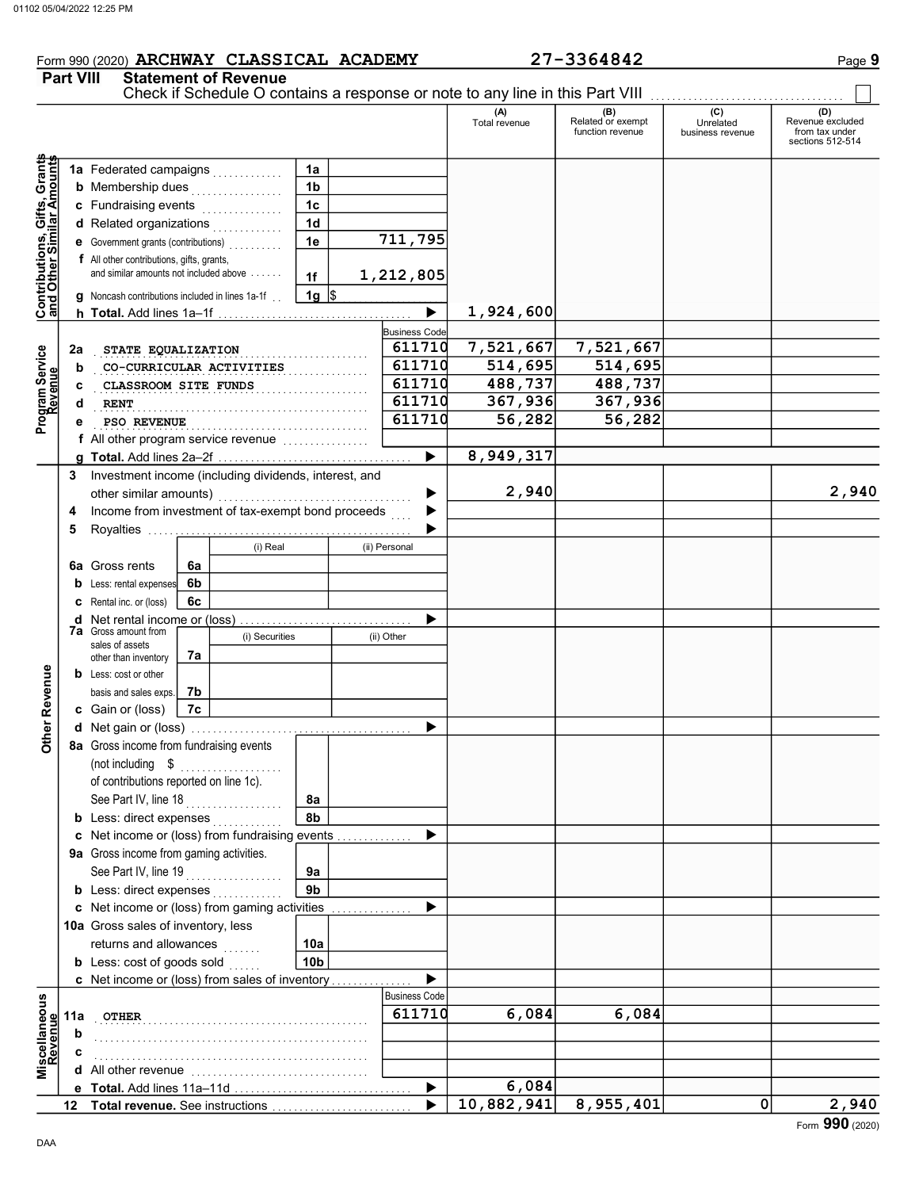Form 990 (2020) **ARCHWAY CLASSICAL ACADEMY** **27-3364842** Page **9**

## Part VIII Statement of Revenue

Check if Schedule O contains a response or note to any line in this Part VIII ☐

| | | | | (A) Total revenue | (B) Related or exempt function revenue | (C) Unrelated business revenue | (D) Revenue excluded from tax under sections 512-514 |
|---|---|---|---|---|---|---|---|
| **Contributions, Gifts, Grants and Other Similar Amounts** | 1a Federated campaigns | 1a | | | | | |
| | b Membership dues | 1b | | | | | |
| | c Fundraising events | 1c | | | | | |
| | d Related organizations | 1d | | | | | |
| | e Government grants (contributions) | 1e | 711,795 | | | | |
| | f All other contributions, gifts, grants, and similar amounts not included above | 1f | 1,212,805 | | | | |
| | g Noncash contributions included in lines 1a-1f | 1g | $ | | | | |
| | h **Total.** Add lines 1a–1f | | ▶ | 1,924,600 | | | |
| **Program Service Revenue** | | | Business Code | | | | |
| | 2a STATE EQUALIZATION | | 611710 | 7,521,667 | 7,521,667 | | |
| | b CO-CURRICULAR ACTIVITIES | | 611710 | 514,695 | 514,695 | | |
| | c CLASSROOM SITE FUNDS | | 611710 | 488,737 | 488,737 | | |
| | d RENT | | 611710 | 367,936 | 367,936 | | |
| | e PSO REVENUE | | 611710 | 56,282 | 56,282 | | |
| | f All other program service revenue | | | | | | |
| | g **Total.** Add lines 2a–2f | | ▶ | 8,949,317 | | | |
| **Other Revenue** | 3 Investment income (including dividends, interest, and other similar amounts) | | ▶ | 2,940 | | | 2,940 |
| | 4 Income from investment of tax-exempt bond proceeds | | ▶ | | | | |
| | 5 Royalties | | ▶ | | | | |
| | | | (i) Real / (ii) Personal | | | | |
| | 6a Gross rents | 6a | | | | | |
| | b Less: rental expenses | 6b | | | | | |
| | c Rental inc. or (loss) | 6c | | | | | |
| | d Net rental income or (loss) | | ▶ | | | | |
| | | | (i) Securities / (ii) Other | | | | |
| | 7a Gross amount from sales of assets other than inventory | 7a | | | | | |
| | b Less: cost or other basis and sales exps. | 7b | | | | | |
| | c Gain or (loss) | 7c | | | | | |
| | d Net gain or (loss) | | ▶ | | | | |
| | 8a Gross income from fundraising events (not including $ ......... of contributions reported on line 1c). See Part IV, line 18 | 8a | | | | | |
| | b Less: direct expenses | 8b | | | | | |
| | c Net income or (loss) from fundraising events | | ▶ | | | | |
| | 9a Gross income from gaming activities. See Part IV, line 19 | 9a | | | | | |
| | b Less: direct expenses | 9b | | | | | |
| | c Net income or (loss) from gaming activities | | ▶ | | | | |
| | 10a Gross sales of inventory, less returns and allowances | 10a | | | | | |
| | b Less: cost of goods sold | 10b | | | | | |
| | c Net income or (loss) from sales of inventory | | ▶ | | | | |
| **Miscellaneous Revenue** | | | Business Code | | | | |
| | 11a OTHER | | 611710 | 6,084 | 6,084 | | |
| | b | | | | | | |
| | c | | | | | | |
| | d All other revenue | | | | | | |
| | e **Total.** Add lines 11a–11d | | ▶ | 6,084 | | | |
| | 12 **Total revenue.** See instructions | | ▶ | 10,882,941 | 8,955,401 | 0 | 2,940 |

Form **990** (2020)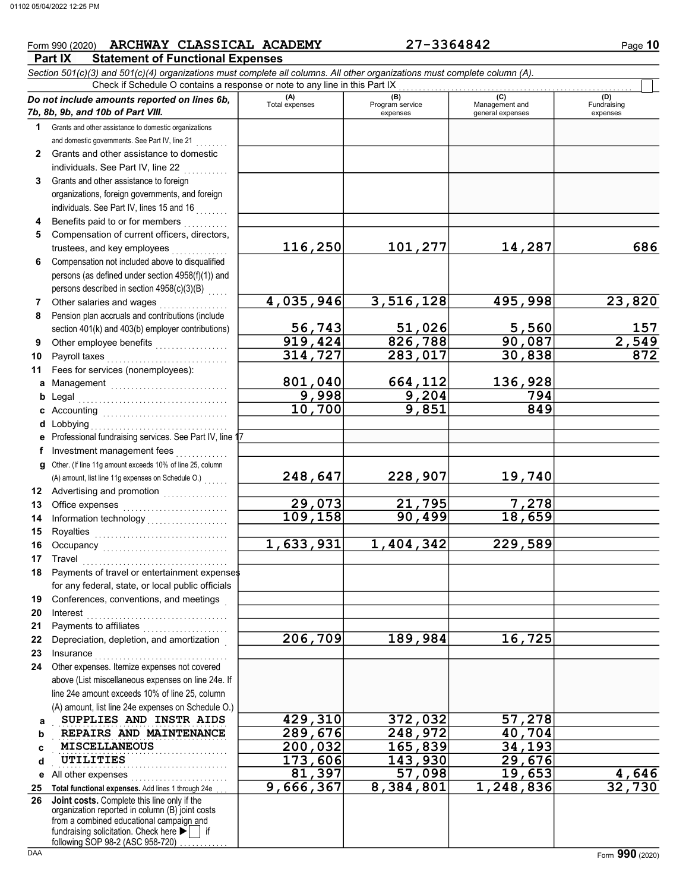Form 990 (2020) **ARCHWAY CLASSICAL ACADEMY** **27-3364842** Page **10**

## Part IX Statement of Functional Expenses

*Section 501(c)(3) and 501(c)(4) organizations must complete all columns. All other organizations must complete column (A).*

Check if Schedule O contains a response or note to any line in this Part IX ☐

| *Do not include amounts reported on lines 6b, 7b, 8b, 9b, and 10b of Part VIII.* | (A) Total expenses | (B) Program service expenses | (C) Management and general expenses | (D) Fundraising expenses |
|---|---|---|---|---|
| **1** Grants and other assistance to domestic organizations and domestic governments. See Part IV, line 21 | | | | |
| **2** Grants and other assistance to domestic individuals. See Part IV, line 22 | | | | |
| **3** Grants and other assistance to foreign organizations, foreign governments, and foreign individuals. See Part IV, lines 15 and 16 | | | | |
| **4** Benefits paid to or for members | | | | |
| **5** Compensation of current officers, directors, trustees, and key employees | 116,250 | 101,277 | 14,287 | 686 |
| **6** Compensation not included above to disqualified persons (as defined under section 4958(f)(1)) and persons described in section 4958(c)(3)(B) | | | | |
| **7** Other salaries and wages | 4,035,946 | 3,516,128 | 495,998 | 23,820 |
| **8** Pension plan accruals and contributions (include section 401(k) and 403(b) employer contributions) | 56,743 | 51,026 | 5,560 | 157 |
| **9** Other employee benefits | 919,424 | 826,788 | 90,087 | 2,549 |
| **10** Payroll taxes | 314,727 | 283,017 | 30,838 | 872 |
| **11** Fees for services (nonemployees): | | | | |
| **a** Management | 801,040 | 664,112 | 136,928 | |
| **b** Legal | 9,998 | 9,204 | 794 | |
| **c** Accounting | 10,700 | 9,851 | 849 | |
| **d** Lobbying | | | | |
| **e** Professional fundraising services. See Part IV, line 17 | | | | |
| **f** Investment management fees | | | | |
| **g** Other. (If line 11g amount exceeds 10% of line 25, column (A) amount, list line 11g expenses on Schedule O.) | 248,647 | 228,907 | 19,740 | |
| **12** Advertising and promotion | | | | |
| **13** Office expenses | 29,073 | 21,795 | 7,278 | |
| **14** Information technology | 109,158 | 90,499 | 18,659 | |
| **15** Royalties | | | | |
| **16** Occupancy | 1,633,931 | 1,404,342 | 229,589 | |
| **17** Travel | | | | |
| **18** Payments of travel or entertainment expenses for any federal, state, or local public officials | | | | |
| **19** Conferences, conventions, and meetings | | | | |
| **20** Interest | | | | |
| **21** Payments to affiliates | | | | |
| **22** Depreciation, depletion, and amortization | 206,709 | 189,984 | 16,725 | |
| **23** Insurance | | | | |
| **24** Other expenses. Itemize expenses not covered above (List miscellaneous expenses on line 24e. If line 24e amount exceeds 10% of line 25, column (A) amount, list line 24e expenses on Schedule O.) | | | | |
| **a** SUPPLIES AND INSTR AIDS | 429,310 | 372,032 | 57,278 | |
| **b** REPAIRS AND MAINTENANCE | 289,676 | 248,972 | 40,704 | |
| **c** MISCELLANEOUS | 200,032 | 165,839 | 34,193 | |
| **d** UTILITIES | 173,606 | 143,930 | 29,676 | |
| **e** All other expenses | 81,397 | 57,098 | 19,653 | 4,646 |
| **25 Total functional expenses.** Add lines 1 through 24e | 9,666,367 | 8,384,801 | 1,248,836 | 32,730 |
| **26 Joint costs.** Complete this line only if the organization reported in column (B) joint costs from a combined educational campaign and fundraising solicitation. Check here ▶ ☐ if following SOP 98-2 (ASC 958-720) | | | | |

Form **990** (2020)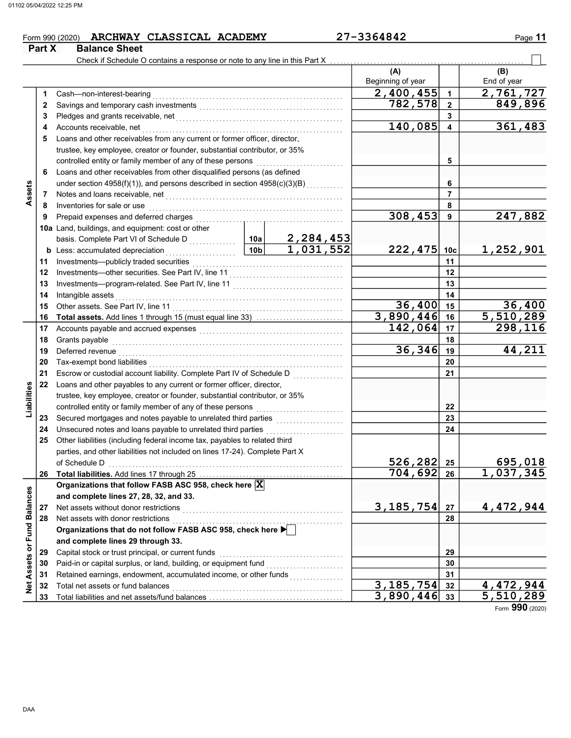Form 990 (2020) ARCHWAY CLASSICAL ACADEMY 27-3364842

**Part X Balance Sheet**

Check if Schedule O contains a response or note to any line in this Part X ☐

| | | | | (A) Beginning of year | | (B) End of year |
|---|---|---|---|---|---|---|
| **Assets** | 1 | Cash—non-interest-bearing | | 2,400,455 | 1 | 2,761,727 |
| | 2 | Savings and temporary cash investments | | 782,578 | 2 | 849,896 |
| | 3 | Pledges and grants receivable, net | | | 3 | |
| | 4 | Accounts receivable, net | | 140,085 | 4 | 361,483 |
| | 5 | Loans and other receivables from any current or former officer, director, trustee, key employee, creator or founder, substantial contributor, or 35% controlled entity or family member of any of these persons | | | 5 | |
| | 6 | Loans and other receivables from other disqualified persons (as defined under section 4958(f)(1)), and persons described in section 4958(c)(3)(B) | | | 6 | |
| | 7 | Notes and loans receivable, net | | | 7 | |
| | 8 | Inventories for sale or use | | | 8 | |
| | 9 | Prepaid expenses and deferred charges | | 308,453 | 9 | 247,882 |
| | 10a | Land, buildings, and equipment: cost or other basis. Complete Part VI of Schedule D | 10a 2,284,453 | | | |
| | b | Less: accumulated depreciation | 10b 1,031,552 | 222,475 | 10c | 1,252,901 |
| | 11 | Investments—publicly traded securities | | | 11 | |
| | 12 | Investments—other securities. See Part IV, line 11 | | | 12 | |
| | 13 | Investments—program-related. See Part IV, line 11 | | | 13 | |
| | 14 | Intangible assets | | | 14 | |
| | 15 | Other assets. See Part IV, line 11 | | 36,400 | 15 | 36,400 |
| | 16 | **Total assets.** Add lines 1 through 15 (must equal line 33) | | 3,890,446 | 16 | 5,510,289 |
| **Liabilities** | 17 | Accounts payable and accrued expenses | | 142,064 | 17 | 298,116 |
| | 18 | Grants payable | | | 18 | |
| | 19 | Deferred revenue | | 36,346 | 19 | 44,211 |
| | 20 | Tax-exempt bond liabilities | | | 20 | |
| | 21 | Escrow or custodial account liability. Complete Part IV of Schedule D | | | 21 | |
| | 22 | Loans and other payables to any current or former officer, director, trustee, key employee, creator or founder, substantial contributor, or 35% controlled entity or family member of any of these persons | | | 22 | |
| | 23 | Secured mortgages and notes payable to unrelated third parties | | | 23 | |
| | 24 | Unsecured notes and loans payable to unrelated third parties | | | 24 | |
| | 25 | Other liabilities (including federal income tax, payables to related third parties, and other liabilities not included on lines 17-24). Complete Part X of Schedule D | | 526,282 | 25 | 695,018 |
| | 26 | **Total liabilities.** Add lines 17 through 25 | | 704,692 | 26 | 1,037,345 |
| **Net Assets or Fund Balances** | | **Organizations that follow FASB ASC 958, check here** ☒ **and complete lines 27, 28, 32, and 33.** | | | | |
| | 27 | Net assets without donor restrictions | | 3,185,754 | 27 | 4,472,944 |
| | 28 | Net assets with donor restrictions | | | 28 | |
| | | **Organizations that do not follow FASB ASC 958, check here** ☐ **and complete lines 29 through 33.** | | | | |
| | 29 | Capital stock or trust principal, or current funds | | | 29 | |
| | 30 | Paid-in or capital surplus, or land, building, or equipment fund | | | 30 | |
| | 31 | Retained earnings, endowment, accumulated income, or other funds | | | 31 | |
| | 32 | Total net assets or fund balances | | 3,185,754 | 32 | 4,472,944 |
| | 33 | Total liabilities and net assets/fund balances | | 3,890,446 | 33 | 5,510,289 |

Form **990** (2020)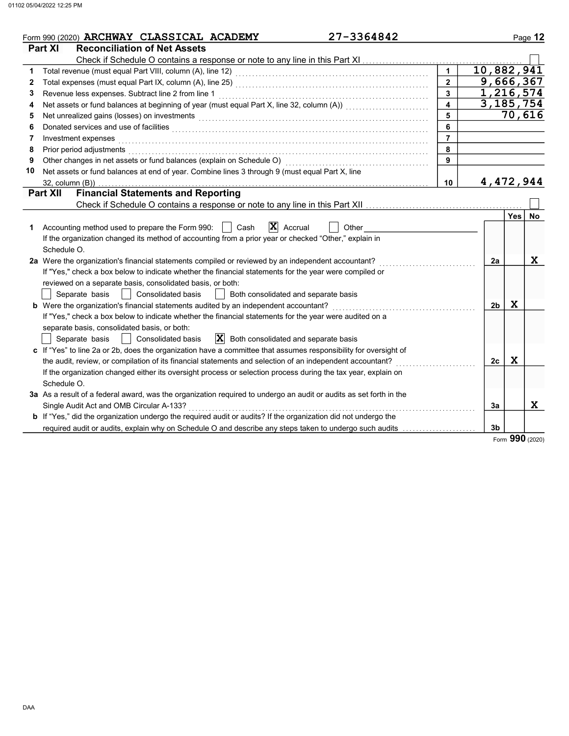Form 990 (2020) **ARCHWAY CLASSICAL ACADEMY** 27-3364842

## Part XI Reconciliation of Net Assets

Check if Schedule O contains a response or note to any line in this Part XI [ ]

| | | | |
|---|---|---|---|
| 1 | Total revenue (must equal Part VIII, column (A), line 12) | 1 | 10,882,941 |
| 2 | Total expenses (must equal Part IX, column (A), line 25) | 2 | 9,666,367 |
| 3 | Revenue less expenses. Subtract line 2 from line 1 | 3 | 1,216,574 |
| 4 | Net assets or fund balances at beginning of year (must equal Part X, line 32, column (A)) | 4 | 3,185,754 |
| 5 | Net unrealized gains (losses) on investments | 5 | 70,616 |
| 6 | Donated services and use of facilities | 6 | |
| 7 | Investment expenses | 7 | |
| 8 | Prior period adjustments | 8 | |
| 9 | Other changes in net assets or fund balances (explain on Schedule O) | 9 | |
| 10 | Net assets or fund balances at end of year. Combine lines 3 through 9 (must equal Part X, line 32, column (B)) | 10 | 4,472,944 |

## Part XII Financial Statements and Reporting

Check if Schedule O contains a response or note to any line in this Part XII [ ]

| | | | Yes | No |
|---|---|---|---|---|
| 1 | Accounting method used to prepare the Form 990: [ ] Cash [X] Accrual [ ] Other<br>If the organization changed its method of accounting from a prior year or checked "Other," explain in Schedule O. | | | |
| 2a | Were the organization's financial statements compiled or reviewed by an independent accountant?<br>If "Yes," check a box below to indicate whether the financial statements for the year were compiled or reviewed on a separate basis, consolidated basis, or both:<br>[ ] Separate basis [ ] Consolidated basis [ ] Both consolidated and separate basis | 2a | | X |
| b | Were the organization's financial statements audited by an independent accountant?<br>If "Yes," check a box below to indicate whether the financial statements for the year were audited on a separate basis, consolidated basis, or both:<br>[ ] Separate basis [ ] Consolidated basis [X] Both consolidated and separate basis | 2b | X | |
| c | If "Yes" to line 2a or 2b, does the organization have a committee that assumes responsibility for oversight of the audit, review, or compilation of its financial statements and selection of an independent accountant?<br>If the organization changed either its oversight process or selection process during the tax year, explain on Schedule O. | 2c | X | |
| 3a | As a result of a federal award, was the organization required to undergo an audit or audits as set forth in the Single Audit Act and OMB Circular A-133? | 3a | | X |
| b | If "Yes," did the organization undergo the required audit or audits? If the organization did not undergo the required audit or audits, explain why on Schedule O and describe any steps taken to undergo such audits | 3b | | |

Form **990** (2020)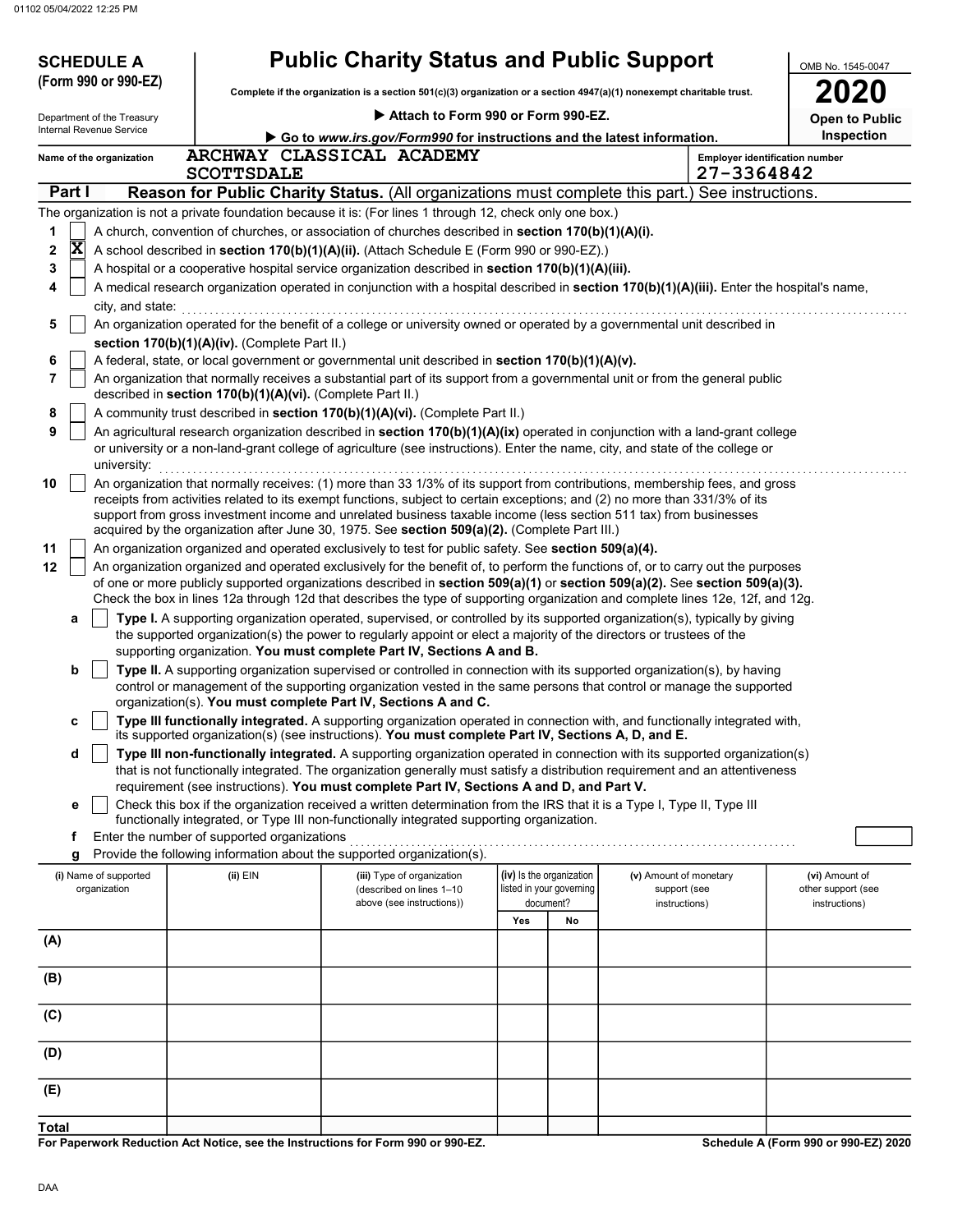**SCHEDULE A (Form 990 or 990-EZ)**

Department of the Treasury
Internal Revenue Service

# Public Charity Status and Public Support

**Complete if the organization is a section 501(c)(3) organization or a section 4947(a)(1) nonexempt charitable trust.**

▶ **Attach to Form 990 or Form 990-EZ.**

▶ **Go to www.irs.gov/Form990 for instructions and the latest information.**

OMB No. 1545-0047

**2020**

**Open to Public Inspection**

Name of the organization: ARCHWAY CLASSICAL ACADEMY SCOTTSDALE

Employer identification number: 27-3364842

## Part I — Reason for Public Charity Status. (All organizations must complete this part.) See instructions.

The organization is not a private foundation because it is: (For lines 1 through 12, check only one box.)

1. [ ] A church, convention of churches, or association of churches described in **section 170(b)(1)(A)(i).**
2. [X] A school described in **section 170(b)(1)(A)(ii).** (Attach Schedule E (Form 990 or 990-EZ).)
3. [ ] A hospital or a cooperative hospital service organization described in **section 170(b)(1)(A)(iii).**
4. [ ] A medical research organization operated in conjunction with a hospital described in **section 170(b)(1)(A)(iii).** Enter the hospital's name, city, and state:
5. [ ] An organization operated for the benefit of a college or university owned or operated by a governmental unit described in **section 170(b)(1)(A)(iv).** (Complete Part II.)
6. [ ] A federal, state, or local government or governmental unit described in **section 170(b)(1)(A)(v).**
7. [ ] An organization that normally receives a substantial part of its support from a governmental unit or from the general public described in **section 170(b)(1)(A)(vi).** (Complete Part II.)
8. [ ] A community trust described in **section 170(b)(1)(A)(vi).** (Complete Part II.)
9. [ ] An agricultural research organization described in **section 170(b)(1)(A)(ix)** operated in conjunction with a land-grant college or university or a non-land-grant college of agriculture (see instructions). Enter the name, city, and state of the college or university:
10. [ ] An organization that normally receives: (1) more than 33 1/3% of its support from contributions, membership fees, and gross receipts from activities related to its exempt functions, subject to certain exceptions; and (2) no more than 331/3% of its support from gross investment income and unrelated business taxable income (less section 511 tax) from businesses acquired by the organization after June 30, 1975. See **section 509(a)(2).** (Complete Part III.)
11. [ ] An organization organized and operated exclusively to test for public safety. See **section 509(a)(4).**
12. [ ] An organization organized and operated exclusively for the benefit of, to perform the functions of, or to carry out the purposes of one or more publicly supported organizations described in **section 509(a)(1)** or **section 509(a)(2).** See **section 509(a)(3).** Check the box in lines 12a through 12d that describes the type of supporting organization and complete lines 12e, 12f, and 12g.
   - **a** [ ] **Type I.** A supporting organization operated, supervised, or controlled by its supported organization(s), typically by giving the supported organization(s) the power to regularly appoint or elect a majority of the directors or trustees of the supporting organization. **You must complete Part IV, Sections A and B.**
   - **b** [ ] **Type II.** A supporting organization supervised or controlled in connection with its supported organization(s), by having control or management of the supporting organization vested in the same persons that control or manage the supported organization(s). **You must complete Part IV, Sections A and C.**
   - **c** [ ] **Type III functionally integrated.** A supporting organization operated in connection with, and functionally integrated with, its supported organization(s) (see instructions). **You must complete Part IV, Sections A, D, and E.**
   - **d** [ ] **Type III non-functionally integrated.** A supporting organization operated in connection with its supported organization(s) that is not functionally integrated. The organization generally must satisfy a distribution requirement and an attentiveness requirement (see instructions). **You must complete Part IV, Sections A and D, and Part V.**
   - **e** [ ] Check this box if the organization received a written determination from the IRS that it is a Type I, Type II, Type III functionally integrated, or Type III non-functionally integrated supporting organization.
   - **f** Enter the number of supported organizations
   - **g** Provide the following information about the supported organization(s).

| (i) Name of supported organization | (ii) EIN | (iii) Type of organization (described on lines 1–10 above (see instructions)) | (iv) Is the organization listed in your governing document? Yes | No | (v) Amount of monetary support (see instructions) | (vi) Amount of other support (see instructions) |
|---|---|---|---|---|---|---|
| (A) | | | | | | |
| (B) | | | | | | |
| (C) | | | | | | |
| (D) | | | | | | |
| (E) | | | | | | |
| Total | | | | | | |

**For Paperwork Reduction Act Notice, see the Instructions for Form 990 or 990-EZ.**

**Schedule A (Form 990 or 990-EZ) 2020**

DAA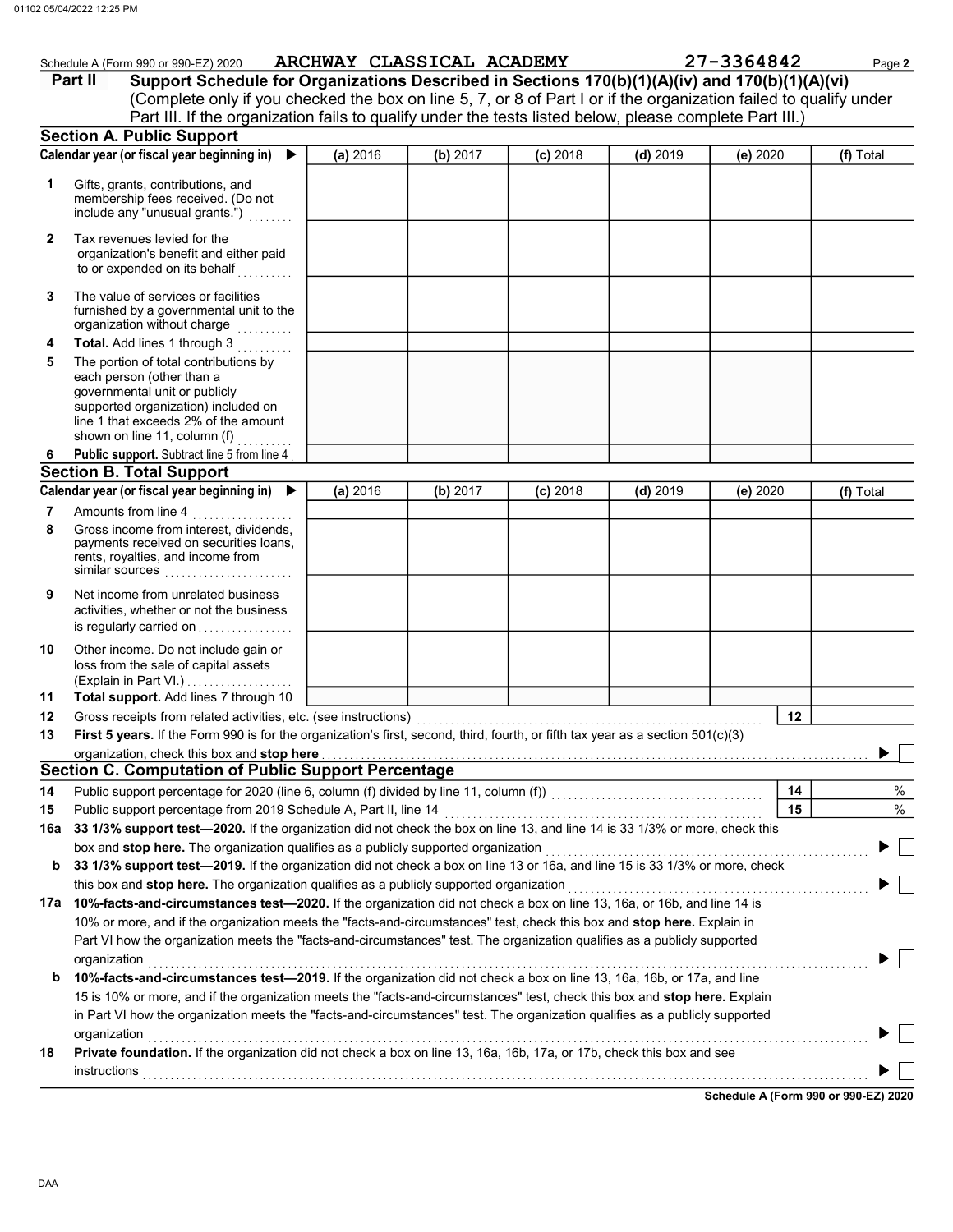Schedule A (Form 990 or 990-EZ) 2020 ARCHWAY CLASSICAL ACADEMY 27-3364842

## Part II Support Schedule for Organizations Described in Sections 170(b)(1)(A)(iv) and 170(b)(1)(A)(vi)

(Complete only if you checked the box on line 5, 7, or 8 of Part I or if the organization failed to qualify under Part III. If the organization fails to qualify under the tests listed below, please complete Part III.)

### Section A. Public Support

| Calendar year (or fiscal year beginning in) ▶ | (a) 2016 | (b) 2017 | (c) 2018 | (d) 2019 | (e) 2020 | (f) Total |
|---|---|---|---|---|---|---|
| **1** Gifts, grants, contributions, and membership fees received. (Do not include any "unusual grants.") | | | | | | |
| **2** Tax revenues levied for the organization's benefit and either paid to or expended on its behalf | | | | | | |
| **3** The value of services or facilities furnished by a governmental unit to the organization without charge | | | | | | |
| **4** **Total.** Add lines 1 through 3 | | | | | | |
| **5** The portion of total contributions by each person (other than a governmental unit or publicly supported organization) included on line 1 that exceeds 2% of the amount shown on line 11, column (f) | | | | | | |
| **6** **Public support.** Subtract line 5 from line 4 | | | | | | |

### Section B. Total Support

| Calendar year (or fiscal year beginning in) ▶ | (a) 2016 | (b) 2017 | (c) 2018 | (d) 2019 | (e) 2020 | (f) Total |
|---|---|---|---|---|---|---|
| **7** Amounts from line 4 | | | | | | |
| **8** Gross income from interest, dividends, payments received on securities loans, rents, royalties, and income from similar sources | | | | | | |
| **9** Net income from unrelated business activities, whether or not the business is regularly carried on | | | | | | |
| **10** Other income. Do not include gain or loss from the sale of capital assets (Explain in Part VI.) | | | | | | |
| **11** **Total support.** Add lines 7 through 10 | | | | | | |

**12** Gross receipts from related activities, etc. (see instructions) **12**

**13** **First 5 years.** If the Form 990 is for the organization's first, second, third, fourth, or fifth tax year as a section 501(c)(3) organization, check this box and **stop here** ▶ ☐

### Section C. Computation of Public Support Percentage

**14** Public support percentage for 2020 (line 6, column (f) divided by line 11, column (f)) **14** %

**15** Public support percentage from 2019 Schedule A, Part II, line 14 **15** %

**16a** **33 1/3% support test—2020.** If the organization did not check the box on line 13, and line 14 is 33 1/3% or more, check this box and **stop here.** The organization qualifies as a publicly supported organization ▶ ☐

**b** **33 1/3% support test—2019.** If the organization did not check a box on line 13 or 16a, and line 15 is 33 1/3% or more, check this box and **stop here.** The organization qualifies as a publicly supported organization ▶ ☐

**17a** **10%-facts-and-circumstances test—2020.** If the organization did not check a box on line 13, 16a, or 16b, and line 14 is 10% or more, and if the organization meets the "facts-and-circumstances" test, check this box and **stop here.** Explain in Part VI how the organization meets the "facts-and-circumstances" test. The organization qualifies as a publicly supported organization ▶ ☐

**b** **10%-facts-and-circumstances test—2019.** If the organization did not check a box on line 13, 16a, 16b, or 17a, and line 15 is 10% or more, and if the organization meets the "facts-and-circumstances" test, check this box and **stop here.** Explain in Part VI how the organization meets the "facts-and-circumstances" test. The organization qualifies as a publicly supported organization ▶ ☐

**18** **Private foundation.** If the organization did not check a box on line 13, 16a, 16b, 17a, or 17b, check this box and see instructions ▶ ☐

**Schedule A (Form 990 or 990-EZ) 2020**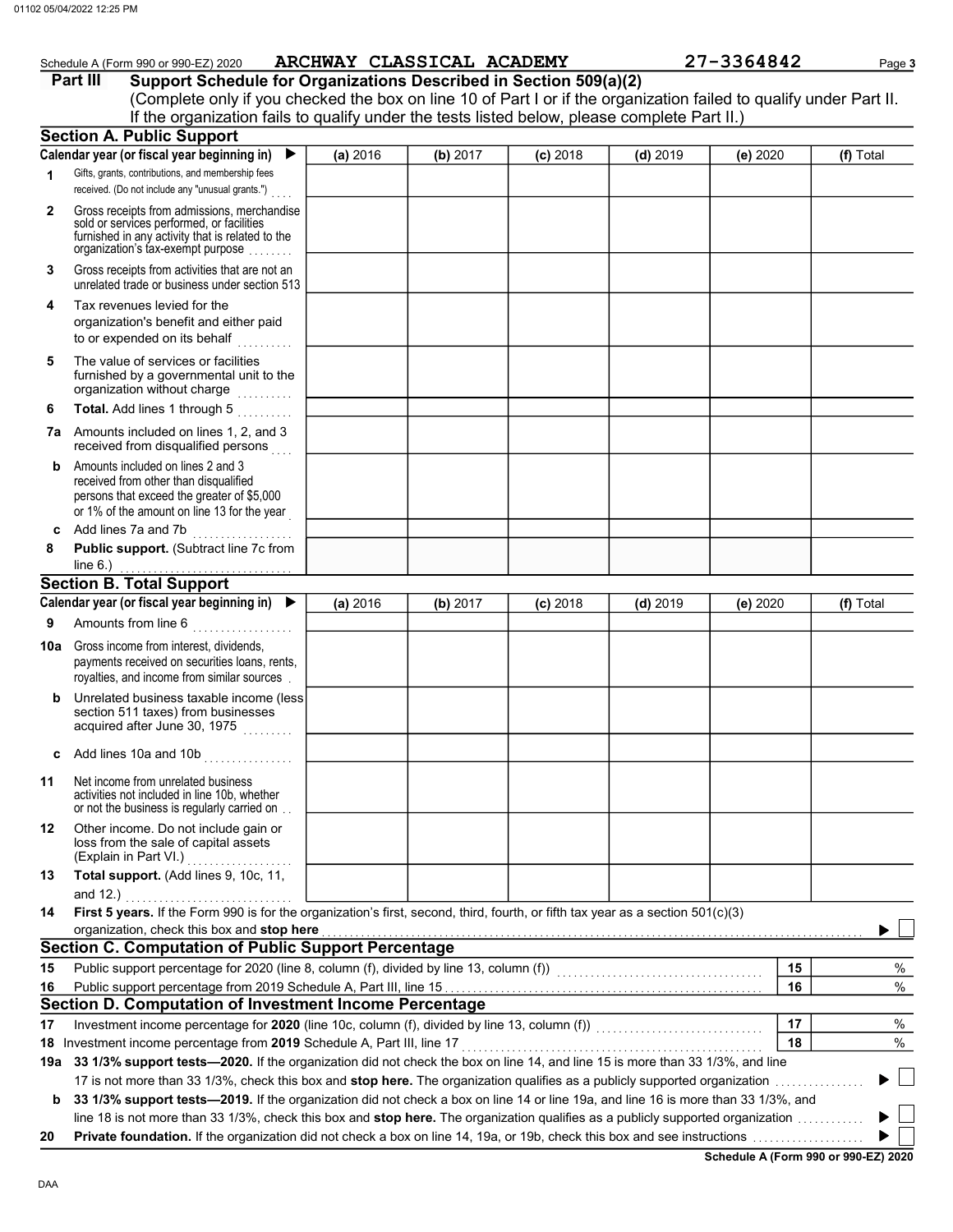Schedule A (Form 990 or 990-EZ) 2020 ARCHWAY CLASSICAL ACADEMY 27-3364842 Page 3

**Part III Support Schedule for Organizations Described in Section 509(a)(2)**

(Complete only if you checked the box on line 10 of Part I or if the organization failed to qualify under Part II. If the organization fails to qualify under the tests listed below, please complete Part II.)

## Section A. Public Support

| Calendar year (or fiscal year beginning in) ▶ | (a) 2016 | (b) 2017 | (c) 2018 | (d) 2019 | (e) 2020 | (f) Total |
|---|---|---|---|---|---|---|
| 1 Gifts, grants, contributions, and membership fees received. (Do not include any "unusual grants.") | | | | | | |
| 2 Gross receipts from admissions, merchandise sold or services performed, or facilities furnished in any activity that is related to the organization's tax-exempt purpose | | | | | | |
| 3 Gross receipts from activities that are not an unrelated trade or business under section 513 | | | | | | |
| 4 Tax revenues levied for the organization's benefit and either paid to or expended on its behalf | | | | | | |
| 5 The value of services or facilities furnished by a governmental unit to the organization without charge | | | | | | |
| 6 **Total.** Add lines 1 through 5 | | | | | | |
| 7a Amounts included on lines 1, 2, and 3 received from disqualified persons | | | | | | |
| b Amounts included on lines 2 and 3 received from other than disqualified persons that exceed the greater of $5,000 or 1% of the amount on line 13 for the year | | | | | | |
| c Add lines 7a and 7b | | | | | | |
| 8 **Public support.** (Subtract line 7c from line 6.) | | | | | | |

## Section B. Total Support

| Calendar year (or fiscal year beginning in) ▶ | (a) 2016 | (b) 2017 | (c) 2018 | (d) 2019 | (e) 2020 | (f) Total |
|---|---|---|---|---|---|---|
| 9 Amounts from line 6 | | | | | | |
| 10a Gross income from interest, dividends, payments received on securities loans, rents, royalties, and income from similar sources | | | | | | |
| b Unrelated business taxable income (less section 511 taxes) from businesses acquired after June 30, 1975 | | | | | | |
| c Add lines 10a and 10b | | | | | | |
| 11 Net income from unrelated business activities not included in line 10b, whether or not the business is regularly carried on | | | | | | |
| 12 Other income. Do not include gain or loss from the sale of capital assets (Explain in Part VI.) | | | | | | |
| 13 **Total support.** (Add lines 9, 10c, 11, and 12.) | | | | | | |

**14 First 5 years.** If the Form 990 is for the organization's first, second, third, fourth, or fifth tax year as a section 501(c)(3) organization, check this box and **stop here** ▶ ☐

## Section C. Computation of Public Support Percentage

| | | | |
|---|---|---|---|
| 15 | Public support percentage for 2020 (line 8, column (f), divided by line 13, column (f)) | 15 | % |
| 16 | Public support percentage from 2019 Schedule A, Part III, line 15 | 16 | % |

## Section D. Computation of Investment Income Percentage

| | | | |
|---|---|---|---|
| 17 | Investment income percentage for **2020** (line 10c, column (f), divided by line 13, column (f)) | 17 | % |
| 18 | Investment income percentage from **2019** Schedule A, Part III, line 17 | 18 | % |

**19a 33 1/3% support tests—2020.** If the organization did not check the box on line 14, and line 15 is more than 33 1/3%, and line 17 is not more than 33 1/3%, check this box and **stop here.** The organization qualifies as a publicly supported organization ▶ ☐

**b 33 1/3% support tests—2019.** If the organization did not check a box on line 14 or line 19a, and line 16 is more than 33 1/3%, and line 18 is not more than 33 1/3%, check this box and **stop here.** The organization qualifies as a publicly supported organization ▶ ☐

**20 Private foundation.** If the organization did not check a box on line 14, 19a, or 19b, check this box and see instructions ▶ ☐

**Schedule A (Form 990 or 990-EZ) 2020**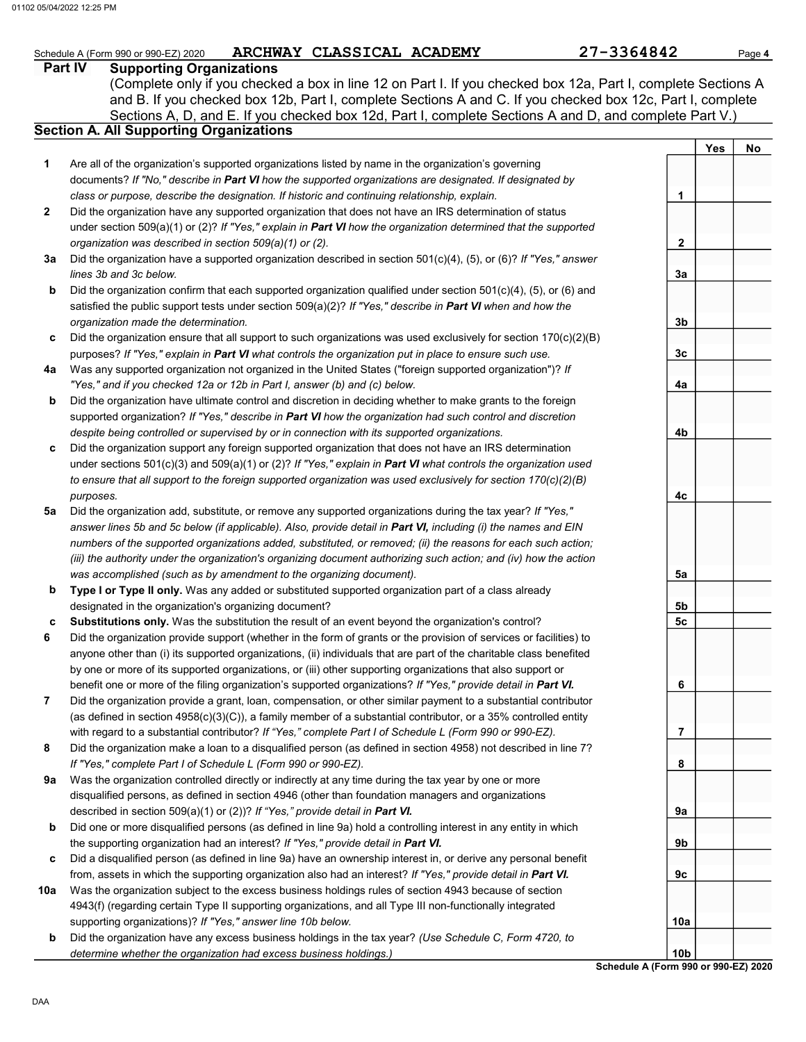Schedule A (Form 990 or 990-EZ) 2020 ARCHWAY CLASSICAL ACADEMY 27-3364842 Page **4**

## Part IV Supporting Organizations

(Complete only if you checked a box in line 12 on Part I. If you checked box 12a, Part I, complete Sections A and B. If you checked box 12b, Part I, complete Sections A and C. If you checked box 12c, Part I, complete Sections A, D, and E. If you checked box 12d, Part I, complete Sections A and D, and complete Part V.)

### Section A. All Supporting Organizations

| | | | Yes | No |
|---|---|---|---|---|
| **1** | Are all of the organization's supported organizations listed by name in the organization's governing documents? *If "No," describe in **Part VI** how the supported organizations are designated. If designated by class or purpose, describe the designation. If historic and continuing relationship, explain.* | **1** | | |
| **2** | Did the organization have any supported organization that does not have an IRS determination of status under section 509(a)(1) or (2)? *If "Yes," explain in **Part VI** how the organization determined that the supported organization was described in section 509(a)(1) or (2).* | **2** | | |
| **3a** | Did the organization have a supported organization described in section 501(c)(4), (5), or (6)? *If "Yes," answer lines 3b and 3c below.* | **3a** | | |
| **b** | Did the organization confirm that each supported organization qualified under section 501(c)(4), (5), or (6) and satisfied the public support tests under section 509(a)(2)? *If "Yes," describe in **Part VI** when and how the organization made the determination.* | **3b** | | |
| **c** | Did the organization ensure that all support to such organizations was used exclusively for section 170(c)(2)(B) purposes? *If "Yes," explain in **Part VI** what controls the organization put in place to ensure such use.* | **3c** | | |
| **4a** | Was any supported organization not organized in the United States ("foreign supported organization")? *If "Yes," and if you checked 12a or 12b in Part I, answer (b) and (c) below.* | **4a** | | |
| **b** | Did the organization have ultimate control and discretion in deciding whether to make grants to the foreign supported organization? *If "Yes," describe in **Part VI** how the organization had such control and discretion despite being controlled or supervised by or in connection with its supported organizations.* | **4b** | | |
| **c** | Did the organization support any foreign supported organization that does not have an IRS determination under sections 501(c)(3) and 509(a)(1) or (2)? *If "Yes," explain in **Part VI** what controls the organization used to ensure that all support to the foreign supported organization was used exclusively for section 170(c)(2)(B) purposes.* | **4c** | | |
| **5a** | Did the organization add, substitute, or remove any supported organizations during the tax year? *If "Yes," answer lines 5b and 5c below (if applicable). Also, provide detail in **Part VI,** including (i) the names and EIN numbers of the supported organizations added, substituted, or removed; (ii) the reasons for each such action; (iii) the authority under the organization's organizing document authorizing such action; and (iv) how the action was accomplished (such as by amendment to the organizing document).* | **5a** | | |
| **b** | **Type I or Type II only.** Was any added or substituted supported organization part of a class already designated in the organization's organizing document? | **5b** | | |
| **c** | **Substitutions only.** Was the substitution the result of an event beyond the organization's control? | **5c** | | |
| **6** | Did the organization provide support (whether in the form of grants or the provision of services or facilities) to anyone other than (i) its supported organizations, (ii) individuals that are part of the charitable class benefited by one or more of its supported organizations, or (iii) other supporting organizations that also support or benefit one or more of the filing organization's supported organizations? *If "Yes," provide detail in **Part VI.*** | **6** | | |
| **7** | Did the organization provide a grant, loan, compensation, or other similar payment to a substantial contributor (as defined in section 4958(c)(3)(C)), a family member of a substantial contributor, or a 35% controlled entity with regard to a substantial contributor? *If "Yes," complete Part I of Schedule L (Form 990 or 990-EZ).* | **7** | | |
| **8** | Did the organization make a loan to a disqualified person (as defined in section 4958) not described in line 7? *If "Yes," complete Part I of Schedule L (Form 990 or 990-EZ).* | **8** | | |
| **9a** | Was the organization controlled directly or indirectly at any time during the tax year by one or more disqualified persons, as defined in section 4946 (other than foundation managers and organizations described in section 509(a)(1) or (2))? *If "Yes," provide detail in **Part VI.*** | **9a** | | |
| **b** | Did one or more disqualified persons (as defined in line 9a) hold a controlling interest in any entity in which the supporting organization had an interest? *If "Yes," provide detail in **Part VI.*** | **9b** | | |
| **c** | Did a disqualified person (as defined in line 9a) have an ownership interest in, or derive any personal benefit from, assets in which the supporting organization also had an interest? *If "Yes," provide detail in **Part VI.*** | **9c** | | |
| **10a** | Was the organization subject to the excess business holdings rules of section 4943 because of section 4943(f) (regarding certain Type II supporting organizations, and all Type III non-functionally integrated supporting organizations)? *If "Yes," answer line 10b below.* | **10a** | | |
| **b** | Did the organization have any excess business holdings in the tax year? *(Use Schedule C, Form 4720, to determine whether the organization had excess business holdings.)* | **10b** | | |

**Schedule A (Form 990 or 990-EZ) 2020**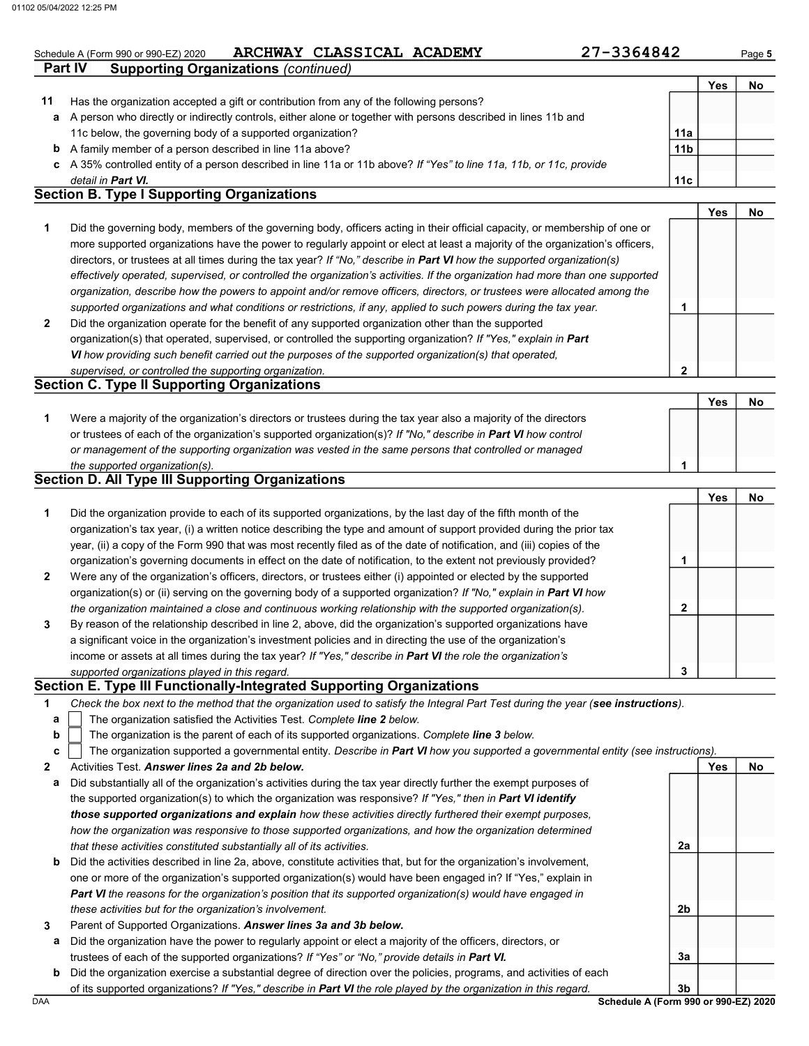Schedule A (Form 990 or 990-EZ) 2020 **ARCHWAY CLASSICAL ACADEMY** 27-3364842

## Part IV Supporting Organizations *(continued)*

| | | | Yes | No |
|---|---|---|---|---|
| **11** | Has the organization accepted a gift or contribution from any of the following persons? | | | |
| **a** | A person who directly or indirectly controls, either alone or together with persons described in lines 11b and 11c below, the governing body of a supported organization? | **11a** | | |
| **b** | A family member of a person described in line 11a above? | **11b** | | |
| **c** | A 35% controlled entity of a person described in line 11a or 11b above? *If "Yes" to line 11a, 11b, or 11c, provide detail in* ***Part VI.*** | **11c** | | |

### Section B. Type I Supporting Organizations

| | | | Yes | No |
|---|---|---|---|---|
| **1** | Did the governing body, members of the governing body, officers acting in their official capacity, or membership of one or more supported organizations have the power to regularly appoint or elect at least a majority of the organization's officers, directors, or trustees at all times during the tax year? *If "No," describe in* ***Part VI*** *how the supported organization(s) effectively operated, supervised, or controlled the organization's activities. If the organization had more than one supported organization, describe how the powers to appoint and/or remove officers, directors, or trustees were allocated among the supported organizations and what conditions or restrictions, if any, applied to such powers during the tax year.* | **1** | | |
| **2** | Did the organization operate for the benefit of any supported organization other than the supported organization(s) that operated, supervised, or controlled the supporting organization? *If "Yes," explain in* ***Part VI*** *how providing such benefit carried out the purposes of the supported organization(s) that operated, supervised, or controlled the supporting organization.* | **2** | | |

### Section C. Type II Supporting Organizations

| | | | Yes | No |
|---|---|---|---|---|
| **1** | Were a majority of the organization's directors or trustees during the tax year also a majority of the directors or trustees of each of the organization's supported organization(s)? *If "No," describe in* ***Part VI*** *how control or management of the supporting organization was vested in the same persons that controlled or managed the supported organization(s).* | **1** | | |

### Section D. All Type III Supporting Organizations

| | | | Yes | No |
|---|---|---|---|---|
| **1** | Did the organization provide to each of its supported organizations, by the last day of the fifth month of the organization's tax year, (i) a written notice describing the type and amount of support provided during the prior tax year, (ii) a copy of the Form 990 that was most recently filed as of the date of notification, and (iii) copies of the organization's governing documents in effect on the date of notification, to the extent not previously provided? | **1** | | |
| **2** | Were any of the organization's officers, directors, or trustees either (i) appointed or elected by the supported organization(s) or (ii) serving on the governing body of a supported organization? *If "No," explain in* ***Part VI*** *how the organization maintained a close and continuous working relationship with the supported organization(s).* | **2** | | |
| **3** | By reason of the relationship described in line 2, above, did the organization's supported organizations have a significant voice in the organization's investment policies and in directing the use of the organization's income or assets at all times during the tax year? *If "Yes," describe in* ***Part VI*** *the role the organization's supported organizations played in this regard.* | **3** | | |

### Section E. Type III Functionally-Integrated Supporting Organizations

**1** *Check the box next to the method that the organization used to satisfy the Integral Part Test during the year (****see instructions****).*

- **a** ☐ The organization satisfied the Activities Test. *Complete* ***line 2*** *below.*
- **b** ☐ The organization is the parent of each of its supported organizations. *Complete* ***line 3*** *below.*
- **c** ☐ The organization supported a governmental entity. *Describe in* ***Part VI*** *how you supported a governmental entity (see instructions).*

| | | | Yes | No |
|---|---|---|---|---|
| **2** | Activities Test. ***Answer lines 2a and 2b below.*** | | | |
| **a** | Did substantially all of the organization's activities during the tax year directly further the exempt purposes of the supported organization(s) to which the organization was responsive? *If "Yes," then in* ***Part VI identify those supported organizations and explain*** *how these activities directly furthered their exempt purposes, how the organization was responsive to those supported organizations, and how the organization determined that these activities constituted substantially all of its activities.* | **2a** | | |
| **b** | Did the activities described in line 2a, above, constitute activities that, but for the organization's involvement, one or more of the organization's supported organization(s) would have been engaged in? If "Yes," explain in ***Part VI*** *the reasons for the organization's position that its supported organization(s) would have engaged in these activities but for the organization's involvement.* | **2b** | | |
| **3** | Parent of Supported Organizations. ***Answer lines 3a and 3b below.*** | | | |
| **a** | Did the organization have the power to regularly appoint or elect a majority of the officers, directors, or trustees of each of the supported organizations? *If "Yes" or "No," provide details in* ***Part VI.*** | **3a** | | |
| **b** | Did the organization exercise a substantial degree of direction over the policies, programs, and activities of each of its supported organizations? *If "Yes," describe in* ***Part VI*** *the role played by the organization in this regard.* | **3b** | | |

**Schedule A (Form 990 or 990-EZ) 2020**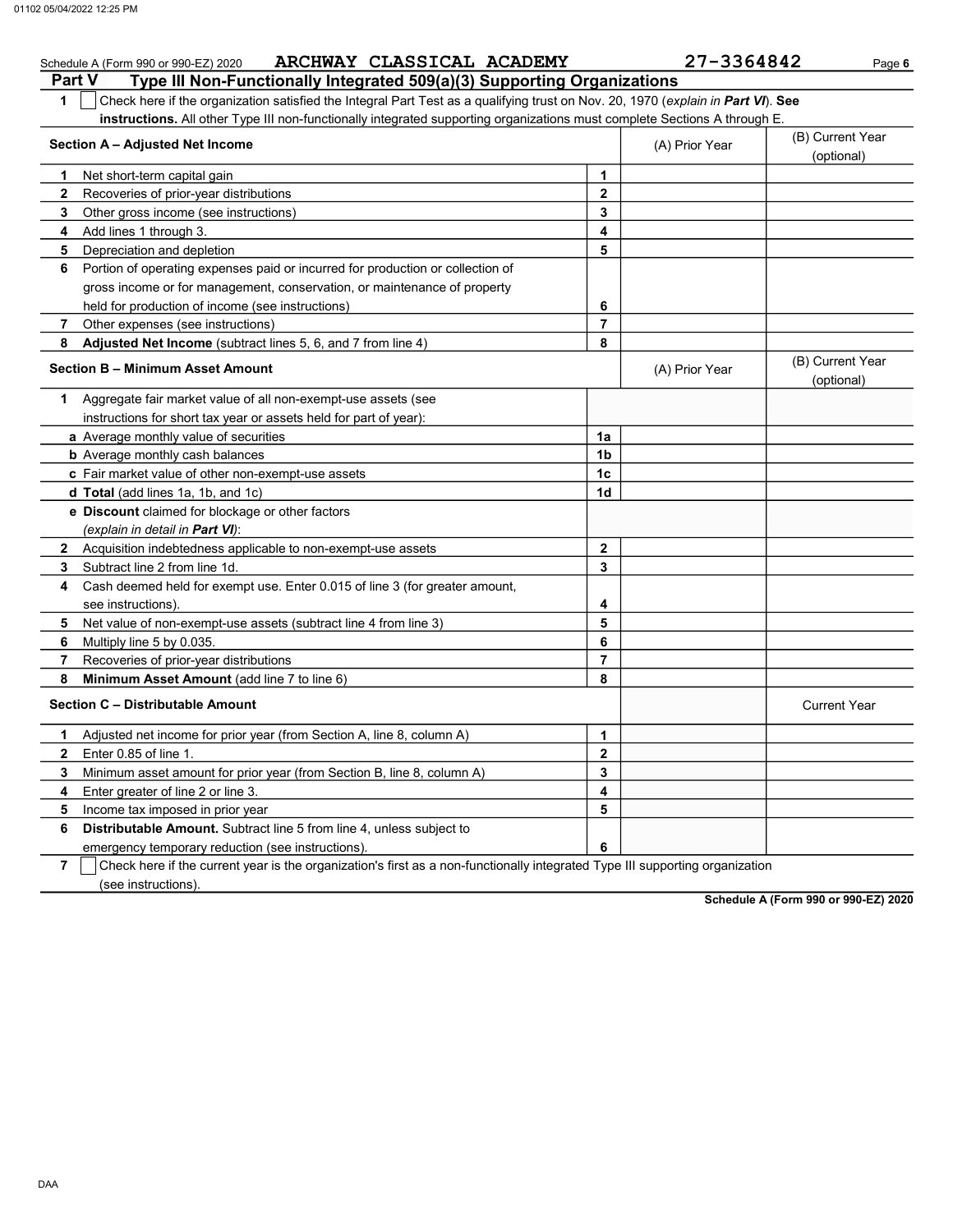Schedule A (Form 990 or 990-EZ) 2020 ARCHWAY CLASSICAL ACADEMY 27-3364842

## Part V Type III Non-Functionally Integrated 509(a)(3) Supporting Organizations

**1** ☐ Check here if the organization satisfied the Integral Part Test as a qualifying trust on Nov. 20, 1970 (*explain in **Part VI***). **See instructions.** All other Type III non-functionally integrated supporting organizations must complete Sections A through E.

| **Section A – Adjusted Net Income** | | (A) Prior Year | (B) Current Year (optional) |
|---|---|---|---|
| **1** Net short-term capital gain | 1 | | |
| **2** Recoveries of prior-year distributions | 2 | | |
| **3** Other gross income (see instructions) | 3 | | |
| **4** Add lines 1 through 3. | 4 | | |
| **5** Depreciation and depletion | 5 | | |
| **6** Portion of operating expenses paid or incurred for production or collection of gross income or for management, conservation, or maintenance of property held for production of income (see instructions) | 6 | | |
| **7** Other expenses (see instructions) | 7 | | |
| **8** **Adjusted Net Income** (subtract lines 5, 6, and 7 from line 4) | 8 | | |

| **Section B – Minimum Asset Amount** | | (A) Prior Year | (B) Current Year (optional) |
|---|---|---|---|
| **1** Aggregate fair market value of all non-exempt-use assets (see instructions for short tax year or assets held for part of year): | | | |
| **a** Average monthly value of securities | 1a | | |
| **b** Average monthly cash balances | 1b | | |
| **c** Fair market value of other non-exempt-use assets | 1c | | |
| **d** **Total** (add lines 1a, 1b, and 1c) | 1d | | |
| **e** **Discount** claimed for blockage or other factors (*explain in detail in **Part VI***): | | | |
| **2** Acquisition indebtedness applicable to non-exempt-use assets | 2 | | |
| **3** Subtract line 2 from line 1d. | 3 | | |
| **4** Cash deemed held for exempt use. Enter 0.015 of line 3 (for greater amount, see instructions). | 4 | | |
| **5** Net value of non-exempt-use assets (subtract line 4 from line 3) | 5 | | |
| **6** Multiply line 5 by 0.035. | 6 | | |
| **7** Recoveries of prior-year distributions | 7 | | |
| **8** **Minimum Asset Amount** (add line 7 to line 6) | 8 | | |

| **Section C – Distributable Amount** | | | Current Year |
|---|---|---|---|
| **1** Adjusted net income for prior year (from Section A, line 8, column A) | 1 | | |
| **2** Enter 0.85 of line 1. | 2 | | |
| **3** Minimum asset amount for prior year (from Section B, line 8, column A) | 3 | | |
| **4** Enter greater of line 2 or line 3. | 4 | | |
| **5** Income tax imposed in prior year | 5 | | |
| **6** **Distributable Amount.** Subtract line 5 from line 4, unless subject to emergency temporary reduction (see instructions). | 6 | | |

**7** ☐ Check here if the current year is the organization's first as a non-functionally integrated Type III supporting organization (see instructions).

**Schedule A (Form 990 or 990-EZ) 2020**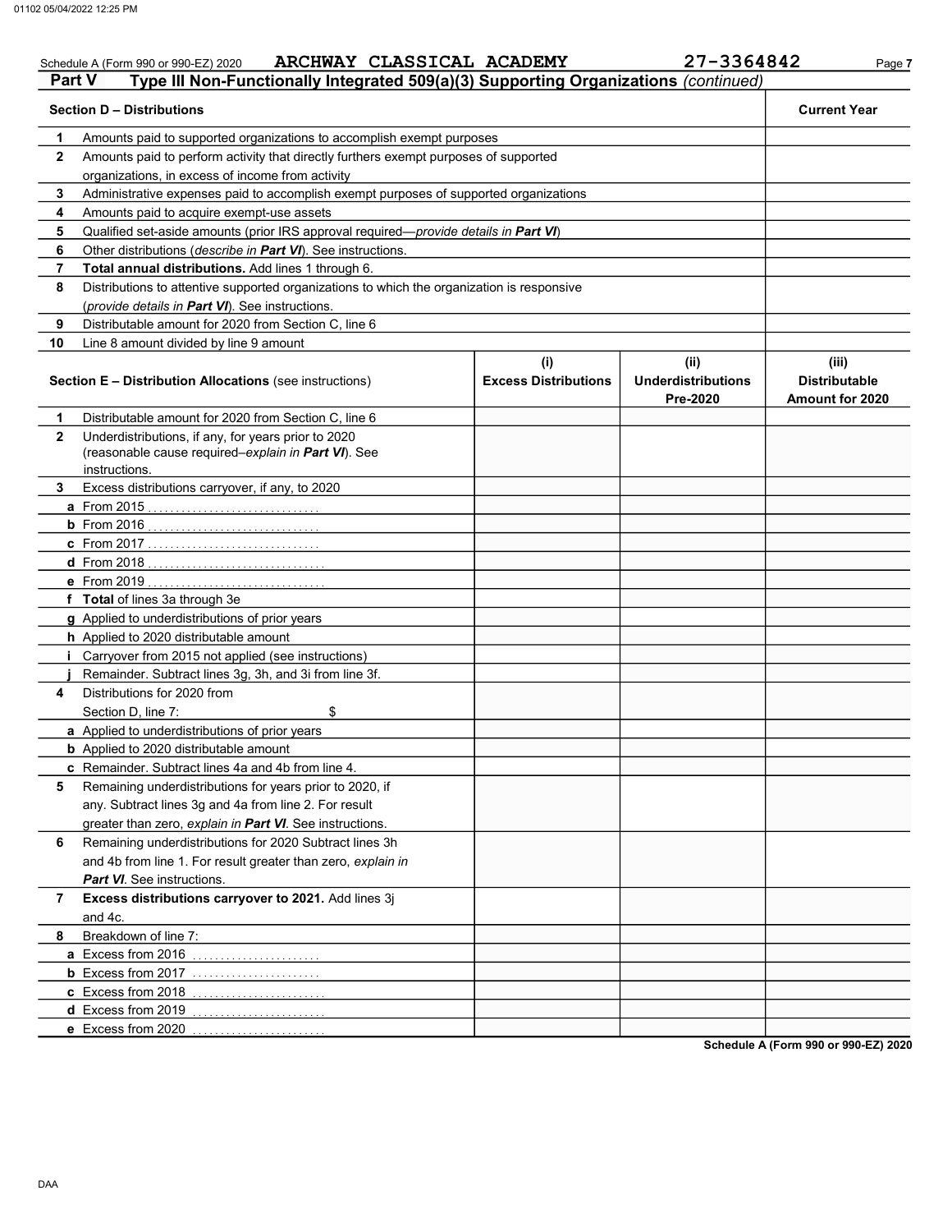Schedule A (Form 990 or 990-EZ) 2020 ARCHWAY CLASSICAL ACADEMY 27-3364842

## Part V Type III Non-Functionally Integrated 509(a)(3) Supporting Organizations *(continued)*

| | **Section D – Distributions** | **Current Year** |
|---|---|---|
| 1 | Amounts paid to supported organizations to accomplish exempt purposes | |
| 2 | Amounts paid to perform activity that directly furthers exempt purposes of supported organizations, in excess of income from activity | |
| 3 | Administrative expenses paid to accomplish exempt purposes of supported organizations | |
| 4 | Amounts paid to acquire exempt-use assets | |
| 5 | Qualified set-aside amounts (prior IRS approval required—*provide details in **Part VI***) | |
| 6 | Other distributions (*describe in **Part VI***). See instructions. | |
| 7 | **Total annual distributions.** Add lines 1 through 6. | |
| 8 | Distributions to attentive supported organizations to which the organization is responsive (*provide details in **Part VI***). See instructions. | |
| 9 | Distributable amount for 2020 from Section C, line 6 | |
| 10 | Line 8 amount divided by line 9 amount | |

| | **Section E – Distribution Allocations** (see instructions) | **(i) Excess Distributions** | **(ii) Underdistributions Pre-2020** | **(iii) Distributable Amount for 2020** |
|---|---|---|---|---|
| 1 | Distributable amount for 2020 from Section C, line 6 | | | |
| 2 | Underdistributions, if any, for years prior to 2020 (reasonable cause required–*explain in **Part VI***). See instructions. | | | |
| 3 | Excess distributions carryover, if any, to 2020 | | | |
| a | From 2015 | | | |
| b | From 2016 | | | |
| c | From 2017 | | | |
| d | From 2018 | | | |
| e | From 2019 | | | |
| f | **Total** of lines 3a through 3e | | | |
| g | Applied to underdistributions of prior years | | | |
| h | Applied to 2020 distributable amount | | | |
| i | Carryover from 2015 not applied (see instructions) | | | |
| j | Remainder. Subtract lines 3g, 3h, and 3i from line 3f. | | | |
| 4 | Distributions for 2020 from Section D, line 7: $ | | | |
| a | Applied to underdistributions of prior years | | | |
| b | Applied to 2020 distributable amount | | | |
| c | Remainder. Subtract lines 4a and 4b from line 4. | | | |
| 5 | Remaining underdistributions for years prior to 2020, if any. Subtract lines 3g and 4a from line 2. For result greater than zero, *explain in **Part VI***. See instructions. | | | |
| 6 | Remaining underdistributions for 2020 Subtract lines 3h and 4b from line 1. For result greater than zero, *explain in **Part VI***. See instructions. | | | |
| 7 | **Excess distributions carryover to 2021.** Add lines 3j and 4c. | | | |
| 8 | Breakdown of line 7: | | | |
| a | Excess from 2016 | | | |
| b | Excess from 2017 | | | |
| c | Excess from 2018 | | | |
| d | Excess from 2019 | | | |
| e | Excess from 2020 | | | |

**Schedule A (Form 990 or 990-EZ) 2020**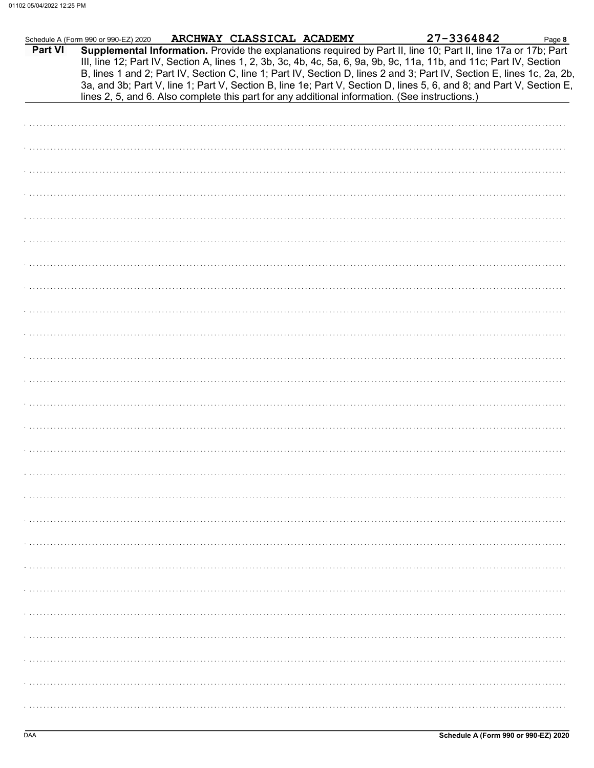Schedule A (Form 990 or 990-EZ) 2020 ARCHWAY CLASSICAL ACADEMY 27-3364842

**Part VI** **Supplemental Information.** Provide the explanations required by Part II, line 10; Part II, line 17a or 17b; Part III, line 12; Part IV, Section A, lines 1, 2, 3b, 3c, 4b, 4c, 5a, 6, 9a, 9b, 9c, 11a, 11b, and 11c; Part IV, Section B, lines 1 and 2; Part IV, Section C, line 1; Part IV, Section D, lines 2 and 3; Part IV, Section E, lines 1c, 2a, 2b, 3a, and 3b; Part V, line 1; Part V, Section B, line 1e; Part V, Section D, lines 5, 6, and 8; and Part V, Section E, lines 2, 5, and 6. Also complete this part for any additional information. (See instructions.)

Schedule A (Form 990 or 990-EZ) 2020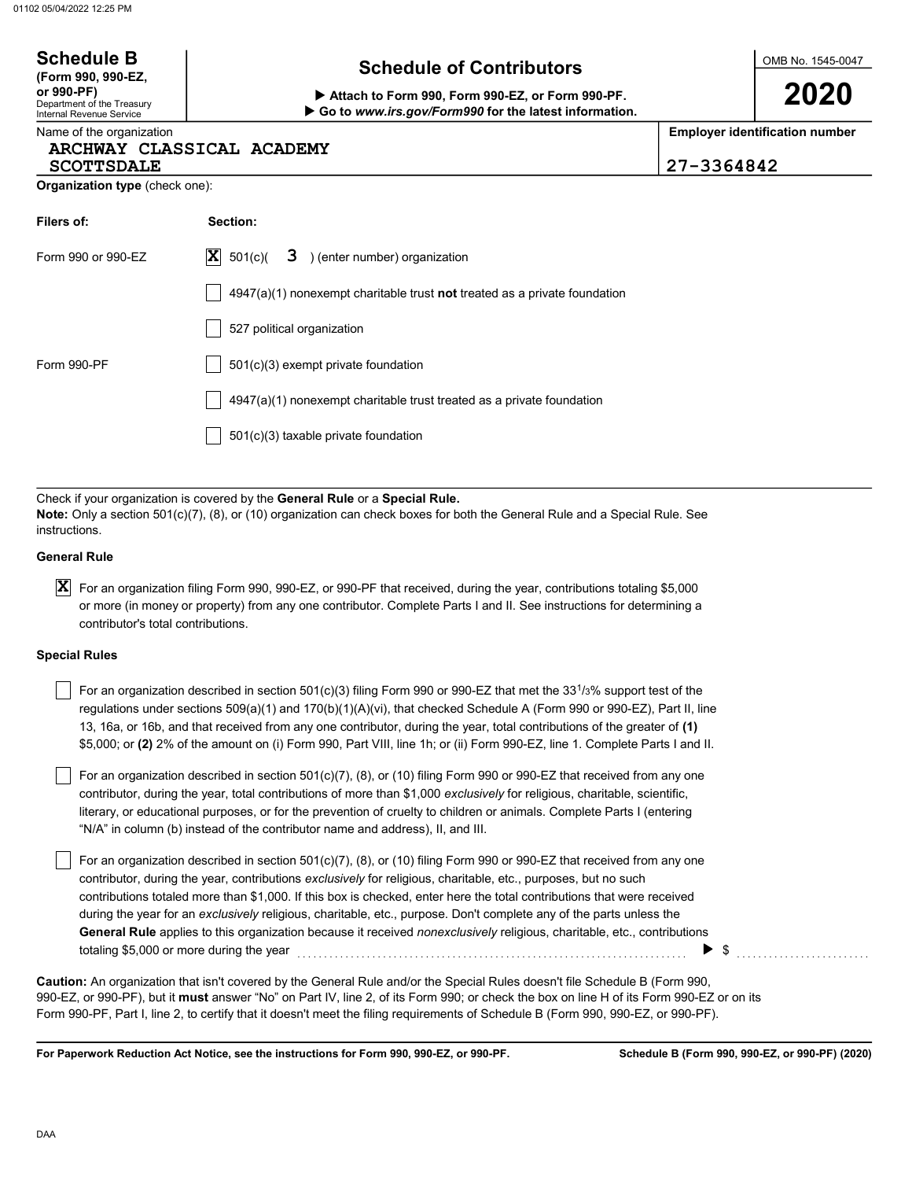# Schedule B (Form 990, 990-EZ, or 990-PF)

Department of the Treasury
Internal Revenue Service

## Schedule of Contributors

▶ Attach to Form 990, Form 990-EZ, or Form 990-PF.
▶ Go to *www.irs.gov/Form990* for the latest information.

OMB No. 1545-0047

**2020**

Name of the organization: ARCHWAY CLASSICAL ACADEMY SCOTTSDALE

Employer identification number: 27-3364842

**Organization type** (check one):

| Filers of: | Section: |
|---|---|
| Form 990 or 990-EZ | [X] 501(c)( 3 ) (enter number) organization |
| | [ ] 4947(a)(1) nonexempt charitable trust **not** treated as a private foundation |
| | [ ] 527 political organization |
| Form 990-PF | [ ] 501(c)(3) exempt private foundation |
| | [ ] 4947(a)(1) nonexempt charitable trust treated as a private foundation |
| | [ ] 501(c)(3) taxable private foundation |

Check if your organization is covered by the **General Rule** or a **Special Rule.**

**Note:** Only a section 501(c)(7), (8), or (10) organization can check boxes for both the General Rule and a Special Rule. See instructions.

**General Rule**

[X] For an organization filing Form 990, 990-EZ, or 990-PF that received, during the year, contributions totaling $5,000 or more (in money or property) from any one contributor. Complete Parts I and II. See instructions for determining a contributor's total contributions.

**Special Rules**

[ ] For an organization described in section 501(c)(3) filing Form 990 or 990-EZ that met the 33 1/3% support test of the regulations under sections 509(a)(1) and 170(b)(1)(A)(vi), that checked Schedule A (Form 990 or 990-EZ), Part II, line 13, 16a, or 16b, and that received from any one contributor, during the year, total contributions of the greater of **(1)** $5,000; or **(2)** 2% of the amount on (i) Form 990, Part VIII, line 1h; or (ii) Form 990-EZ, line 1. Complete Parts I and II.

[ ] For an organization described in section 501(c)(7), (8), or (10) filing Form 990 or 990-EZ that received from any one contributor, during the year, total contributions of more than $1,000 *exclusively* for religious, charitable, scientific, literary, or educational purposes, or for the prevention of cruelty to children or animals. Complete Parts I (entering "N/A" in column (b) instead of the contributor name and address), II, and III.

[ ] For an organization described in section 501(c)(7), (8), or (10) filing Form 990 or 990-EZ that received from any one contributor, during the year, contributions *exclusively* for religious, charitable, etc., purposes, but no such contributions totaled more than $1,000. If this box is checked, enter here the total contributions that were received during the year for an *exclusively* religious, charitable, etc., purpose. Don't complete any of the parts unless the **General Rule** applies to this organization because it received *nonexclusively* religious, charitable, etc., contributions totaling $5,000 or more during the year ▶ $ ..........

**Caution:** An organization that isn't covered by the General Rule and/or the Special Rules doesn't file Schedule B (Form 990, 990-EZ, or 990-PF), but it **must** answer "No" on Part IV, line 2, of its Form 990; or check the box on line H of its Form 990-EZ or on its Form 990-PF, Part I, line 2, to certify that it doesn't meet the filing requirements of Schedule B (Form 990, 990-EZ, or 990-PF).

**For Paperwork Reduction Act Notice, see the instructions for Form 990, 990-EZ, or 990-PF.** **Schedule B (Form 990, 990-EZ, or 990-PF) (2020)**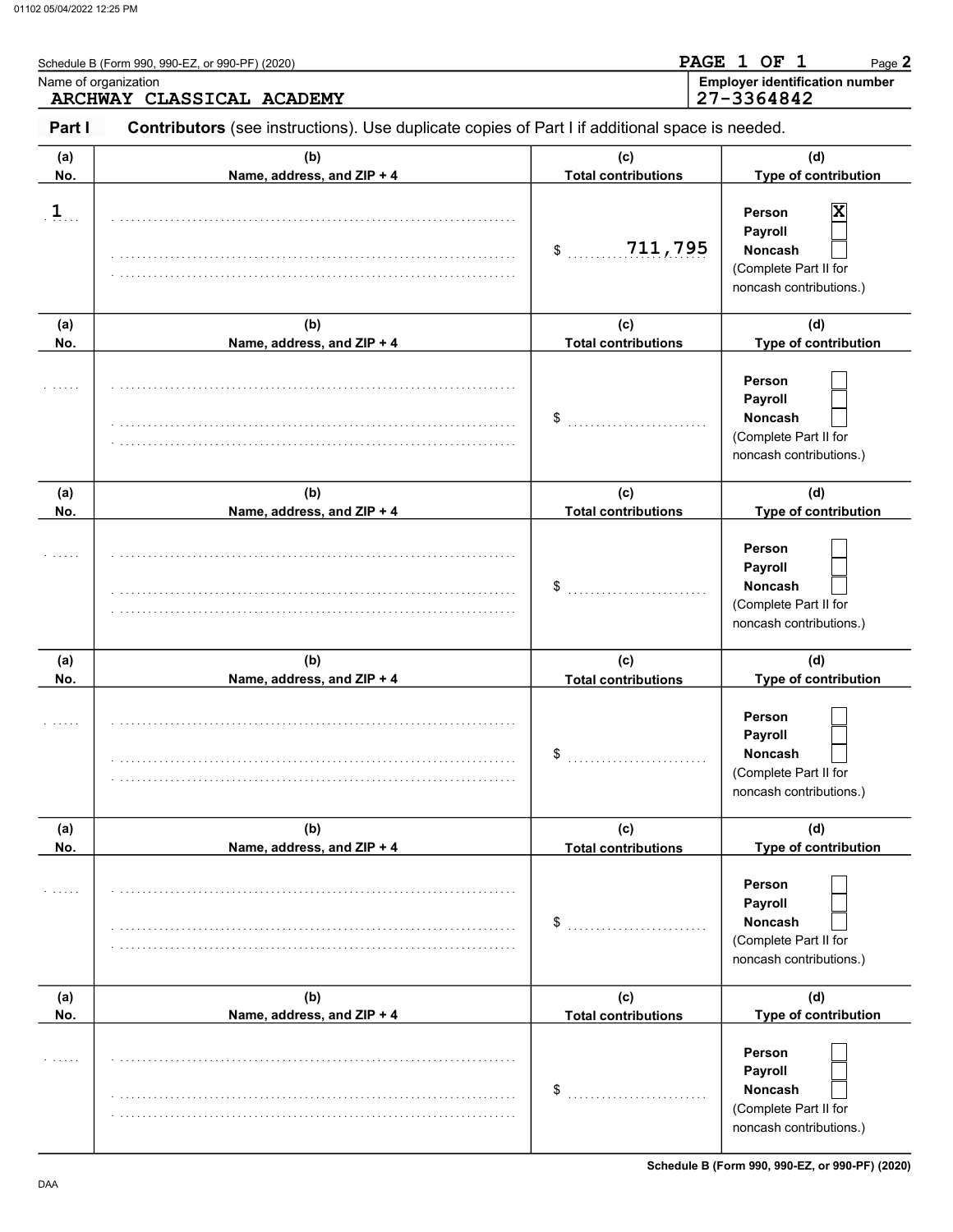Schedule B (Form 990, 990-EZ, or 990-PF) (2020)

PAGE 1 OF 1

Name of organization: ARCHWAY CLASSICAL ACADEMY

Employer identification number: 27-3364842

**Part I** **Contributors** (see instructions). Use duplicate copies of Part I if additional space is needed.

| (a) No. | (b) Name, address, and ZIP + 4 | (c) Total contributions | (d) Type of contribution |
|---|---|---|---|
| 1 | | $ 711,795 | Person [X] Payroll [ ] Noncash [ ] (Complete Part II for noncash contributions.) |
| | | $ | Person [ ] Payroll [ ] Noncash [ ] (Complete Part II for noncash contributions.) |
| | | $ | Person [ ] Payroll [ ] Noncash [ ] (Complete Part II for noncash contributions.) |
| | | $ | Person [ ] Payroll [ ] Noncash [ ] (Complete Part II for noncash contributions.) |
| | | $ | Person [ ] Payroll [ ] Noncash [ ] (Complete Part II for noncash contributions.) |
| | | $ | Person [ ] Payroll [ ] Noncash [ ] (Complete Part II for noncash contributions.) |

Schedule B (Form 990, 990-EZ, or 990-PF) (2020)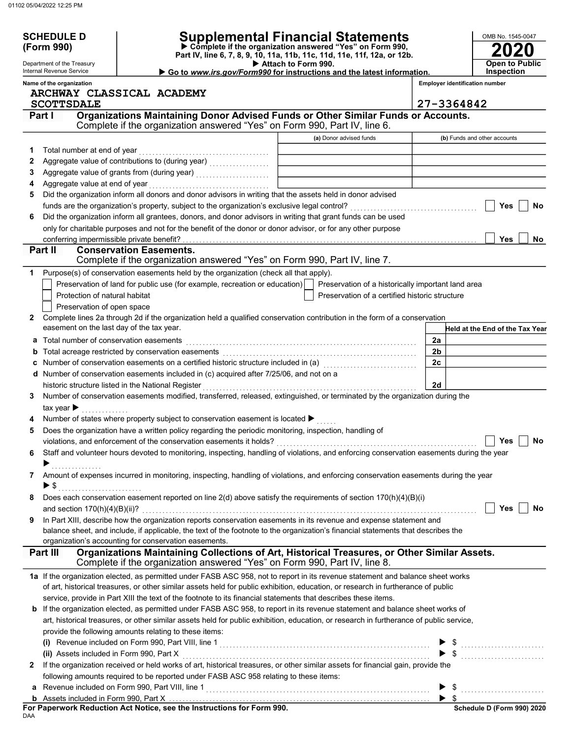01102 05/04/2022 12:25 PM

**SCHEDULE D (Form 990)**

Department of the Treasury
Internal Revenue Service

# Supplemental Financial Statements

▶ Complete if the organization answered "Yes" on Form 990, Part IV, line 6, 7, 8, 9, 10, 11a, 11b, 11c, 11d, 11e, 11f, 12a, or 12b.
▶ Attach to Form 990.
▶ Go to *www.irs.gov/Form990* for instructions and the latest information.

OMB No. 1545-0047
**2020**
**Open to Public Inspection**

**Name of the organization:** ARCHWAY CLASSICAL ACADEMY SCOTTSDALE
**Employer identification number:** 27-3364842

## Part I Organizations Maintaining Donor Advised Funds or Other Similar Funds or Accounts.
Complete if the organization answered "Yes" on Form 990, Part IV, line 6.

| | | (a) Donor advised funds | (b) Funds and other accounts |
|---|---|---|---|
| 1 | Total number at end of year | | |
| 2 | Aggregate value of contributions to (during year) | | |
| 3 | Aggregate value of grants from (during year) | | |
| 4 | Aggregate value at end of year | | |

5 Did the organization inform all donors and donor advisors in writing that the assets held in donor advised funds are the organization's property, subject to the organization's exclusive legal control? ☐ Yes ☐ No

6 Did the organization inform all grantees, donors, and donor advisors in writing that grant funds can be used only for charitable purposes and not for the benefit of the donor or donor advisor, or for any other purpose conferring impermissible private benefit? ☐ Yes ☐ No

## Part II Conservation Easements.
Complete if the organization answered "Yes" on Form 990, Part IV, line 7.

1 Purpose(s) of conservation easements held by the organization (check all that apply).

- ☐ Preservation of land for public use (for example, recreation or education)
- ☐ Preservation of a historically important land area
- ☐ Protection of natural habitat
- ☐ Preservation of a certified historic structure
- ☐ Preservation of open space

2 Complete lines 2a through 2d if the organization held a qualified conservation contribution in the form of a conservation easement on the last day of the tax year.

| | | | Held at the End of the Tax Year |
|---|---|---|---|
| a | Total number of conservation easements | 2a | |
| b | Total acreage restricted by conservation easements | 2b | |
| c | Number of conservation easements on a certified historic structure included in (a) | 2c | |
| d | Number of conservation easements included in (c) acquired after 7/25/06, and not on a historic structure listed in the National Register | 2d | |

3 Number of conservation easements modified, transferred, released, extinguished, or terminated by the organization during the tax year ▶

4 Number of states where property subject to conservation easement is located ▶

5 Does the organization have a written policy regarding the periodic monitoring, inspection, handling of violations, and enforcement of the conservation easements it holds? ☐ Yes ☐ No

6 Staff and volunteer hours devoted to monitoring, inspecting, handling of violations, and enforcing conservation easements during the year ▶

7 Amount of expenses incurred in monitoring, inspecting, handling of violations, and enforcing conservation easements during the year ▶ $

8 Does each conservation easement reported on line 2(d) above satisfy the requirements of section 170(h)(4)(B)(i) and section 170(h)(4)(B)(ii)? ☐ Yes ☐ No

9 In Part XIII, describe how the organization reports conservation easements in its revenue and expense statement and balance sheet, and include, if applicable, the text of the footnote to the organization's financial statements that describes the organization's accounting for conservation easements.

## Part III Organizations Maintaining Collections of Art, Historical Treasures, or Other Similar Assets.
Complete if the organization answered "Yes" on Form 990, Part IV, line 8.

1a If the organization elected, as permitted under FASB ASC 958, not to report in its revenue statement and balance sheet works of art, historical treasures, or other similar assets held for public exhibition, education, or research in furtherance of public service, provide in Part XIII the text of the footnote to its financial statements that describes these items.

b If the organization elected, as permitted under FASB ASC 958, to report in its revenue statement and balance sheet works of art, historical treasures, or other similar assets held for public exhibition, education, or research in furtherance of public service, provide the following amounts relating to these items:

(i) Revenue included on Form 990, Part VIII, line 1 ▶ $

(ii) Assets included in Form 990, Part X ▶ $

2 If the organization received or held works of art, historical treasures, or other similar assets for financial gain, provide the following amounts required to be reported under FASB ASC 958 relating to these items:

a Revenue included on Form 990, Part VIII, line 1 ▶ $

b Assets included in Form 990, Part X ▶ $

**For Paperwork Reduction Act Notice, see the Instructions for Form 990.**
DAA
**Schedule D (Form 990) 2020**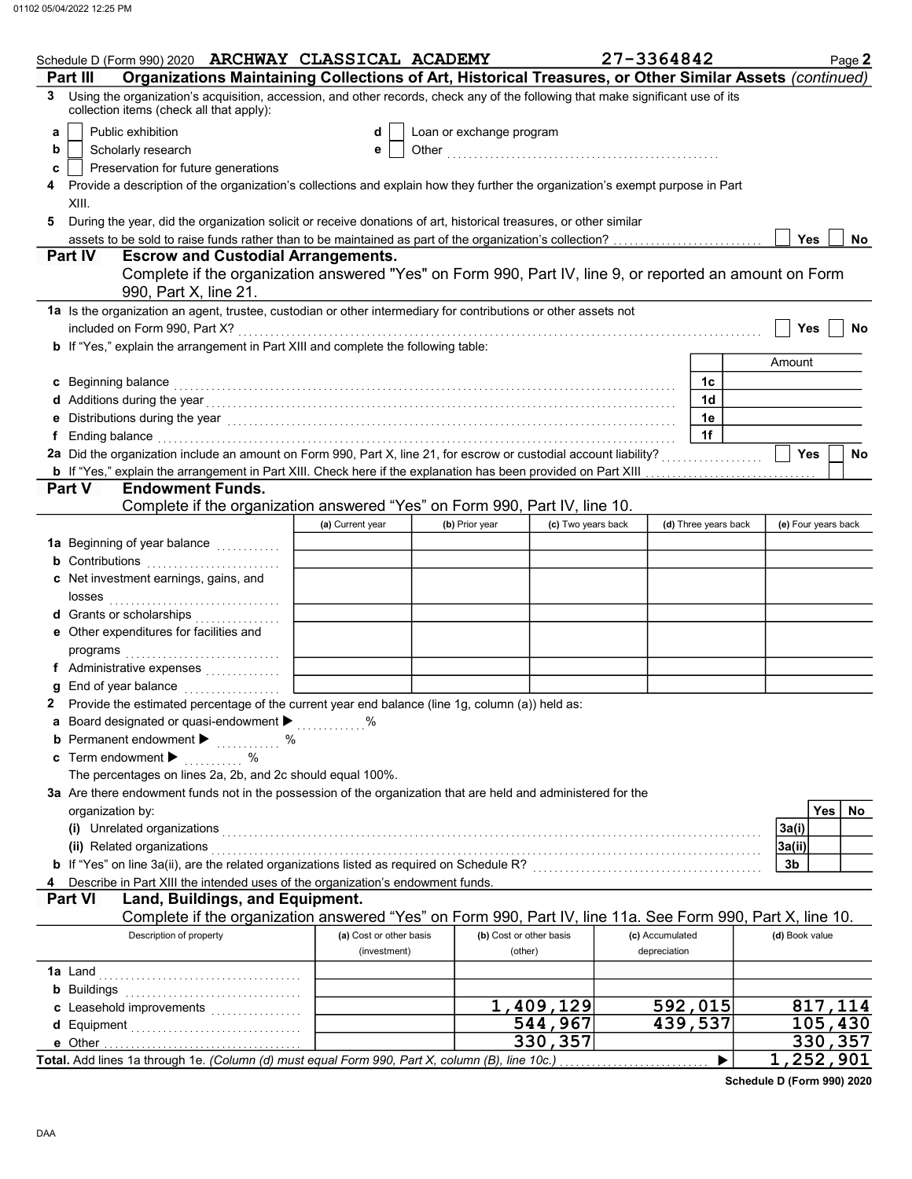Schedule D (Form 990) 2020 ARCHWAY CLASSICAL ACADEMY 27-3364842 Page 2

## Part III Organizations Maintaining Collections of Art, Historical Treasures, or Other Similar Assets *(continued)*

**3** Using the organization's acquisition, accession, and other records, check any of the following that make significant use of its collection items (check all that apply):

- **a** ☐ Public exhibition
- **b** ☐ Scholarly research
- **c** ☐ Preservation for future generations
- **d** ☐ Loan or exchange program
- **e** ☐ Other

**4** Provide a description of the organization's collections and explain how they further the organization's exempt purpose in Part XIII.

**5** During the year, did the organization solicit or receive donations of art, historical treasures, or other similar assets to be sold to raise funds rather than to be maintained as part of the organization's collection? ☐ Yes ☐ No

## Part IV Escrow and Custodial Arrangements.

Complete if the organization answered "Yes" on Form 990, Part IV, line 9, or reported an amount on Form 990, Part X, line 21.

**1a** Is the organization an agent, trustee, custodian or other intermediary for contributions or other assets not included on Form 990, Part X? ☐ Yes ☐ No

**b** If "Yes," explain the arrangement in Part XIII and complete the following table:

| | | Amount |
|---|---|---|
| **c** Beginning balance | 1c | |
| **d** Additions during the year | 1d | |
| **e** Distributions during the year | 1e | |
| **f** Ending balance | 1f | |

**2a** Did the organization include an amount on Form 990, Part X, line 21, for escrow or custodial account liability? ☐ Yes ☐ No

**b** If "Yes," explain the arrangement in Part XIII. Check here if the explanation has been provided on Part XIII ☐

## Part V Endowment Funds.

Complete if the organization answered "Yes" on Form 990, Part IV, line 10.

| | (a) Current year | (b) Prior year | (c) Two years back | (d) Three years back | (e) Four years back |
|---|---|---|---|---|---|
| **1a** Beginning of year balance | | | | | |
| **b** Contributions | | | | | |
| **c** Net investment earnings, gains, and losses | | | | | |
| **d** Grants or scholarships | | | | | |
| **e** Other expenditures for facilities and programs | | | | | |
| **f** Administrative expenses | | | | | |
| **g** End of year balance | | | | | |

**2** Provide the estimated percentage of the current year end balance (line 1g, column (a)) held as:

- **a** Board designated or quasi-endowment ▶ %
- **b** Permanent endowment ▶ %
- **c** Term endowment ▶ %

The percentages on lines 2a, 2b, and 2c should equal 100%.

**3a** Are there endowment funds not in the possession of the organization that are held and administered for the organization by:

| | | Yes | No |
|---|---|---|---|
| **(i)** Unrelated organizations | 3a(i) | | |
| **(ii)** Related organizations | 3a(ii) | | |
| **b** If "Yes" on line 3a(ii), are the related organizations listed as required on Schedule R? | 3b | | |

**4** Describe in Part XIII the intended uses of the organization's endowment funds.

## Part VI Land, Buildings, and Equipment.

Complete if the organization answered "Yes" on Form 990, Part IV, line 11a. See Form 990, Part X, line 10.

| Description of property | (a) Cost or other basis (investment) | (b) Cost or other basis (other) | (c) Accumulated depreciation | (d) Book value |
|---|---|---|---|---|
| **1a** Land | | | | |
| **b** Buildings | | | | |
| **c** Leasehold improvements | | 1,409,129 | 592,015 | 817,114 |
| **d** Equipment | | 544,967 | 439,537 | 105,430 |
| **e** Other | | 330,357 | | 330,357 |
| **Total.** Add lines 1a through 1e. *(Column (d) must equal Form 990, Part X, column (B), line 10c.)* | | | ▶ | 1,252,901 |

**Schedule D (Form 990) 2020**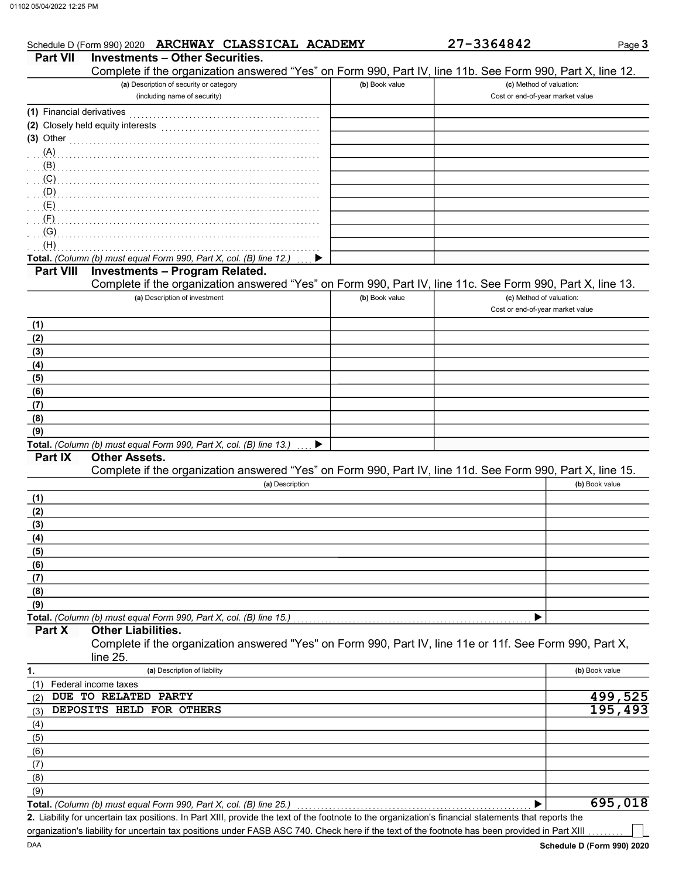Schedule D (Form 990) 2020 ARCHWAY CLASSICAL ACADEMY 27-3364842 Page 3

## Part VII Investments – Other Securities.

Complete if the organization answered "Yes" on Form 990, Part IV, line 11b. See Form 990, Part X, line 12.

| (a) Description of security or category (including name of security) | (b) Book value | (c) Method of valuation: Cost or end-of-year market value |
|---|---|---|
| (1) Financial derivatives | | |
| (2) Closely held equity interests | | |
| (3) Other | | |
| (A) | | |
| (B) | | |
| (C) | | |
| (D) | | |
| (E) | | |
| (F) | | |
| (G) | | |
| (H) | | |
| **Total.** *(Column (b) must equal Form 990, Part X, col. (B) line 12.)* ▶ | | |

## Part VIII Investments – Program Related.

Complete if the organization answered "Yes" on Form 990, Part IV, line 11c. See Form 990, Part X, line 13.

| (a) Description of investment | (b) Book value | (c) Method of valuation: Cost or end-of-year market value |
|---|---|---|
| (1) | | |
| (2) | | |
| (3) | | |
| (4) | | |
| (5) | | |
| (6) | | |
| (7) | | |
| (8) | | |
| (9) | | |
| **Total.** *(Column (b) must equal Form 990, Part X, col. (B) line 13.)* ▶ | | |

## Part IX Other Assets.

Complete if the organization answered "Yes" on Form 990, Part IV, line 11d. See Form 990, Part X, line 15.

| (a) Description | (b) Book value |
|---|---|
| (1) | |
| (2) | |
| (3) | |
| (4) | |
| (5) | |
| (6) | |
| (7) | |
| (8) | |
| (9) | |
| **Total.** *(Column (b) must equal Form 990, Part X, col. (B) line 15.)* ▶ | |

## Part X Other Liabilities.

Complete if the organization answered "Yes" on Form 990, Part IV, line 11e or 11f. See Form 990, Part X, line 25.

| 1. (a) Description of liability | (b) Book value |
|---|---|
| (1) Federal income taxes | |
| (2) DUE TO RELATED PARTY | 499,525 |
| (3) DEPOSITS HELD FOR OTHERS | 195,493 |
| (4) | |
| (5) | |
| (6) | |
| (7) | |
| (8) | |
| (9) | |
| **Total.** *(Column (b) must equal Form 990, Part X, col. (B) line 25.)* ▶ | 695,018 |

**2.** Liability for uncertain tax positions. In Part XIII, provide the text of the footnote to the organization's financial statements that reports the organization's liability for uncertain tax positions under FASB ASC 740. Check here if the text of the footnote has been provided in Part XIII ☐

DAA Schedule D (Form 990) 2020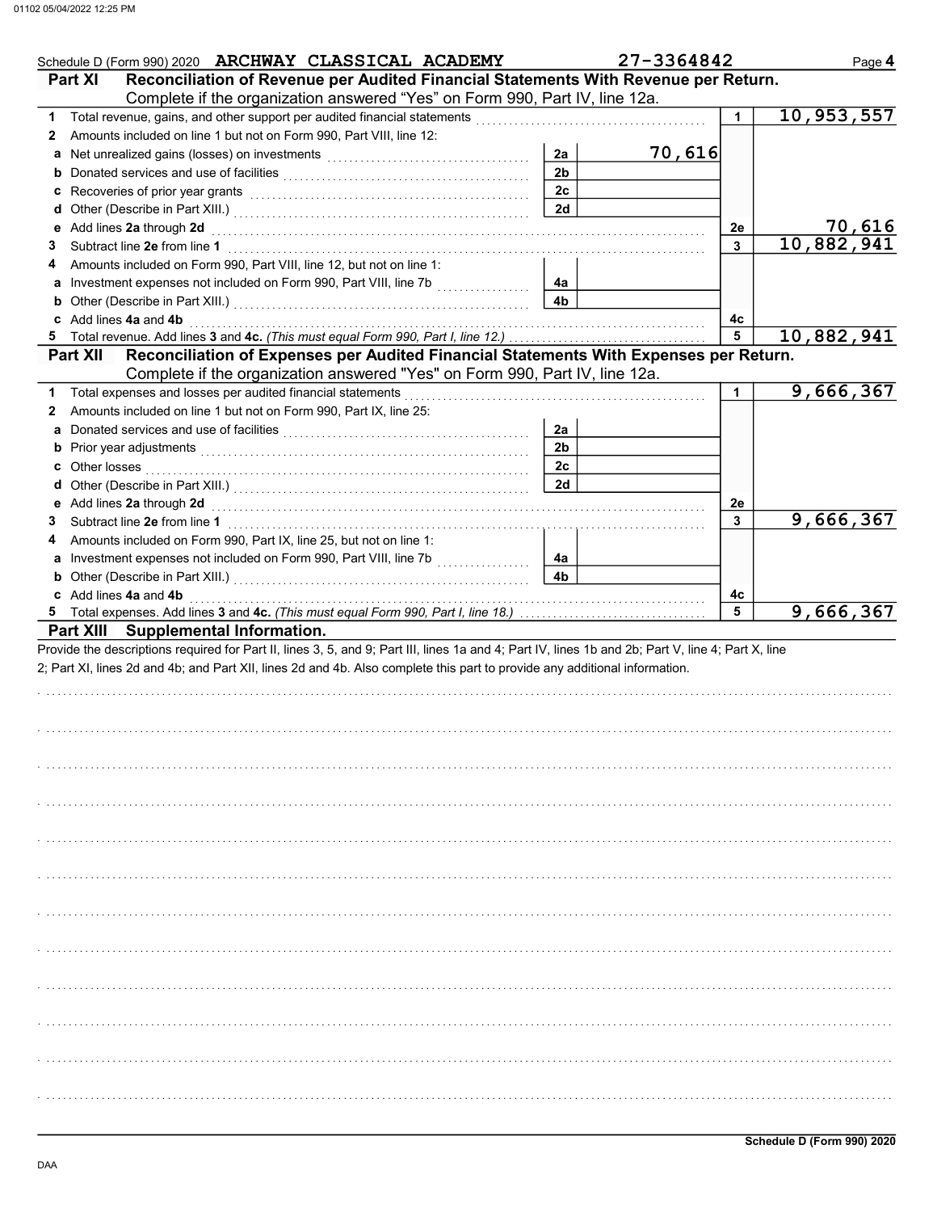Schedule D (Form 990) 2020 ARCHWAY CLASSICAL ACADEMY 27-3364842 Page **4**

## Part XI Reconciliation of Revenue per Audited Financial Statements With Revenue per Return.

Complete if the organization answered "Yes" on Form 990, Part IV, line 12a.

| | | | | | |
|---|---|---|---|---|---|
| **1** | Total revenue, gains, and other support per audited financial statements | | | 1 | 10,953,557 |
| **2** | Amounts included on line 1 but not on Form 990, Part VIII, line 12: | | | | |
| **a** | Net unrealized gains (losses) on investments | 2a | 70,616 | | |
| **b** | Donated services and use of facilities | 2b | | | |
| **c** | Recoveries of prior year grants | 2c | | | |
| **d** | Other (Describe in Part XIII.) | 2d | | | |
| **e** | Add lines **2a** through **2d** | | | 2e | 70,616 |
| **3** | Subtract line **2e** from line **1** | | | 3 | 10,882,941 |
| **4** | Amounts included on Form 990, Part VIII, line 12, but not on line 1: | | | | |
| **a** | Investment expenses not included on Form 990, Part VIII, line 7b | 4a | | | |
| **b** | Other (Describe in Part XIII.) | 4b | | | |
| **c** | Add lines **4a** and **4b** | | | 4c | |
| **5** | Total revenue. Add lines **3** and **4c.** *(This must equal Form 990, Part I, line 12.)* | | | 5 | 10,882,941 |

## Part XII Reconciliation of Expenses per Audited Financial Statements With Expenses per Return.

Complete if the organization answered "Yes" on Form 990, Part IV, line 12a.

| | | | | | |
|---|---|---|---|---|---|
| **1** | Total expenses and losses per audited financial statements | | | 1 | 9,666,367 |
| **2** | Amounts included on line 1 but not on Form 990, Part IX, line 25: | | | | |
| **a** | Donated services and use of facilities | 2a | | | |
| **b** | Prior year adjustments | 2b | | | |
| **c** | Other losses | 2c | | | |
| **d** | Other (Describe in Part XIII.) | 2d | | | |
| **e** | Add lines **2a** through **2d** | | | 2e | |
| **3** | Subtract line **2e** from line **1** | | | 3 | 9,666,367 |
| **4** | Amounts included on Form 990, Part IX, line 25, but not on line 1: | | | | |
| **a** | Investment expenses not included on Form 990, Part VIII, line 7b | 4a | | | |
| **b** | Other (Describe in Part XIII.) | 4b | | | |
| **c** | Add lines **4a** and **4b** | | | 4c | |
| **5** | Total expenses. Add lines **3** and **4c.** *(This must equal Form 990, Part I, line 18.)* | | | 5 | 9,666,367 |

## Part XIII Supplemental Information.

Provide the descriptions required for Part II, lines 3, 5, and 9; Part III, lines 1a and 4; Part IV, lines 1b and 2b; Part V, line 4; Part X, line 2; Part XI, lines 2d and 4b; and Part XII, lines 2d and 4b. Also complete this part to provide any additional information.

**Schedule D (Form 990) 2020**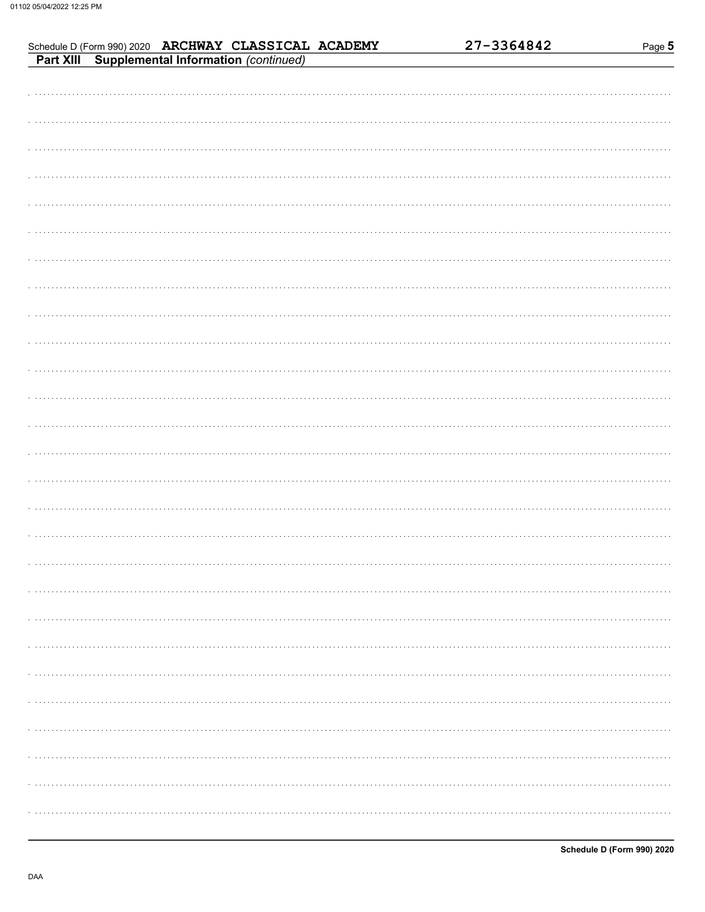Schedule D (Form 990) 2020 ARCHWAY CLASSICAL ACADEMY 27-3364842 Page 5

**Part XIII Supplemental Information** *(continued)*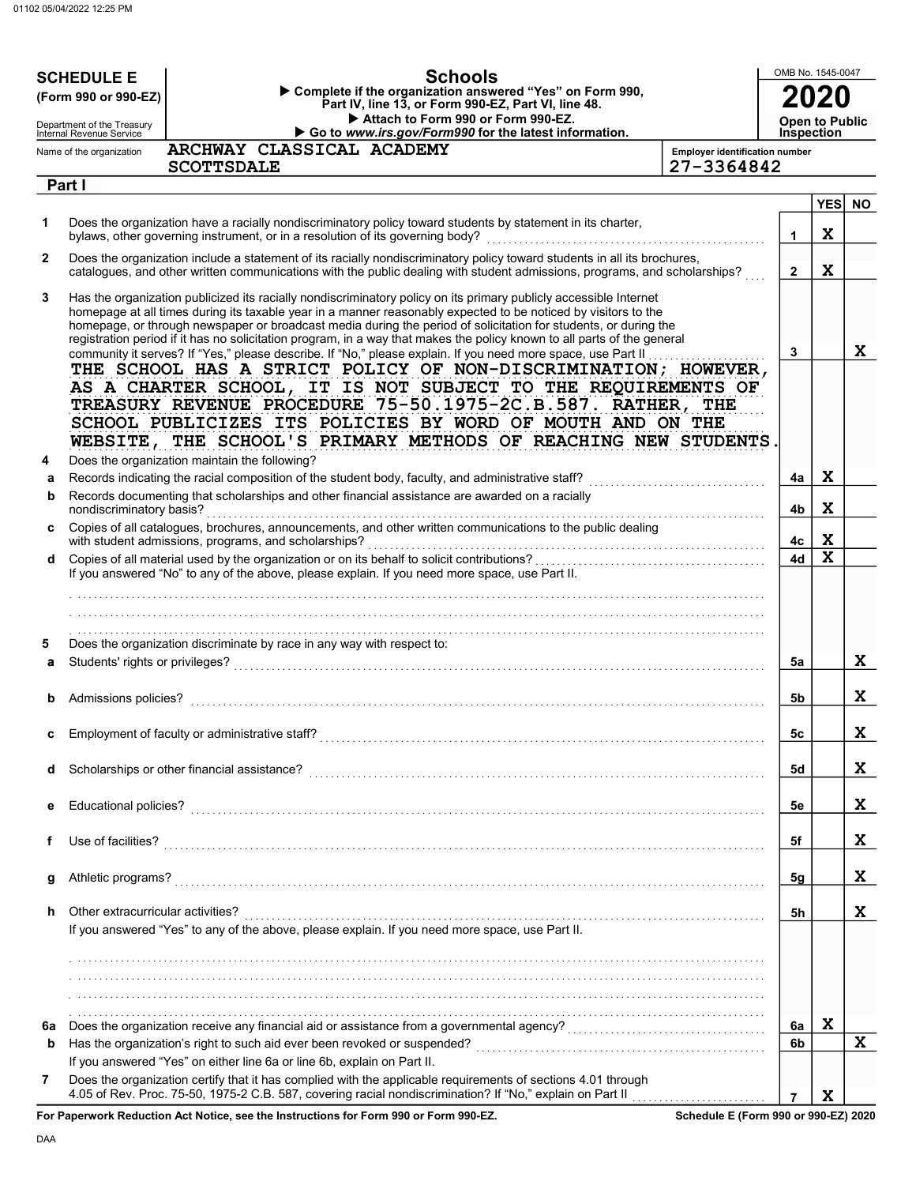# SCHEDULE E (Form 990 or 990-EZ)

Department of the Treasury
Internal Revenue Service

## Schools

▶ Complete if the organization answered "Yes" on Form 990, Part IV, line 13, or Form 990-EZ, Part VI, line 48.
▶ Attach to Form 990 or Form 990-EZ.
▶ Go to *www.irs.gov/Form990* for the latest information.

OMB No. 1545-0047

**2020**

**Open to Public Inspection**

Name of the organization: ARCHWAY CLASSICAL ACADEMY SCOTTSDALE

Employer identification number: 27-3364842

### Part I

| | | | YES | NO |
|---|---|---|---|---|
| 1 | Does the organization have a racially nondiscriminatory policy toward students by statement in its charter, bylaws, other governing instrument, or in a resolution of its governing body? | 1 | X | |
| 2 | Does the organization include a statement of its racially nondiscriminatory policy toward students in all its brochures, catalogues, and other written communications with the public dealing with student admissions, programs, and scholarships? | 2 | X | |
| 3 | Has the organization publicized its racially nondiscriminatory policy on its primary publicly accessible Internet homepage at all times during its taxable year in a manner reasonably expected to be noticed by visitors to the homepage, or through newspaper or broadcast media during the period of solicitation for students, or during the registration period if it has no solicitation program, in a way that makes the policy known to all parts of the general community it serves? If "Yes," please describe. If "No," please explain. If you need more space, use Part II | 3 | | X |

THE SCHOOL HAS A STRICT POLICY OF NON-DISCRIMINATION; HOWEVER, AS A CHARTER SCHOOL, IT IS NOT SUBJECT TO THE REQUIREMENTS OF TREASURY REVENUE PROCEDURE 75-50.1975-2C.B.587. RATHER, THE SCHOOL PUBLICIZES ITS POLICIES BY WORD OF MOUTH AND ON THE WEBSITE, THE SCHOOL'S PRIMARY METHODS OF REACHING NEW STUDENTS.

| | | | YES | NO |
|---|---|---|---|---|
| 4 | Does the organization maintain the following? | | | |
| a | Records indicating the racial composition of the student body, faculty, and administrative staff? | 4a | X | |
| b | Records documenting that scholarships and other financial assistance are awarded on a racially nondiscriminatory basis? | 4b | X | |
| c | Copies of all catalogues, brochures, announcements, and other written communications to the public dealing with student admissions, programs, and scholarships? | 4c | X | |
| d | Copies of all material used by the organization or on its behalf to solicit contributions? | 4d | X | |

If you answered "No" to any of the above, please explain. If you need more space, use Part II.

| | | | YES | NO |
|---|---|---|---|---|
| 5 | Does the organization discriminate by race in any way with respect to: | | | |
| a | Students' rights or privileges? | 5a | | X |
| b | Admissions policies? | 5b | | X |
| c | Employment of faculty or administrative staff? | 5c | | X |
| d | Scholarships or other financial assistance? | 5d | | X |
| e | Educational policies? | 5e | | X |
| f | Use of facilities? | 5f | | X |
| g | Athletic programs? | 5g | | X |
| h | Other extracurricular activities? | 5h | | X |

If you answered "Yes" to any of the above, please explain. If you need more space, use Part II.

| | | | YES | NO |
|---|---|---|---|---|
| 6a | Does the organization receive any financial aid or assistance from a governmental agency? | 6a | X | |
| b | Has the organization's right to such aid ever been revoked or suspended? | 6b | | X |
| | If you answered "Yes" on either line 6a or line 6b, explain on Part II. | | | |
| 7 | Does the organization certify that it has complied with the applicable requirements of sections 4.01 through 4.05 of Rev. Proc. 75-50, 1975-2 C.B. 587, covering racial nondiscrimination? If "No," explain on Part II | 7 | X | |

For Paperwork Reduction Act Notice, see the Instructions for Form 990 or Form 990-EZ.

Schedule E (Form 990 or 990-EZ) 2020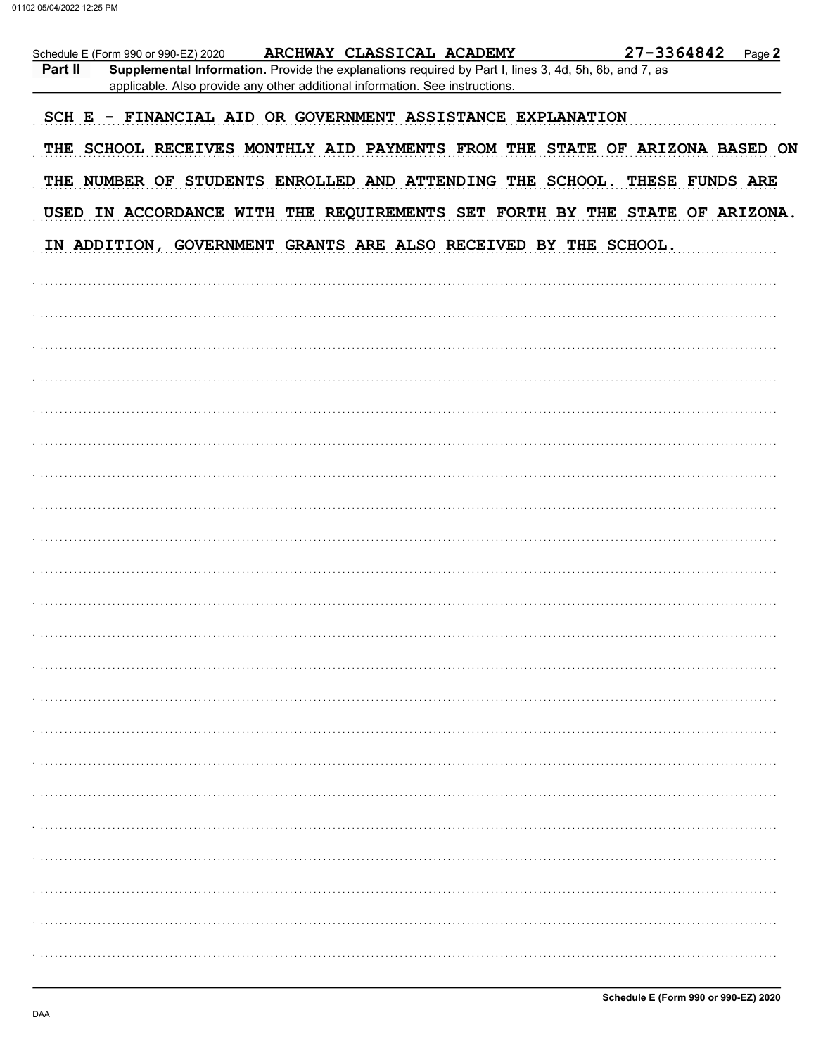Schedule E (Form 990 or 990-EZ) 2020 ARCHWAY CLASSICAL ACADEMY 27-3364842 Page **2**

**Part II** **Supplemental Information.** Provide the explanations required by Part I, lines 3, 4d, 5h, 6b, and 7, as applicable. Also provide any other additional information. See instructions.

SCH E - FINANCIAL AID OR GOVERNMENT ASSISTANCE EXPLANATION

THE SCHOOL RECEIVES MONTHLY AID PAYMENTS FROM THE STATE OF ARIZONA BASED ON THE NUMBER OF STUDENTS ENROLLED AND ATTENDING THE SCHOOL. THESE FUNDS ARE USED IN ACCORDANCE WITH THE REQUIREMENTS SET FORTH BY THE STATE OF ARIZONA. IN ADDITION, GOVERNMENT GRANTS ARE ALSO RECEIVED BY THE SCHOOL.

**Schedule E (Form 990 or 990-EZ) 2020**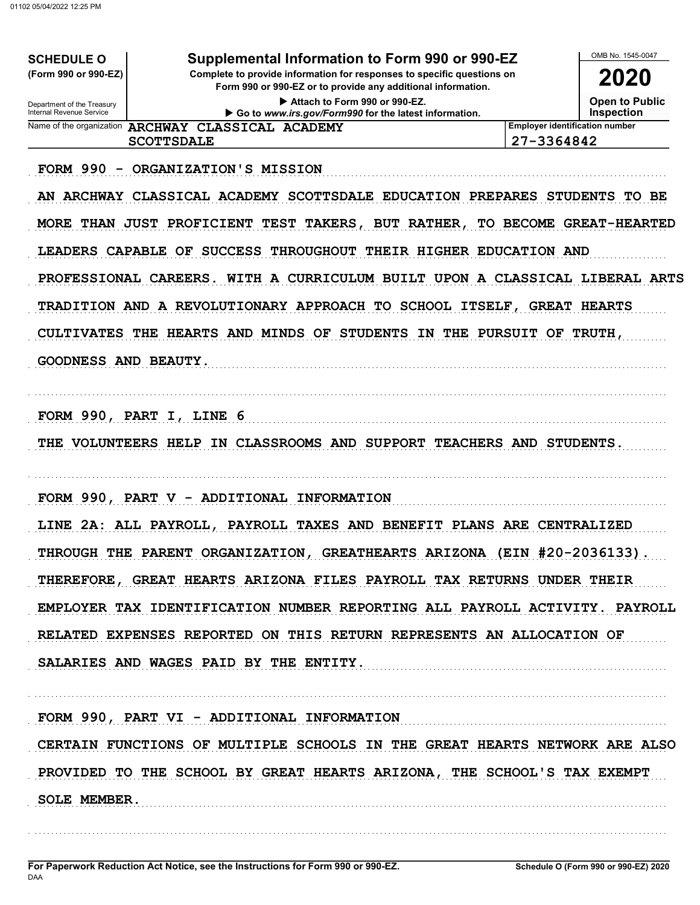**SCHEDULE O**
**(Form 990 or 990-EZ)**

Department of the Treasury
Internal Revenue Service

# Supplemental Information to Form 990 or 990-EZ

**Complete to provide information for responses to specific questions on Form 990 or 990-EZ or to provide any additional information.**

▶ Attach to Form 990 or 990-EZ.

▶ Go to *www.irs.gov/Form990* for the latest information.

OMB No. 1545-0047

**2020**

**Open to Public Inspection**

| Name of the organization | Employer identification number |
|---|---|
| ARCHWAY CLASSICAL ACADEMY SCOTTSDALE | 27-3364842 |

FORM 990 - ORGANIZATION'S MISSION

AN ARCHWAY CLASSICAL ACADEMY SCOTTSDALE EDUCATION PREPARES STUDENTS TO BE MORE THAN JUST PROFICIENT TEST TAKERS, BUT RATHER, TO BECOME GREAT-HEARTED LEADERS CAPABLE OF SUCCESS THROUGHOUT THEIR HIGHER EDUCATION AND PROFESSIONAL CAREERS. WITH A CURRICULUM BUILT UPON A CLASSICAL LIBERAL ARTS TRADITION AND A REVOLUTIONARY APPROACH TO SCHOOL ITSELF, GREAT HEARTS CULTIVATES THE HEARTS AND MINDS OF STUDENTS IN THE PURSUIT OF TRUTH, GOODNESS AND BEAUTY.

FORM 990, PART I, LINE 6

THE VOLUNTEERS HELP IN CLASSROOMS AND SUPPORT TEACHERS AND STUDENTS.

FORM 990, PART V - ADDITIONAL INFORMATION

LINE 2A: ALL PAYROLL, PAYROLL TAXES AND BENEFIT PLANS ARE CENTRALIZED THROUGH THE PARENT ORGANIZATION, GREATHEARTS ARIZONA (EIN #20-2036133). THEREFORE, GREAT HEARTS ARIZONA FILES PAYROLL TAX RETURNS UNDER THEIR EMPLOYER TAX IDENTIFICATION NUMBER REPORTING ALL PAYROLL ACTIVITY. PAYROLL RELATED EXPENSES REPORTED ON THIS RETURN REPRESENTS AN ALLOCATION OF SALARIES AND WAGES PAID BY THE ENTITY.

FORM 990, PART VI - ADDITIONAL INFORMATION

CERTAIN FUNCTIONS OF MULTIPLE SCHOOLS IN THE GREAT HEARTS NETWORK ARE ALSO PROVIDED TO THE SCHOOL BY GREAT HEARTS ARIZONA, THE SCHOOL'S TAX EXEMPT SOLE MEMBER.

**For Paperwork Reduction Act Notice, see the Instructions for Form 990 or 990-EZ.**
DAA

**Schedule O (Form 990 or 990-EZ) 2020**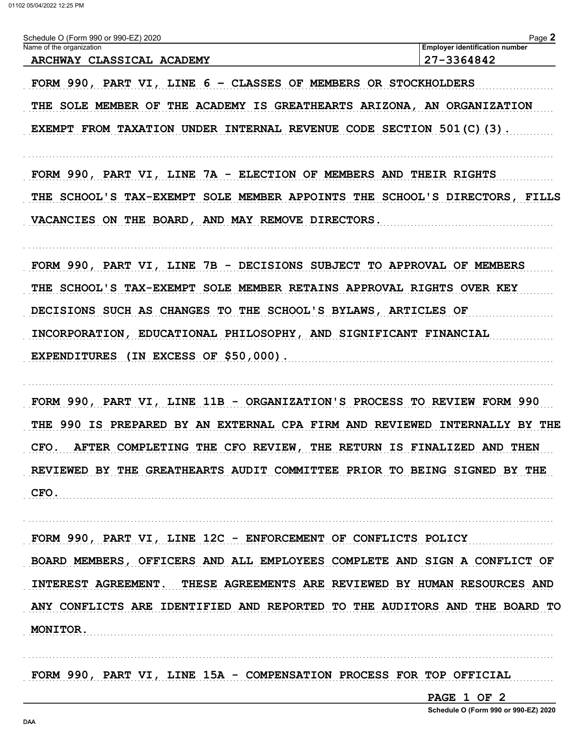Schedule O (Form 990 or 990-EZ) 2020

| Name of the organization | Employer identification number |
|---|---|
| ARCHWAY CLASSICAL ACADEMY | 27-3364842 |

FORM 990, PART VI, LINE 6 - CLASSES OF MEMBERS OR STOCKHOLDERS

THE SOLE MEMBER OF THE ACADEMY IS GREATHEARTS ARIZONA, AN ORGANIZATION EXEMPT FROM TAXATION UNDER INTERNAL REVENUE CODE SECTION 501(C)(3).

FORM 990, PART VI, LINE 7A - ELECTION OF MEMBERS AND THEIR RIGHTS

THE SCHOOL'S TAX-EXEMPT SOLE MEMBER APPOINTS THE SCHOOL'S DIRECTORS, FILLS VACANCIES ON THE BOARD, AND MAY REMOVE DIRECTORS.

FORM 990, PART VI, LINE 7B - DECISIONS SUBJECT TO APPROVAL OF MEMBERS

THE SCHOOL'S TAX-EXEMPT SOLE MEMBER RETAINS APPROVAL RIGHTS OVER KEY DECISIONS SUCH AS CHANGES TO THE SCHOOL'S BYLAWS, ARTICLES OF INCORPORATION, EDUCATIONAL PHILOSOPHY, AND SIGNIFICANT FINANCIAL EXPENDITURES (IN EXCESS OF $50,000).

FORM 990, PART VI, LINE 11B - ORGANIZATION'S PROCESS TO REVIEW FORM 990

THE 990 IS PREPARED BY AN EXTERNAL CPA FIRM AND REVIEWED INTERNALLY BY THE CFO. AFTER COMPLETING THE CFO REVIEW, THE RETURN IS FINALIZED AND THEN REVIEWED BY THE GREATHEARTS AUDIT COMMITTEE PRIOR TO BEING SIGNED BY THE CFO.

FORM 990, PART VI, LINE 12C - ENFORCEMENT OF CONFLICTS POLICY

BOARD MEMBERS, OFFICERS AND ALL EMPLOYEES COMPLETE AND SIGN A CONFLICT OF INTEREST AGREEMENT. THESE AGREEMENTS ARE REVIEWED BY HUMAN RESOURCES AND ANY CONFLICTS ARE IDENTIFIED AND REPORTED TO THE AUDITORS AND THE BOARD TO MONITOR.

FORM 990, PART VI, LINE 15A - COMPENSATION PROCESS FOR TOP OFFICIAL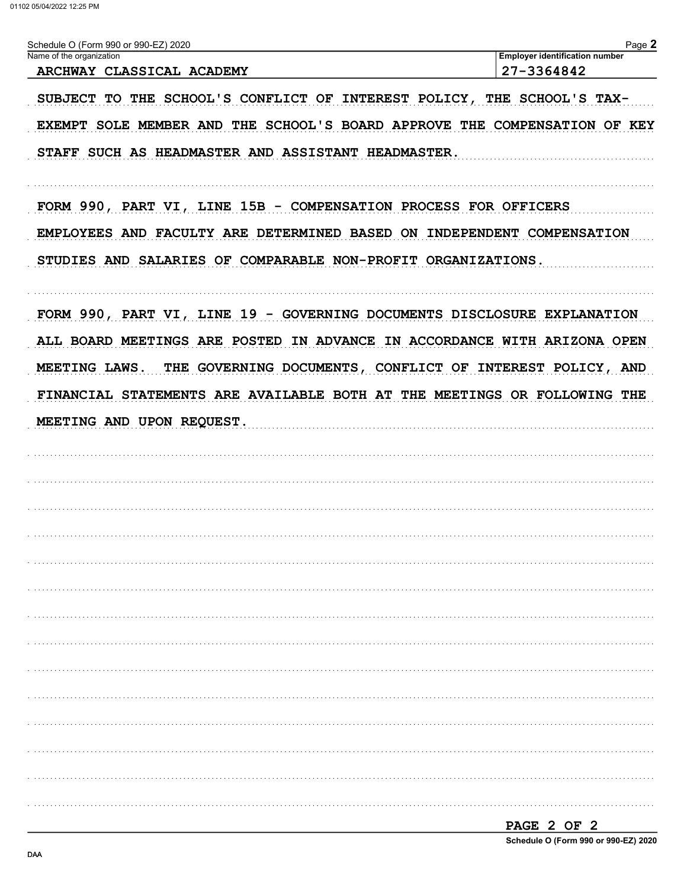Schedule O (Form 990 or 990-EZ) 2020

| Name of the organization | Employer identification number |
| --- | --- |
| ARCHWAY CLASSICAL ACADEMY | 27-3364842 |

SUBJECT TO THE SCHOOL'S CONFLICT OF INTEREST POLICY, THE SCHOOL'S TAX-EXEMPT SOLE MEMBER AND THE SCHOOL'S BOARD APPROVE THE COMPENSATION OF KEY STAFF SUCH AS HEADMASTER AND ASSISTANT HEADMASTER.

FORM 990, PART VI, LINE 15B - COMPENSATION PROCESS FOR OFFICERS
EMPLOYEES AND FACULTY ARE DETERMINED BASED ON INDEPENDENT COMPENSATION STUDIES AND SALARIES OF COMPARABLE NON-PROFIT ORGANIZATIONS.

FORM 990, PART VI, LINE 19 - GOVERNING DOCUMENTS DISCLOSURE EXPLANATION
ALL BOARD MEETINGS ARE POSTED IN ADVANCE IN ACCORDANCE WITH ARIZONA OPEN MEETING LAWS. THE GOVERNING DOCUMENTS, CONFLICT OF INTEREST POLICY, AND FINANCIAL STATEMENTS ARE AVAILABLE BOTH AT THE MEETINGS OR FOLLOWING THE MEETING AND UPON REQUEST.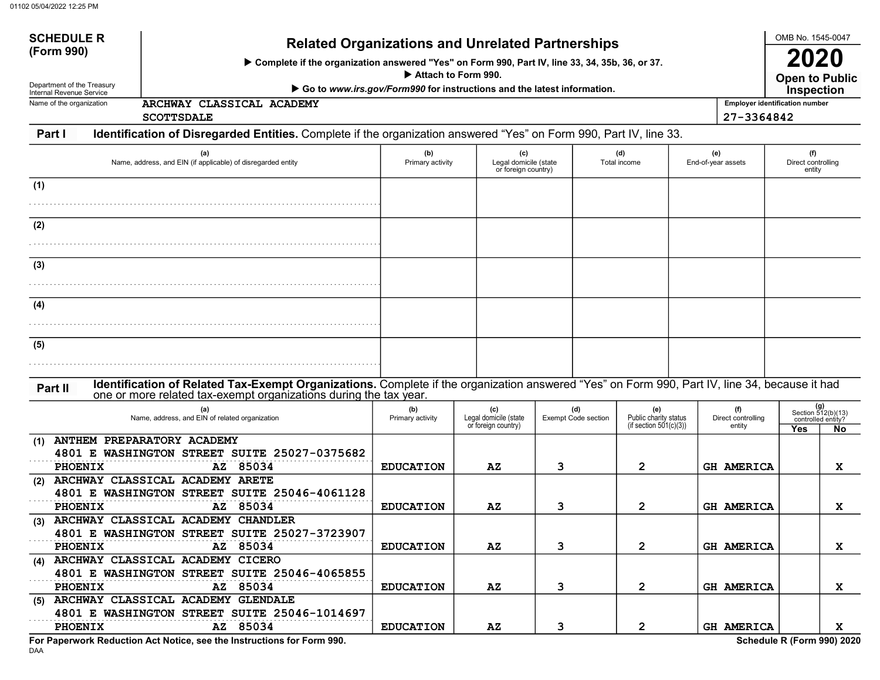**SCHEDULE R (Form 990)**

Department of the Treasury
Internal Revenue Service

# Related Organizations and Unrelated Partnerships

▶ Complete if the organization answered "Yes" on Form 990, Part IV, line 33, 34, 35b, 36, or 37.

▶ Attach to Form 990.

▶ Go to *www.irs.gov/Form990* for instructions and the latest information.

OMB No. 1545-0047

**2020**

**Open to Public Inspection**

Name of the organization: ARCHWAY CLASSICAL ACADEMY SCOTTSDALE

Employer identification number: 27-3364842

## Part I Identification of Disregarded Entities. Complete if the organization answered "Yes" on Form 990, Part IV, line 33.

| | (a) Name, address, and EIN (if applicable) of disregarded entity | (b) Primary activity | (c) Legal domicile (state or foreign country) | (d) Total income | (e) End-of-year assets | (f) Direct controlling entity |
|---|---|---|---|---|---|---|
| (1) | | | | | | |
| (2) | | | | | | |
| (3) | | | | | | |
| (4) | | | | | | |
| (5) | | | | | | |

## Part II Identification of Related Tax-Exempt Organizations. Complete if the organization answered "Yes" on Form 990, Part IV, line 34, because it had one or more related tax-exempt organizations during the tax year.

| | (a) Name, address, and EIN of related organization | (b) Primary activity | (c) Legal domicile (state or foreign country) | (d) Exempt Code section | (e) Public charity status (if section 501(c)(3)) | (f) Direct controlling entity | (g) Section 512(b)(13) controlled entity? Yes | No |
|---|---|---|---|---|---|---|---|---|
| (1) | ANTHEM PREPARATORY ACADEMY 4801 E WASHINGTON STREET SUITE 250 27-0375682 PHOENIX AZ 85034 | EDUCATION | AZ | 3 | 2 | GH AMERICA | | X |
| (2) | ARCHWAY CLASSICAL ACADEMY ARETE 4801 E WASHINGTON STREET SUITE 250 46-4061128 PHOENIX AZ 85034 | EDUCATION | AZ | 3 | 2 | GH AMERICA | | X |
| (3) | ARCHWAY CLASSICAL ACADEMY CHANDLER 4801 E WASHINGTON STREET SUITE 250 27-3723907 PHOENIX AZ 85034 | EDUCATION | AZ | 3 | 2 | GH AMERICA | | X |
| (4) | ARCHWAY CLASSICAL ACADEMY CICERO 4801 E WASHINGTON STREET SUITE 250 46-4065855 PHOENIX AZ 85034 | EDUCATION | AZ | 3 | 2 | GH AMERICA | | X |
| (5) | ARCHWAY CLASSICAL ACADEMY GLENDALE 4801 E WASHINGTON STREET SUITE 250 46-1014697 PHOENIX AZ 85034 | EDUCATION | AZ | 3 | 2 | GH AMERICA | | X |

**For Paperwork Reduction Act Notice, see the Instructions for Form 990.**

**Schedule R (Form 990) 2020**

DAA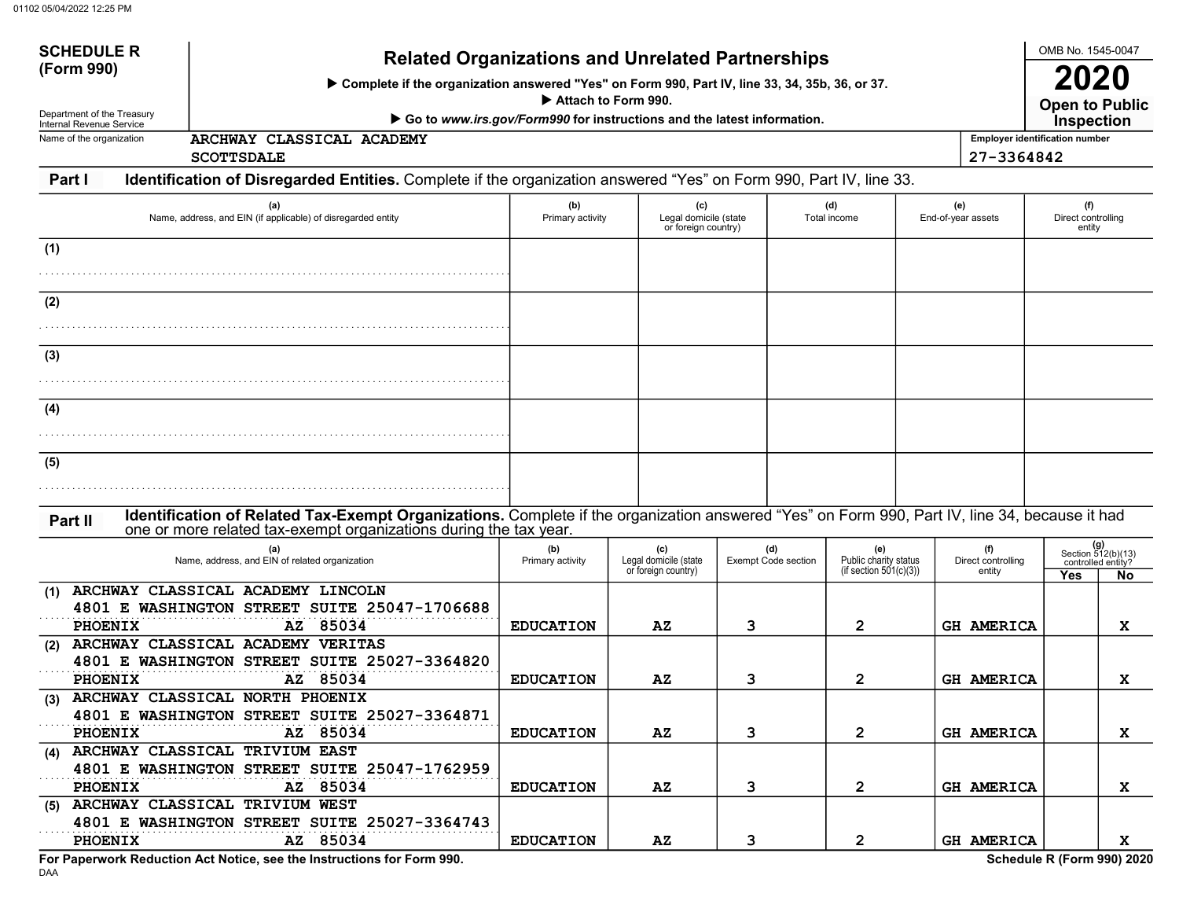**SCHEDULE R (Form 990)**

Department of the Treasury
Internal Revenue Service

# Related Organizations and Unrelated Partnerships

▶ Complete if the organization answered "Yes" on Form 990, Part IV, line 33, 34, 35b, 36, or 37.
▶ Attach to Form 990.
▶ Go to *www.irs.gov/Form990* for instructions and the latest information.

OMB No. 1545-0047
**2020**
**Open to Public Inspection**

Name of the organization: ARCHWAY CLASSICAL ACADEMY SCOTTSDALE

Employer identification number: 27-3364842

## Part I Identification of Disregarded Entities.

Complete if the organization answered "Yes" on Form 990, Part IV, line 33.

| | (a) Name, address, and EIN (if applicable) of disregarded entity | (b) Primary activity | (c) Legal domicile (state or foreign country) | (d) Total income | (e) End-of-year assets | (f) Direct controlling entity |
|---|---|---|---|---|---|---|
| (1) | | | | | | |
| (2) | | | | | | |
| (3) | | | | | | |
| (4) | | | | | | |
| (5) | | | | | | |

## Part II Identification of Related Tax-Exempt Organizations.

Complete if the organization answered "Yes" on Form 990, Part IV, line 34, because it had one or more related tax-exempt organizations during the tax year.

| | (a) Name, address, and EIN of related organization | (b) Primary activity | (c) Legal domicile (state or foreign country) | (d) Exempt Code section | (e) Public charity status (if section 501(c)(3)) | (f) Direct controlling entity | (g) Section 512(b)(13) controlled entity? Yes | No |
|---|---|---|---|---|---|---|---|---|
| (1) | ARCHWAY CLASSICAL ACADEMY LINCOLN 4801 E WASHINGTON STREET SUITE 250 47-1706688 PHOENIX AZ 85034 | EDUCATION | AZ | 3 | 2 | GH AMERICA | | X |
| (2) | ARCHWAY CLASSICAL ACADEMY VERITAS 4801 E WASHINGTON STREET SUITE 250 27-3364820 PHOENIX AZ 85034 | EDUCATION | AZ | 3 | 2 | GH AMERICA | | X |
| (3) | ARCHWAY CLASSICAL NORTH PHOENIX 4801 E WASHINGTON STREET SUITE 250 27-3364871 PHOENIX AZ 85034 | EDUCATION | AZ | 3 | 2 | GH AMERICA | | X |
| (4) | ARCHWAY CLASSICAL TRIVIUM EAST 4801 E WASHINGTON STREET SUITE 250 47-1762959 PHOENIX AZ 85034 | EDUCATION | AZ | 3 | 2 | GH AMERICA | | X |
| (5) | ARCHWAY CLASSICAL TRIVIUM WEST 4801 E WASHINGTON STREET SUITE 250 27-3364743 PHOENIX AZ 85034 | EDUCATION | AZ | 3 | 2 | GH AMERICA | | X |

**For Paperwork Reduction Act Notice, see the Instructions for Form 990.**

**Schedule R (Form 990) 2020**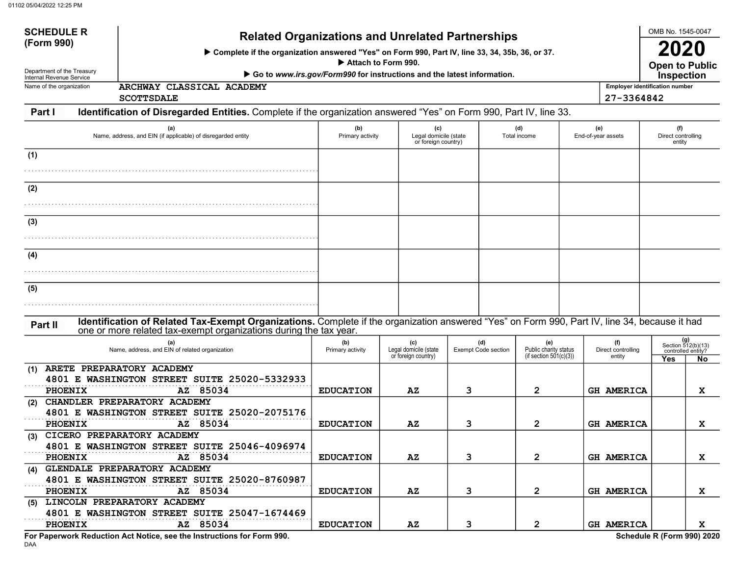**SCHEDULE R (Form 990)**

Department of the Treasury
Internal Revenue Service

# Related Organizations and Unrelated Partnerships

▶ Complete if the organization answered "Yes" on Form 990, Part IV, line 33, 34, 35b, 36, or 37.
▶ Attach to Form 990.
▶ Go to *www.irs.gov/Form990* for instructions and the latest information.

OMB No. 1545-0047

**2020**

**Open to Public Inspection**

Name of the organization: ARCHWAY CLASSICAL ACADEMY SCOTTSDALE

Employer identification number: 27-3364842

## Part I Identification of Disregarded Entities. Complete if the organization answered "Yes" on Form 990, Part IV, line 33.

| (a) Name, address, and EIN (if applicable) of disregarded entity | (b) Primary activity | (c) Legal domicile (state or foreign country) | (d) Total income | (e) End-of-year assets | (f) Direct controlling entity |
|---|---|---|---|---|---|
| (1) | | | | | |
| (2) | | | | | |
| (3) | | | | | |
| (4) | | | | | |
| (5) | | | | | |

## Part II Identification of Related Tax-Exempt Organizations. Complete if the organization answered "Yes" on Form 990, Part IV, line 34, because it had one or more related tax-exempt organizations during the tax year.

| (a) Name, address, and EIN of related organization | (b) Primary activity | (c) Legal domicile (state or foreign country) | (d) Exempt Code section | (e) Public charity status (if section 501(c)(3)) | (f) Direct controlling entity | (g) Section 512(b)(13) controlled entity? Yes | No |
|---|---|---|---|---|---|---|---|
| (1) ARETE PREPARATORY ACADEMY<br>4801 E WASHINGTON STREET SUITE 25020-5332933<br>PHOENIX AZ 85034 | EDUCATION | AZ | 3 | 2 | GH AMERICA | | X |
| (2) CHANDLER PREPARATORY ACADEMY<br>4801 E WASHINGTON STREET SUITE 25020-2075176<br>PHOENIX AZ 85034 | EDUCATION | AZ | 3 | 2 | GH AMERICA | | X |
| (3) CICERO PREPARATORY ACADEMY<br>4801 E WASHINGTON STREET SUITE 25046-4096974<br>PHOENIX AZ 85034 | EDUCATION | AZ | 3 | 2 | GH AMERICA | | X |
| (4) GLENDALE PREPARATORY ACADEMY<br>4801 E WASHINGTON STREET SUITE 25020-8760987<br>PHOENIX AZ 85034 | EDUCATION | AZ | 3 | 2 | GH AMERICA | | X |
| (5) LINCOLN PREPARATORY ACADEMY<br>4801 E WASHINGTON STREET SUITE 25047-1674469<br>PHOENIX AZ 85034 | EDUCATION | AZ | 3 | 2 | GH AMERICA | | X |

For Paperwork Reduction Act Notice, see the Instructions for Form 990.

Schedule R (Form 990) 2020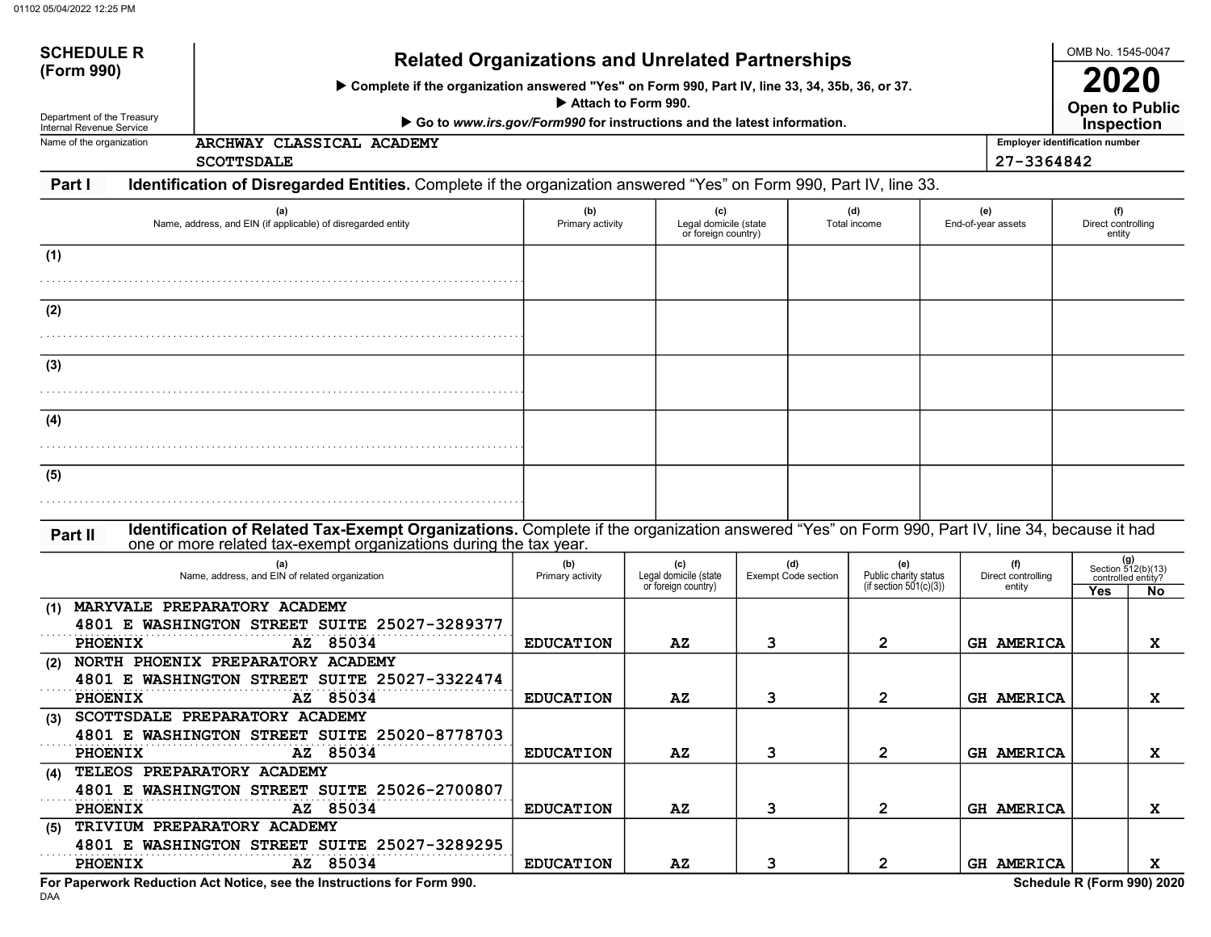# SCHEDULE R (Form 990)

Department of the Treasury
Internal Revenue Service

## Related Organizations and Unrelated Partnerships

▶ Complete if the organization answered "Yes" on Form 990, Part IV, line 33, 34, 35b, 36, or 37.

▶ Attach to Form 990.

▶ Go to *www.irs.gov/Form990* for instructions and the latest information.

OMB No. 1545-0047

**2020**

**Open to Public Inspection**

Name of the organization: ARCHWAY CLASSICAL ACADEMY SCOTTSDALE

Employer identification number: 27-3364842

## Part I Identification of Disregarded Entities. Complete if the organization answered "Yes" on Form 990, Part IV, line 33.

| | (a) Name, address, and EIN (if applicable) of disregarded entity | (b) Primary activity | (c) Legal domicile (state or foreign country) | (d) Total income | (e) End-of-year assets | (f) Direct controlling entity |
|---|---|---|---|---|---|---|
| (1) | | | | | | |
| (2) | | | | | | |
| (3) | | | | | | |
| (4) | | | | | | |
| (5) | | | | | | |

## Part II Identification of Related Tax-Exempt Organizations. Complete if the organization answered "Yes" on Form 990, Part IV, line 34, because it had one or more related tax-exempt organizations during the tax year.

| | (a) Name, address, and EIN of related organization | (b) Primary activity | (c) Legal domicile (state or foreign country) | (d) Exempt Code section | (e) Public charity status (if section 501(c)(3)) | (f) Direct controlling entity | (g) Section 512(b)(13) controlled entity? Yes | No |
|---|---|---|---|---|---|---|---|---|
| (1) | MARYVALE PREPARATORY ACADEMY<br>4801 E WASHINGTON STREET SUITE 250 27-3289377<br>PHOENIX AZ 85034 | EDUCATION | AZ | 3 | 2 | GH AMERICA | | X |
| (2) | NORTH PHOENIX PREPARATORY ACADEMY<br>4801 E WASHINGTON STREET SUITE 250 27-3322474<br>PHOENIX AZ 85034 | EDUCATION | AZ | 3 | 2 | GH AMERICA | | X |
| (3) | SCOTTSDALE PREPARATORY ACADEMY<br>4801 E WASHINGTON STREET SUITE 250 20-8778703<br>PHOENIX AZ 85034 | EDUCATION | AZ | 3 | 2 | GH AMERICA | | X |
| (4) | TELEOS PREPARATORY ACADEMY<br>4801 E WASHINGTON STREET SUITE 250 26-2700807<br>PHOENIX AZ 85034 | EDUCATION | AZ | 3 | 2 | GH AMERICA | | X |
| (5) | TRIVIUM PREPARATORY ACADEMY<br>4801 E WASHINGTON STREET SUITE 250 27-3289295<br>PHOENIX AZ 85034 | EDUCATION | AZ | 3 | 2 | GH AMERICA | | X |

**For Paperwork Reduction Act Notice, see the Instructions for Form 990.**

DAA

**Schedule R (Form 990) 2020**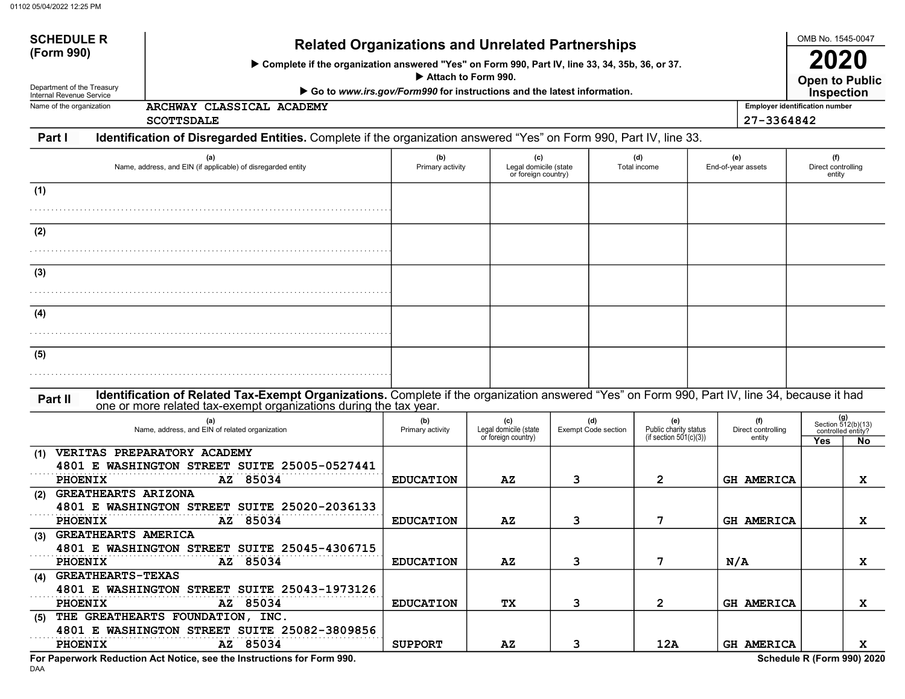**SCHEDULE R (Form 990)**

Department of the Treasury
Internal Revenue Service

# Related Organizations and Unrelated Partnerships

▶ Complete if the organization answered "Yes" on Form 990, Part IV, line 33, 34, 35b, 36, or 37.
▶ Attach to Form 990.
▶ Go to *www.irs.gov/Form990* for instructions and the latest information.

OMB No. 1545-0047

**2020**

**Open to Public Inspection**

Name of the organization: ARCHWAY CLASSICAL ACADEMY SCOTTSDALE

Employer identification number: 27-3364842

## Part I Identification of Disregarded Entities. Complete if the organization answered "Yes" on Form 990, Part IV, line 33.

| | (a) Name, address, and EIN (if applicable) of disregarded entity | (b) Primary activity | (c) Legal domicile (state or foreign country) | (d) Total income | (e) End-of-year assets | (f) Direct controlling entity |
|---|---|---|---|---|---|---|
| (1) | | | | | | |
| (2) | | | | | | |
| (3) | | | | | | |
| (4) | | | | | | |
| (5) | | | | | | |

## Part II Identification of Related Tax-Exempt Organizations. Complete if the organization answered "Yes" on Form 990, Part IV, line 34, because it had one or more related tax-exempt organizations during the tax year.

| | (a) Name, address, and EIN of related organization | (b) Primary activity | (c) Legal domicile (state or foreign country) | (d) Exempt Code section | (e) Public charity status (if section 501(c)(3)) | (f) Direct controlling entity | (g) Section 512(b)(13) controlled entity? Yes | No |
|---|---|---|---|---|---|---|---|---|
| (1) | VERITAS PREPARATORY ACADEMY 4801 E WASHINGTON STREET SUITE 250 PHOENIX AZ 85034 05-0527441 | EDUCATION | AZ | 3 | 2 | GH AMERICA | | X |
| (2) | GREATHEARTS ARIZONA 4801 E WASHINGTON STREET SUITE 250 PHOENIX AZ 85034 20-2036133 | EDUCATION | AZ | 3 | 7 | GH AMERICA | | X |
| (3) | GREATHEARTS AMERICA 4801 E WASHINGTON STREET SUITE 250 PHOENIX AZ 85034 45-4306715 | EDUCATION | AZ | 3 | 7 | N/A | | X |
| (4) | GREATHEARTS-TEXAS 4801 E WASHINGTON STREET SUITE 250 PHOENIX AZ 85034 43-1973126 | EDUCATION | TX | 3 | 2 | GH AMERICA | | X |
| (5) | THE GREATHEARTS FOUNDATION, INC. 4801 E WASHINGTON STREET SUITE 250 PHOENIX AZ 85034 82-3809856 | SUPPORT | AZ | 3 | 12A | GH AMERICA | | X |

For Paperwork Reduction Act Notice, see the Instructions for Form 990.

Schedule R (Form 990) 2020

DAA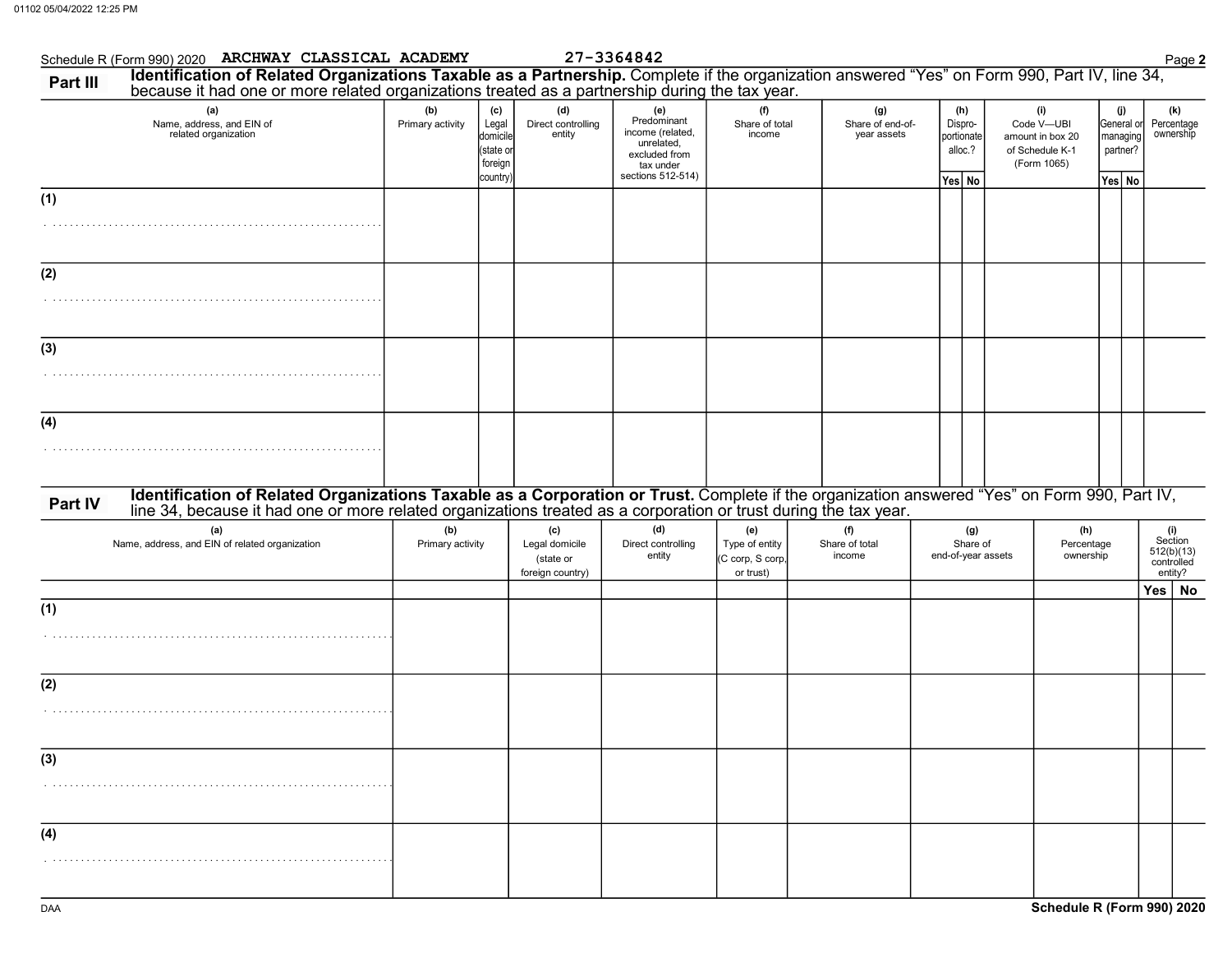Schedule R (Form 990) 2020 ARCHWAY CLASSICAL ACADEMY 27-3364842

## Part III Identification of Related Organizations Taxable as a Partnership.

Complete if the organization answered "Yes" on Form 990, Part IV, line 34, because it had one or more related organizations treated as a partnership during the tax year.

| (a) Name, address, and EIN of related organization | (b) Primary activity | (c) Legal domicile (state or foreign country) | (d) Direct controlling entity | (e) Predominant income (related, unrelated, excluded from tax under sections 512-514) | (f) Share of total income | (g) Share of end-of-year assets | (h) Dispro-portionate alloc.? | | (i) Code V—UBI amount in box 20 of Schedule K-1 (Form 1065) | (j) General or managing partner? | | (k) Percentage ownership |
|---|---|---|---|---|---|---|---|---|---|---|---|---|
| | | | | | | | Yes | No | | Yes | No | |
| (1) | | | | | | | | | | | | |
| (2) | | | | | | | | | | | | |
| (3) | | | | | | | | | | | | |
| (4) | | | | | | | | | | | | |

## Part IV Identification of Related Organizations Taxable as a Corporation or Trust.

Complete if the organization answered "Yes" on Form 990, Part IV, line 34, because it had one or more related organizations treated as a corporation or trust during the tax year.

| (a) Name, address, and EIN of related organization | (b) Primary activity | (c) Legal domicile (state or foreign country) | (d) Direct controlling entity | (e) Type of entity (C corp, S corp, or trust) | (f) Share of total income | (g) Share of end-of-year assets | (h) Percentage ownership | (i) Section 512(b)(13) controlled entity? | |
|---|---|---|---|---|---|---|---|---|---|
| | | | | | | | | Yes | No |
| (1) | | | | | | | | | |
| (2) | | | | | | | | | |
| (3) | | | | | | | | | |
| (4) | | | | | | | | | |

Schedule R (Form 990) 2020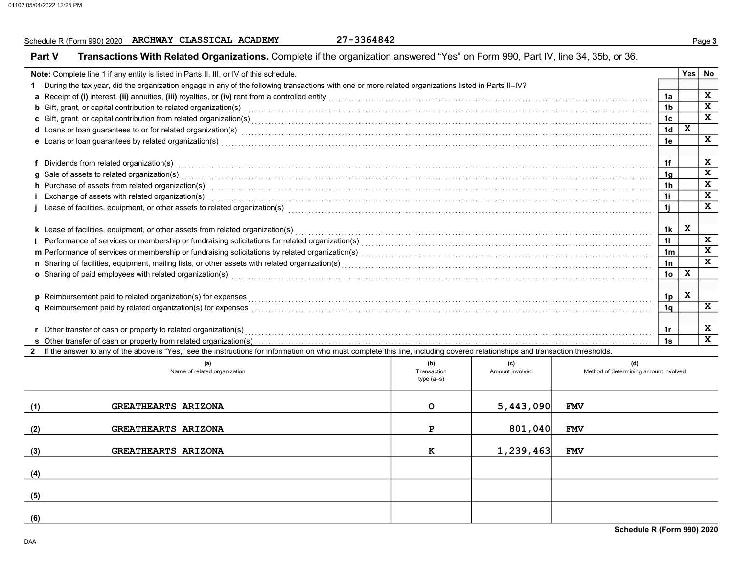Schedule R (Form 990) 2020 ARCHWAY CLASSICAL ACADEMY 27-3364842

## Part V Transactions With Related Organizations. Complete if the organization answered "Yes" on Form 990, Part IV, line 34, 35b, or 36.

**Note:** Complete line 1 if any entity is listed in Parts II, III, or IV of this schedule.

| | | | Yes | No |
|---|---|---|---|---|
| **1** | During the tax year, did the organization engage in any of the following transactions with one or more related organizations listed in Parts II–IV? | | | |
| **a** | Receipt of **(i)** interest, **(ii)** annuities, **(iii)** royalties, or **(iv)** rent from a controlled entity | 1a | | X |
| **b** | Gift, grant, or capital contribution to related organization(s) | 1b | | X |
| **c** | Gift, grant, or capital contribution from related organization(s) | 1c | | X |
| **d** | Loans or loan guarantees to or for related organization(s) | 1d | X | |
| **e** | Loans or loan guarantees by related organization(s) | 1e | | X |
| **f** | Dividends from related organization(s) | 1f | | X |
| **g** | Sale of assets to related organization(s) | 1g | | X |
| **h** | Purchase of assets from related organization(s) | 1h | | X |
| **i** | Exchange of assets with related organization(s) | 1i | | X |
| **j** | Lease of facilities, equipment, or other assets to related organization(s) | 1j | | X |
| **k** | Lease of facilities, equipment, or other assets from related organization(s) | 1k | X | |
| **l** | Performance of services or membership or fundraising solicitations for related organization(s) | 1l | | X |
| **m** | Performance of services or membership or fundraising solicitations by related organization(s) | 1m | | X |
| **n** | Sharing of facilities, equipment, mailing lists, or other assets with related organization(s) | 1n | | X |
| **o** | Sharing of paid employees with related organization(s) | 1o | X | |
| **p** | Reimbursement paid to related organization(s) for expenses | 1p | X | |
| **q** | Reimbursement paid by related organization(s) for expenses | 1q | | X |
| **r** | Other transfer of cash or property to related organization(s) | 1r | | X |
| **s** | Other transfer of cash or property from related organization(s) | 1s | | X |

**2** If the answer to any of the above is "Yes," see the instructions for information on who must complete this line, including covered relationships and transaction thresholds.

| | (a) Name of related organization | (b) Transaction type (a–s) | (c) Amount involved | (d) Method of determining amount involved |
|---|---|---|---|---|
| (1) | GREATHEARTS ARIZONA | O | 5,443,090 | FMV |
| (2) | GREATHEARTS ARIZONA | P | 801,040 | FMV |
| (3) | GREATHEARTS ARIZONA | K | 1,239,463 | FMV |
| (4) | | | | |
| (5) | | | | |
| (6) | | | | |

Schedule R (Form 990) 2020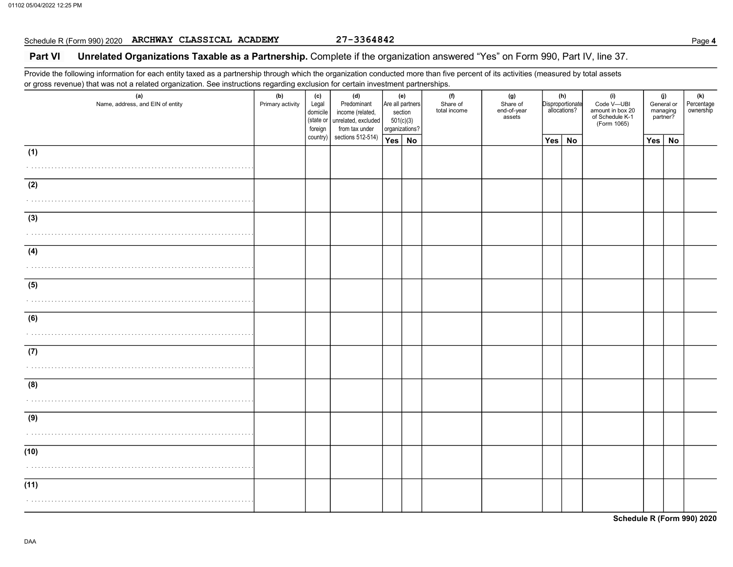Schedule R (Form 990) 2020 ARCHWAY CLASSICAL ACADEMY 27-3364842 Page **4**

## Part VI Unrelated Organizations Taxable as a Partnership. Complete if the organization answered "Yes" on Form 990, Part IV, line 37.

Provide the following information for each entity taxed as a partnership through which the organization conducted more than five percent of its activities (measured by total assets or gross revenue) that was not a related organization. See instructions regarding exclusion for certain investment partnerships.

| (a) Name, address, and EIN of entity | (b) Primary activity | (c) Legal domicile (state or foreign country) | (d) Predominant income (related, unrelated, excluded from tax under sections 512-514) | (e) Are all partners section 501(c)(3) organizations? | | (f) Share of total income | (g) Share of end-of-year assets | (h) Disproportionate allocations? | | (i) Code V—UBI amount in box 20 of Schedule K-1 (Form 1065) | (j) General or managing partner? | | (k) Percentage ownership |
|---|---|---|---|---|---|---|---|---|---|---|---|---|---|
| | | | | Yes | No | | | Yes | No | | Yes | No | |
| (1) | | | | | | | | | | | | | |
| (2) | | | | | | | | | | | | | |
| (3) | | | | | | | | | | | | | |
| (4) | | | | | | | | | | | | | |
| (5) | | | | | | | | | | | | | |
| (6) | | | | | | | | | | | | | |
| (7) | | | | | | | | | | | | | |
| (8) | | | | | | | | | | | | | |
| (9) | | | | | | | | | | | | | |
| (10) | | | | | | | | | | | | | |
| (11) | | | | | | | | | | | | | |

**Schedule R (Form 990) 2020**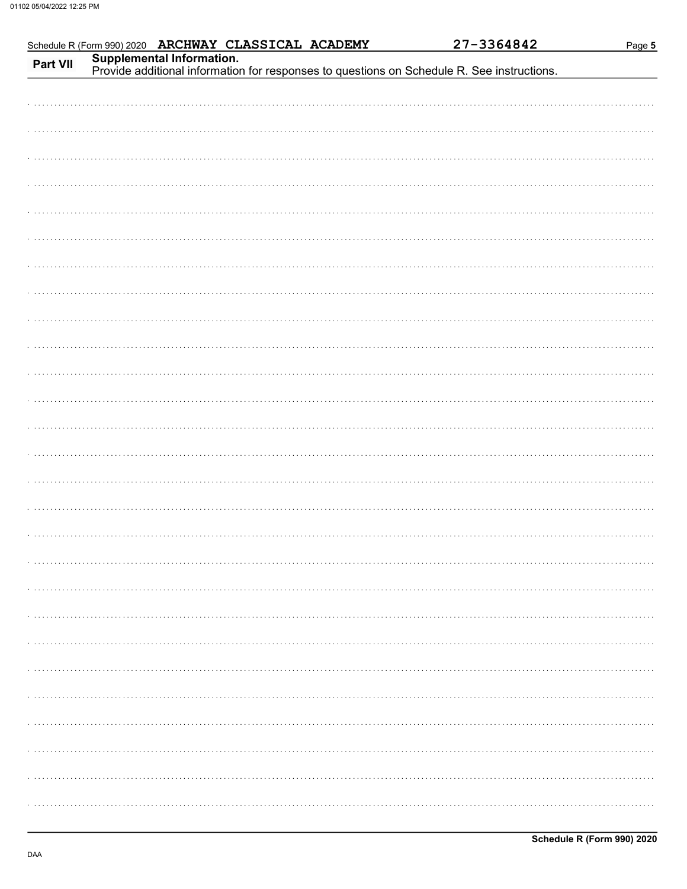Schedule R (Form 990) 2020 ARCHWAY CLASSICAL ACADEMY 27-3364842

**Part VII Supplemental Information.**
Provide additional information for responses to questions on Schedule R. See instructions.

**Schedule R (Form 990) 2020**

DAA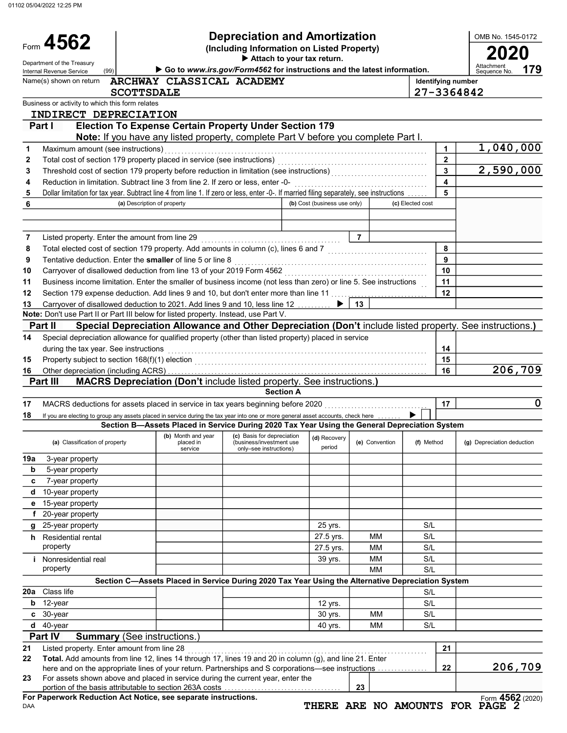Form **4562**

Department of the Treasury Internal Revenue Service (99)

# Depreciation and Amortization

**(Including Information on Listed Property)**

▶ Attach to your tax return.

▶ Go to www.irs.gov/Form4562 for instructions and the latest information.

OMB No. 1545-0172

**2020**

Attachment Sequence No. **179**

Name(s) shown on return: ARCHWAY CLASSICAL ACADEMY SCOTTSDALE

Identifying number: 27-3364842

Business or activity to which this form relates: INDIRECT DEPRECIATION

## Part I Election To Expense Certain Property Under Section 179

**Note:** If you have any listed property, complete Part V before you complete Part I.

| Line | Description | | Amount |
|---|---|---|---|
| 1 | Maximum amount (see instructions) | 1 | 1,040,000 |
| 2 | Total cost of section 179 property placed in service (see instructions) | 2 | |
| 3 | Threshold cost of section 179 property before reduction in limitation (see instructions) | 3 | 2,590,000 |
| 4 | Reduction in limitation. Subtract line 3 from line 2. If zero or less, enter -0- | 4 | |
| 5 | Dollar limitation for tax year. Subtract line 4 from line 1. If zero or less, enter -0-. If married filing separately, see instructions | 5 | |

| 6 | (a) Description of property | (b) Cost (business use only) | (c) Elected cost |
|---|---|---|---|
| | | | |

| Line | Description | | Amount |
|---|---|---|---|
| 7 | Listed property. Enter the amount from line 29 | 7 | |
| 8 | Total elected cost of section 179 property. Add amounts in column (c), lines 6 and 7 | 8 | |
| 9 | Tentative deduction. Enter the **smaller** of line 5 or line 8 | 9 | |
| 10 | Carryover of disallowed deduction from line 13 of your 2019 Form 4562 | 10 | |
| 11 | Business income limitation. Enter the smaller of business income (not less than zero) or line 5. See instructions | 11 | |
| 12 | Section 179 expense deduction. Add lines 9 and 10, but don't enter more than line 11 | 12 | |
| 13 | Carryover of disallowed deduction to 2021. Add lines 9 and 10, less line 12 ▶ | 13 | |

**Note:** Don't use Part II or Part III below for listed property. Instead, use Part V.

## Part II Special Depreciation Allowance and Other Depreciation (Don't include listed property. See instructions.)

| Line | Description | | Amount |
|---|---|---|---|
| 14 | Special depreciation allowance for qualified property (other than listed property) placed in service during the tax year. See instructions | 14 | |
| 15 | Property subject to section 168(f)(1) election | 15 | |
| 16 | Other depreciation (including ACRS) | 16 | 206,709 |

## Part III MACRS Depreciation (Don't include listed property. See instructions.)

### Section A

| Line | Description | | Amount |
|---|---|---|---|
| 17 | MACRS deductions for assets placed in service in tax years beginning before 2020 | 17 | 0 |
| 18 | If you are electing to group any assets placed in service during the tax year into one or more general asset accounts, check here ▶ ☐ | | |

### Section B—Assets Placed in Service During 2020 Tax Year Using the General Depreciation System

| (a) Classification of property | (b) Month and year placed in service | (c) Basis for depreciation (business/investment use only–see instructions) | (d) Recovery period | (e) Convention | (f) Method | (g) Depreciation deduction |
|---|---|---|---|---|---|---|
| 19a 3-year property | | | | | | |
| b 5-year property | | | | | | |
| c 7-year property | | | | | | |
| d 10-year property | | | | | | |
| e 15-year property | | | | | | |
| f 20-year property | | | | | | |
| g 25-year property | | | 25 yrs. | | S/L | |
| h Residential rental property | | | 27.5 yrs. | MM | S/L | |
| | | | 27.5 yrs. | MM | S/L | |
| i Nonresidential real property | | | 39 yrs. | MM | S/L | |
| | | | | MM | S/L | |

### Section C—Assets Placed in Service During 2020 Tax Year Using the Alternative Depreciation System

| (a) Classification of property | (b) Month and year placed in service | (c) Basis for depreciation | (d) Recovery period | (e) Convention | (f) Method | (g) Depreciation deduction |
|---|---|---|---|---|---|---|
| 20a Class life | | | | | S/L | |
| b 12-year | | | 12 yrs. | | S/L | |
| c 30-year | | | 30 yrs. | MM | S/L | |
| d 40-year | | | 40 yrs. | MM | S/L | |

## Part IV Summary (See instructions.)

| Line | Description | | Amount |
|---|---|---|---|
| 21 | Listed property. Enter amount from line 28 | 21 | |
| 22 | **Total.** Add amounts from line 12, lines 14 through 17, lines 19 and 20 in column (g), and line 21. Enter here and on the appropriate lines of your return. Partnerships and S corporations—see instructions | 22 | 206,709 |
| 23 | For assets shown above and placed in service during the current year, enter the portion of the basis attributable to section 263A costs | 23 | |

**For Paperwork Reduction Act Notice, see separate instructions.**

THERE ARE NO AMOUNTS FOR PAGE 2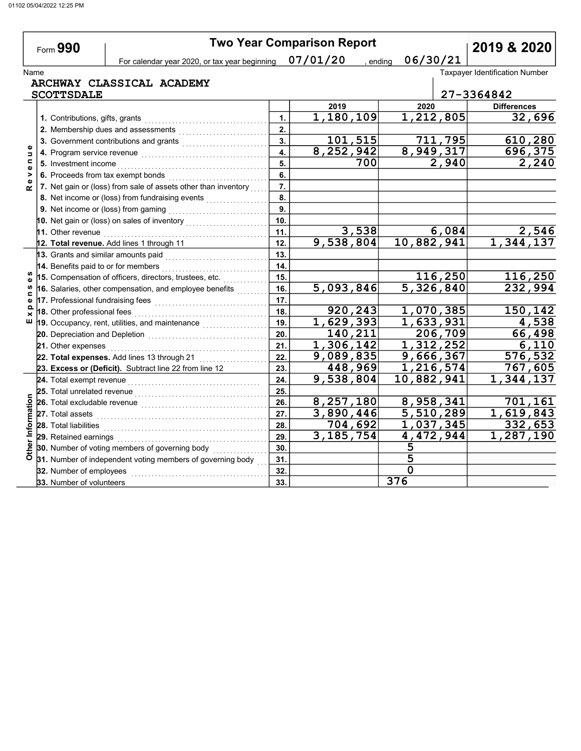01102 05/04/2022 12:25 PM

# Form 990 — Two Year Comparison Report — 2019 & 2020

For calendar year 2020, or tax year beginning 07/01/20, ending 06/30/21

Name: ARCHWAY CLASSICAL ACADEMY SCOTTSDALE

Taxpayer Identification Number: 27-3364842

| Section | Line Item | No. | 2019 | 2020 | Differences |
|---|---|---|---|---|---|
| Revenue | 1. Contributions, gifts, grants | 1. | 1,180,109 | 1,212,805 | 32,696 |
| | 2. Membership dues and assessments | 2. | | | |
| | 3. Government contributions and grants | 3. | 101,515 | 711,795 | 610,280 |
| | 4. Program service revenue | 4. | 8,252,942 | 8,949,317 | 696,375 |
| | 5. Investment income | 5. | 700 | 2,940 | 2,240 |
| | 6. Proceeds from tax exempt bonds | 6. | | | |
| | 7. Net gain or (loss) from sale of assets other than inventory | 7. | | | |
| | 8. Net income or (loss) from fundraising events | 8. | | | |
| | 9. Net income or (loss) from gaming | 9. | | | |
| | 10. Net gain or (loss) on sales of inventory | 10. | | | |
| | 11. Other revenue | 11. | 3,538 | 6,084 | 2,546 |
| | **12. Total revenue.** Add lines 1 through 11 | 12. | 9,538,804 | 10,882,941 | 1,344,137 |
| Expenses | 13. Grants and similar amounts paid | 13. | | | |
| | 14. Benefits paid to or for members | 14. | | | |
| | 15. Compensation of officers, directors, trustees, etc. | 15. | | 116,250 | 116,250 |
| | 16. Salaries, other compensation, and employee benefits | 16. | 5,093,846 | 5,326,840 | 232,994 |
| | 17. Professional fundraising fees | 17. | | | |
| | 18. Other professional fees | 18. | 920,243 | 1,070,385 | 150,142 |
| | 19. Occupancy, rent, utilities, and maintenance | 19. | 1,629,393 | 1,633,931 | 4,538 |
| | 20. Depreciation and Depletion | 20. | 140,211 | 206,709 | 66,498 |
| | 21. Other expenses | 21. | 1,306,142 | 1,312,252 | 6,110 |
| | **22. Total expenses.** Add lines 13 through 21 | 22. | 9,089,835 | 9,666,367 | 576,532 |
| | **23. Excess or (Deficit).** Subtract line 22 from line 12 | 23. | 448,969 | 1,216,574 | 767,605 |
| Other Information | 24. Total exempt revenue | 24. | 9,538,804 | 10,882,941 | 1,344,137 |
| | 25. Total unrelated revenue | 25. | | | |
| | 26. Total excludable revenue | 26. | 8,257,180 | 8,958,341 | 701,161 |
| | 27. Total assets | 27. | 3,890,446 | 5,510,289 | 1,619,843 |
| | 28. Total liabilities | 28. | 704,692 | 1,037,345 | 332,653 |
| | 29. Retained earnings | 29. | 3,185,754 | 4,472,944 | 1,287,190 |
| | 30. Number of voting members of governing body | 30. | | 5 | |
| | 31. Number of independent voting members of governing body | 31. | | 5 | |
| | 32. Number of employees | 32. | | 0 | |
| | 33. Number of volunteers | 33. | | 376 | |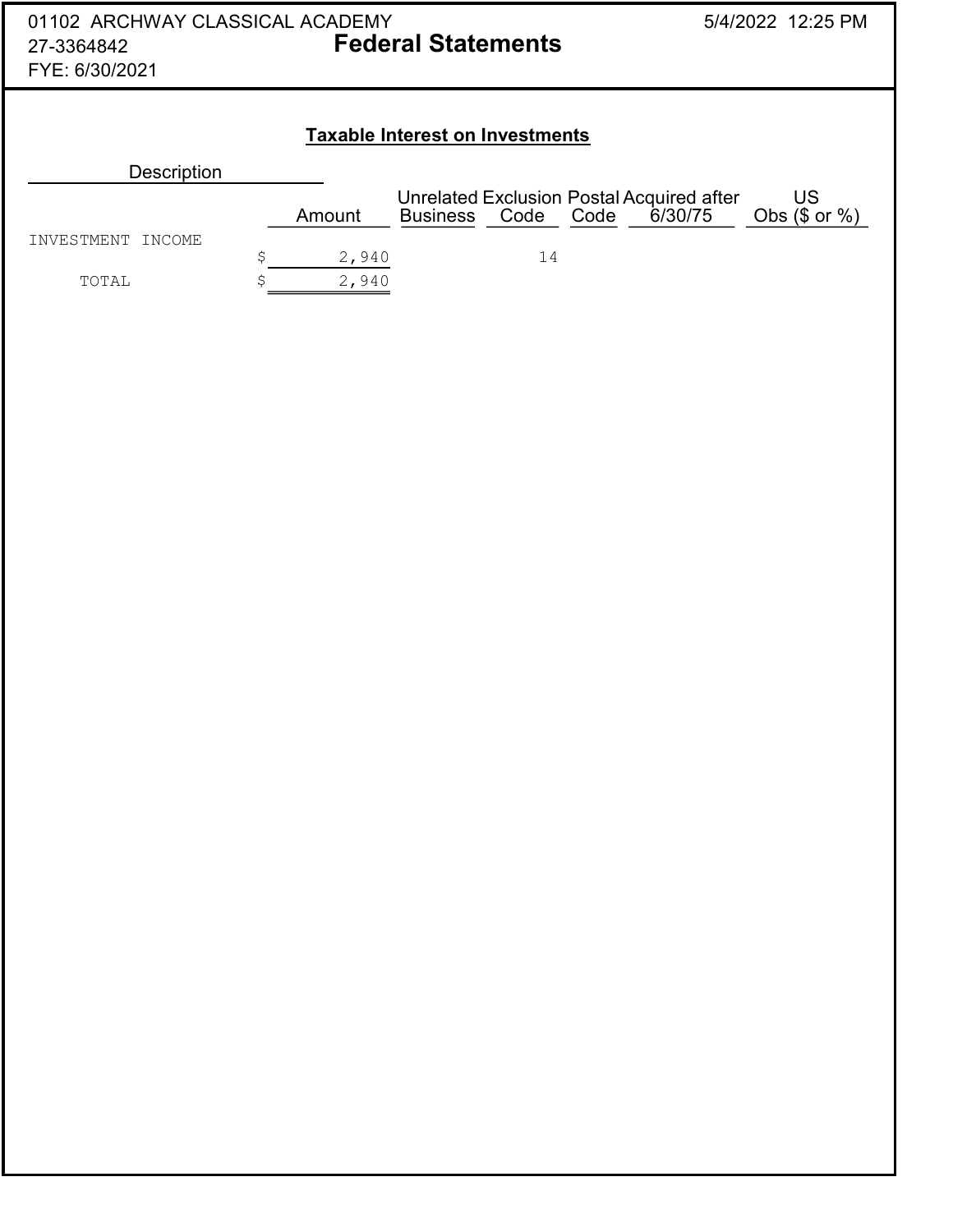01102 ARCHWAY CLASSICAL ACADEMY
27-3364842
FYE: 6/30/2021

# Federal Statements

5/4/2022 12:25 PM

## Taxable Interest on Investments

| Description | Amount | Unrelated Business | Exclusion Code | Postal Code | Acquired after 6/30/75 | US Obs ($ or %) |
|---|---|---|---|---|---|---|
| INVESTMENT INCOME | $ 2,940 | | 14 | | | |
| TOTAL | $ 2,940 | | | | | |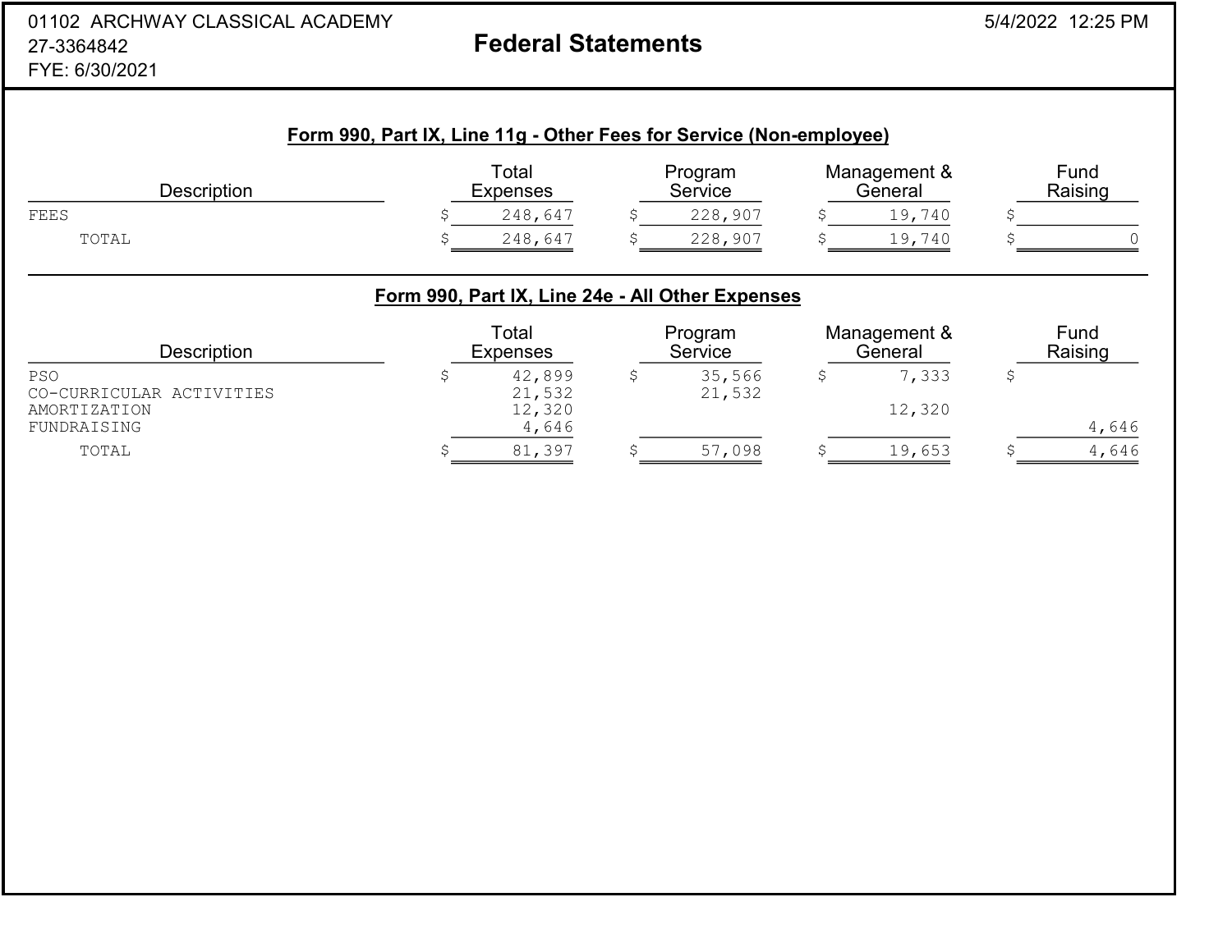01102 ARCHWAY CLASSICAL ACADEMY
27-3364842
FYE: 6/30/2021

# Federal Statements

5/4/2022 12:25 PM

## Form 990, Part IX, Line 11g - Other Fees for Service (Non-employee)

| Description | Total Expenses | Program Service | Management & General | Fund Raising |
|---|---|---|---|---|
| FEES | $ 248,647 | $ 228,907 | $ 19,740 | $ |
| TOTAL | $ 248,647 | $ 228,907 | $ 19,740 | $ 0 |

## Form 990, Part IX, Line 24e - All Other Expenses

| Description | Total Expenses | Program Service | Management & General | Fund Raising |
|---|---|---|---|---|
| PSO | $ 42,899 | $ 35,566 | $ 7,333 | $ |
| CO-CURRICULAR ACTIVITIES | 21,532 | 21,532 | | |
| AMORTIZATION | 12,320 | | 12,320 | |
| FUNDRAISING | 4,646 | | | 4,646 |
| TOTAL | $ 81,397 | $ 57,098 | $ 19,653 | $ 4,646 |